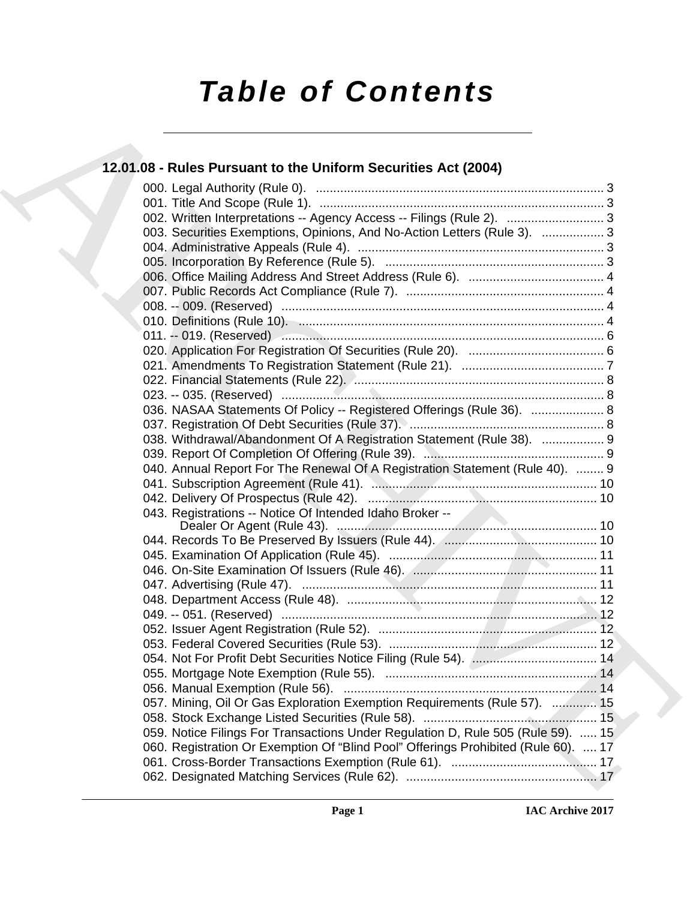# Table of Contents

## 12.01.08 - Rules Pursuant to the Uniform Securities Act (2004)

000. Legal Authority (Rule 0). ... 3
001. Title And Scope (Rule 1). ... 3
002. Written Interpretations -- Agency Access -- Filings (Rule 2). ... 3
003. Securities Exemptions, Opinions, And No-Action Letters (Rule 3). ... 3
004. Administrative Appeals (Rule 4). ... 3
005. Incorporation By Reference (Rule 5). ... 3
006. Office Mailing Address And Street Address (Rule 6). ... 4
007. Public Records Act Compliance (Rule 7). ... 4
008. -- 009. (Reserved) ... 4
010. Definitions (Rule 10). ... 4
011. -- 019. (Reserved) ... 6
020. Application For Registration Of Securities (Rule 20). ... 6
021. Amendments To Registration Statement (Rule 21). ... 7
022. Financial Statements (Rule 22). ... 8
023. -- 035. (Reserved) ... 8
036. NASAA Statements Of Policy -- Registered Offerings (Rule 36). ... 8
037. Registration Of Debt Securities (Rule 37). ... 8
038. Withdrawal/Abandonment Of A Registration Statement (Rule 38). ... 9
039. Report Of Completion Of Offering (Rule 39). ... 9
040. Annual Report For The Renewal Of A Registration Statement (Rule 40). ... 9
041. Subscription Agreement (Rule 41). ... 10
042. Delivery Of Prospectus (Rule 42). ... 10
043. Registrations -- Notice Of Intended Idaho Broker -- Dealer Or Agent (Rule 43). ... 10
044. Records To Be Preserved By Issuers (Rule 44). ... 10
045. Examination Of Application (Rule 45). ... 11
046. On-Site Examination Of Issuers (Rule 46). ... 11
047. Advertising (Rule 47). ... 11
048. Department Access (Rule 48). ... 12
049. -- 051. (Reserved) ... 12
052. Issuer Agent Registration (Rule 52). ... 12
053. Federal Covered Securities (Rule 53). ... 12
054. Not For Profit Debt Securities Notice Filing (Rule 54). ... 14
055. Mortgage Note Exemption (Rule 55). ... 14
056. Manual Exemption (Rule 56). ... 14
057. Mining, Oil Or Gas Exploration Exemption Requirements (Rule 57). ... 15
058. Stock Exchange Listed Securities (Rule 58). ... 15
059. Notice Filings For Transactions Under Regulation D, Rule 505 (Rule 59). ... 15
060. Registration Or Exemption Of "Blind Pool" Offerings Prohibited (Rule 60). ... 17
061. Cross-Border Transactions Exemption (Rule 61). ... 17
062. Designated Matching Services (Rule 62). ... 17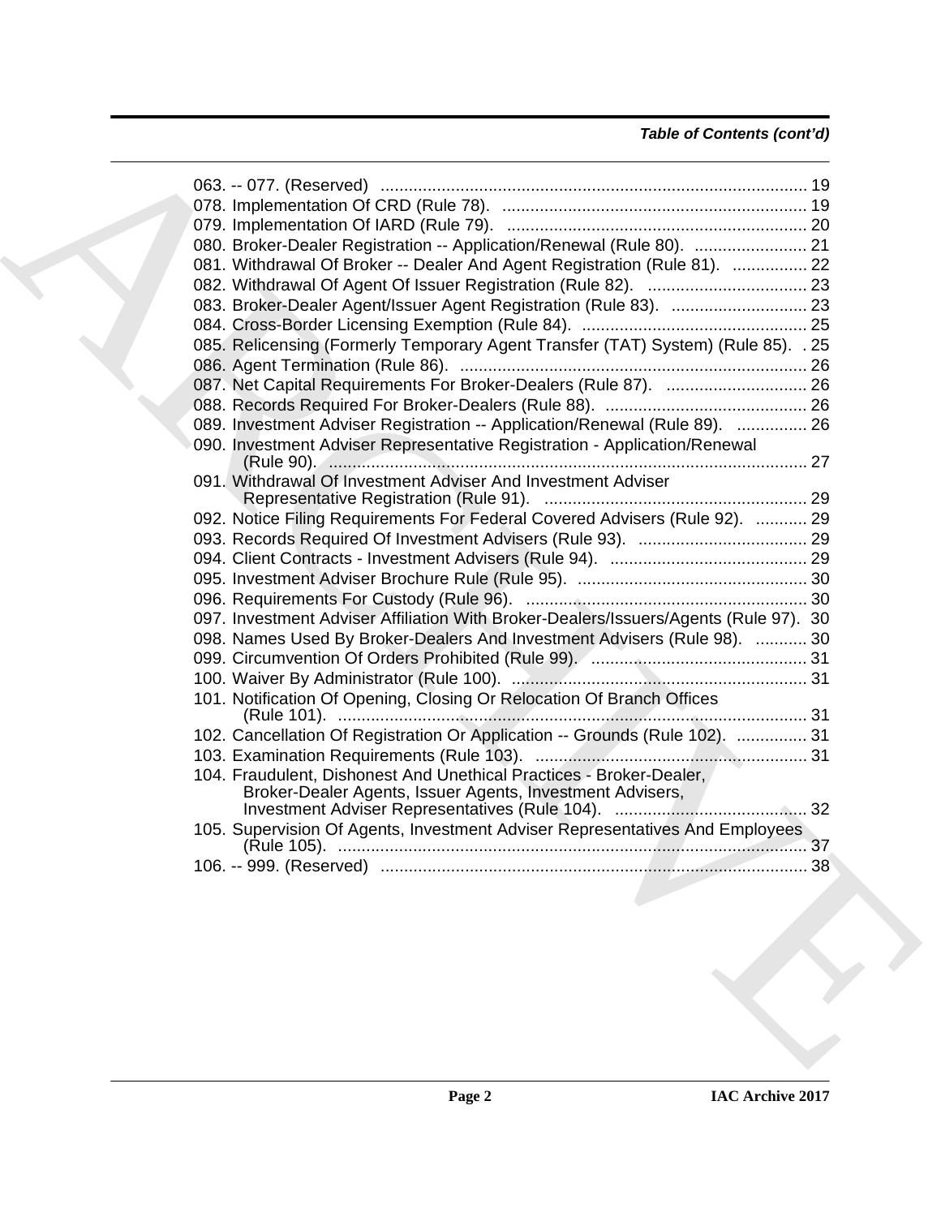*Table of Contents (cont'd)*

063. -- 077. (Reserved) ........................................................................................... 19
078. Implementation Of CRD (Rule 78). ................................................................. 19
079. Implementation Of IARD (Rule 79). ................................................................ 20
080. Broker-Dealer Registration -- Application/Renewal (Rule 80). ........................ 21
081. Withdrawal Of Broker -- Dealer And Agent Registration (Rule 81). ................ 22
082. Withdrawal Of Agent Of Issuer Registration (Rule 82). .................................. 23
083. Broker-Dealer Agent/Issuer Agent Registration (Rule 83). ............................. 23
084. Cross-Border Licensing Exemption (Rule 84). ................................................ 25
085. Relicensing (Formerly Temporary Agent Transfer (TAT) System) (Rule 85). . 25
086. Agent Termination (Rule 86). .......................................................................... 26
087. Net Capital Requirements For Broker-Dealers (Rule 87). .............................. 26
088. Records Required For Broker-Dealers (Rule 88). ........................................... 26
089. Investment Adviser Registration -- Application/Renewal (Rule 89). ............... 26
090. Investment Adviser Representative Registration - Application/Renewal (Rule 90). ...................................................................................................... 27
091. Withdrawal Of Investment Adviser And Investment Adviser Representative Registration (Rule 91). ........................................................ 29
092. Notice Filing Requirements For Federal Covered Advisers (Rule 92). ........... 29
093. Records Required Of Investment Advisers (Rule 93). .................................... 29
094. Client Contracts - Investment Advisers (Rule 94). .......................................... 29
095. Investment Adviser Brochure Rule (Rule 95). ................................................. 30
096. Requirements For Custody (Rule 96). ............................................................ 30
097. Investment Adviser Affiliation With Broker-Dealers/Issuers/Agents (Rule 97). 30
098. Names Used By Broker-Dealers And Investment Advisers (Rule 98). ........... 30
099. Circumvention Of Orders Prohibited (Rule 99). .............................................. 31
100. Waiver By Administrator (Rule 100). ............................................................... 31
101. Notification Of Opening, Closing Or Relocation Of Branch Offices (Rule 101). .................................................................................................... 31
102. Cancellation Of Registration Or Application -- Grounds (Rule 102). ............... 31
103. Examination Requirements (Rule 103). .......................................................... 31
104. Fraudulent, Dishonest And Unethical Practices - Broker-Dealer, Broker-Dealer Agents, Issuer Agents, Investment Advisers, Investment Adviser Representatives (Rule 104). ......................................... 32
105. Supervision Of Agents, Investment Adviser Representatives And Employees (Rule 105). .................................................................................................... 37
106. -- 999. (Reserved) ........................................................................................... 38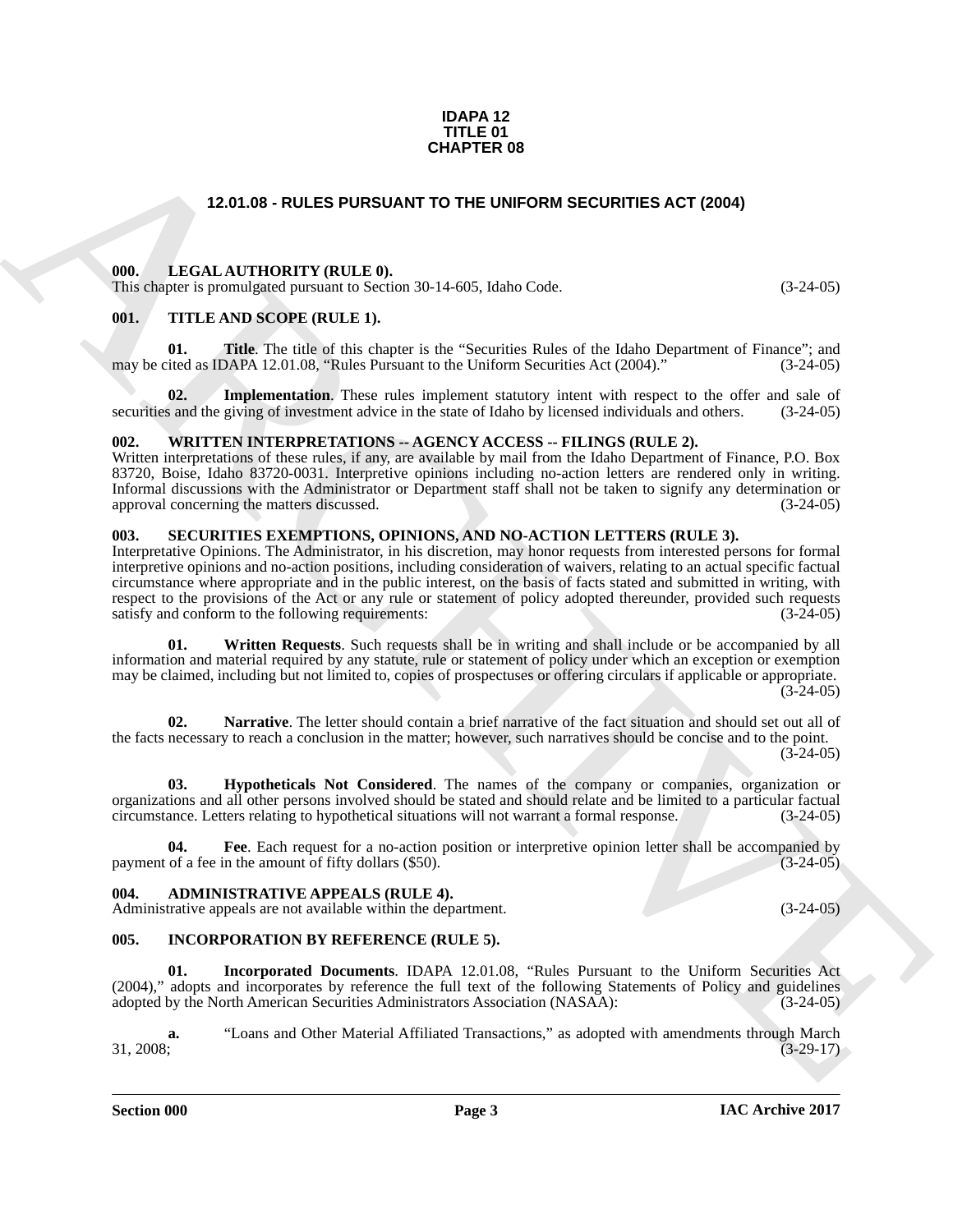**IDAPA 12**
**TITLE 01**
**CHAPTER 08**

# 12.01.08 - RULES PURSUANT TO THE UNIFORM SECURITIES ACT (2004)

### 000. LEGAL AUTHORITY (RULE 0).

This chapter is promulgated pursuant to Section 30-14-605, Idaho Code. (3-24-05)

### 001. TITLE AND SCOPE (RULE 1).

**01. Title**. The title of this chapter is the "Securities Rules of the Idaho Department of Finance"; and may be cited as IDAPA 12.01.08, "Rules Pursuant to the Uniform Securities Act (2004)." (3-24-05)

**02. Implementation**. These rules implement statutory intent with respect to the offer and sale of securities and the giving of investment advice in the state of Idaho by licensed individuals and others. (3-24-05)

### 002. WRITTEN INTERPRETATIONS -- AGENCY ACCESS -- FILINGS (RULE 2).

Written interpretations of these rules, if any, are available by mail from the Idaho Department of Finance, P.O. Box 83720, Boise, Idaho 83720-0031. Interpretive opinions including no-action letters are rendered only in writing. Informal discussions with the Administrator or Department staff shall not be taken to signify any determination or approval concerning the matters discussed. (3-24-05)

### 003. SECURITIES EXEMPTIONS, OPINIONS, AND NO-ACTION LETTERS (RULE 3).

Interpretative Opinions. The Administrator, in his discretion, may honor requests from interested persons for formal interpretive opinions and no-action positions, including consideration of waivers, relating to an actual specific factual circumstance where appropriate and in the public interest, on the basis of facts stated and submitted in writing, with respect to the provisions of the Act or any rule or statement of policy adopted thereunder, provided such requests satisfy and conform to the following requirements: (3-24-05)

**01. Written Requests**. Such requests shall be in writing and shall include or be accompanied by all information and material required by any statute, rule or statement of policy under which an exception or exemption may be claimed, including but not limited to, copies of prospectuses or offering circulars if applicable or appropriate. (3-24-05)

**02. Narrative**. The letter should contain a brief narrative of the fact situation and should set out all of the facts necessary to reach a conclusion in the matter; however, such narratives should be concise and to the point. (3-24-05)

**03. Hypotheticals Not Considered**. The names of the company or companies, organization or organizations and all other persons involved should be stated and should relate and be limited to a particular factual circumstance. Letters relating to hypothetical situations will not warrant a formal response. (3-24-05)

**04. Fee**. Each request for a no-action position or interpretive opinion letter shall be accompanied by payment of a fee in the amount of fifty dollars ($50). (3-24-05)

### 004. ADMINISTRATIVE APPEALS (RULE 4).

Administrative appeals are not available within the department. (3-24-05)

### 005. INCORPORATION BY REFERENCE (RULE 5).

**01. Incorporated Documents**. IDAPA 12.01.08, "Rules Pursuant to the Uniform Securities Act (2004)," adopts and incorporates by reference the full text of the following Statements of Policy and guidelines adopted by the North American Securities Administrators Association (NASAA): (3-24-05)

**a.** "Loans and Other Material Affiliated Transactions," as adopted with amendments through March 31, 2008; (3-29-17)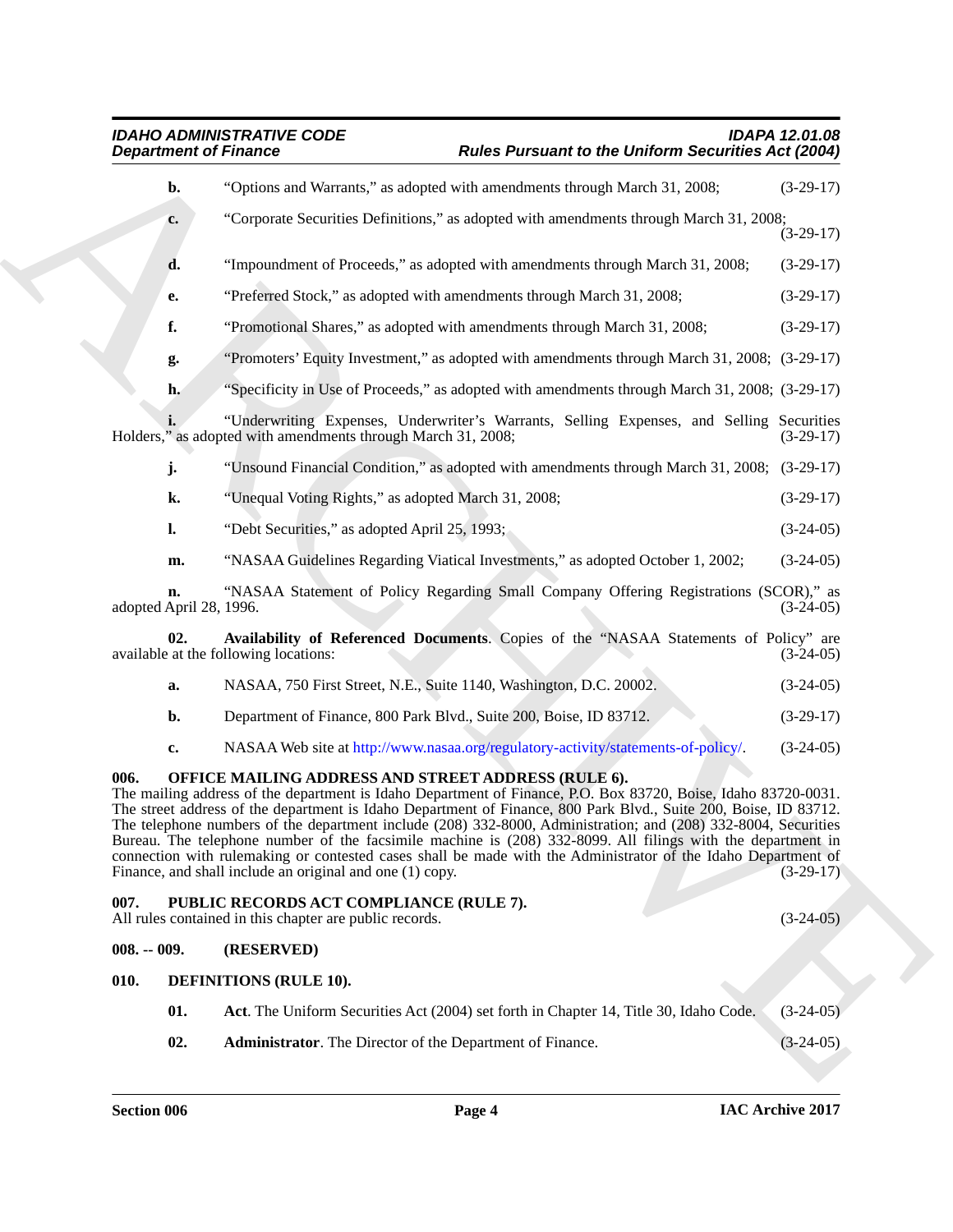**b.** "Options and Warrants," as adopted with amendments through March 31, 2008; (3-29-17)

**c.** "Corporate Securities Definitions," as adopted with amendments through March 31, 2008; (3-29-17)

**d.** "Impoundment of Proceeds," as adopted with amendments through March 31, 2008; (3-29-17)

**e.** "Preferred Stock," as adopted with amendments through March 31, 2008; (3-29-17)

**f.** "Promotional Shares," as adopted with amendments through March 31, 2008; (3-29-17)

**g.** "Promoters' Equity Investment," as adopted with amendments through March 31, 2008; (3-29-17)

**h.** "Specificity in Use of Proceeds," as adopted with amendments through March 31, 2008; (3-29-17)

**i.** "Underwriting Expenses, Underwriter's Warrants, Selling Expenses, and Selling Securities Holders," as adopted with amendments through March 31, 2008; (3-29-17)

**j.** "Unsound Financial Condition," as adopted with amendments through March 31, 2008; (3-29-17)

**k.** "Unequal Voting Rights," as adopted March 31, 2008; (3-29-17)

**l.** "Debt Securities," as adopted April 25, 1993; (3-24-05)

**m.** "NASAA Guidelines Regarding Viatical Investments," as adopted October 1, 2002; (3-24-05)

**n.** "NASAA Statement of Policy Regarding Small Company Offering Registrations (SCOR)," as adopted April 28, 1996. (3-24-05)

**02. Availability of Referenced Documents**. Copies of the "NASAA Statements of Policy" are available at the following locations: (3-24-05)

**a.** NASAA, 750 First Street, N.E., Suite 1140, Washington, D.C. 20002. (3-24-05)

**b.** Department of Finance, 800 Park Blvd., Suite 200, Boise, ID 83712. (3-29-17)

**c.** NASAA Web site at http://www.nasaa.org/regulatory-activity/statements-of-policy/. (3-24-05)

**006. OFFICE MAILING ADDRESS AND STREET ADDRESS (RULE 6).**
The mailing address of the department is Idaho Department of Finance, P.O. Box 83720, Boise, Idaho 83720-0031. The street address of the department is Idaho Department of Finance, 800 Park Blvd., Suite 200, Boise, ID 83712. The telephone numbers of the department include (208) 332-8000, Administration; and (208) 332-8004, Securities Bureau. The telephone number of the facsimile machine is (208) 332-8099. All filings with the department in connection with rulemaking or contested cases shall be made with the Administrator of the Idaho Department of Finance, and shall include an original and one (1) copy. (3-29-17)

**007. PUBLIC RECORDS ACT COMPLIANCE (RULE 7).**
All rules contained in this chapter are public records. (3-24-05)

**008. -- 009. (RESERVED)**

**010. DEFINITIONS (RULE 10).**

**01. Act**. The Uniform Securities Act (2004) set forth in Chapter 14, Title 30, Idaho Code. (3-24-05)

**02. Administrator**. The Director of the Department of Finance. (3-24-05)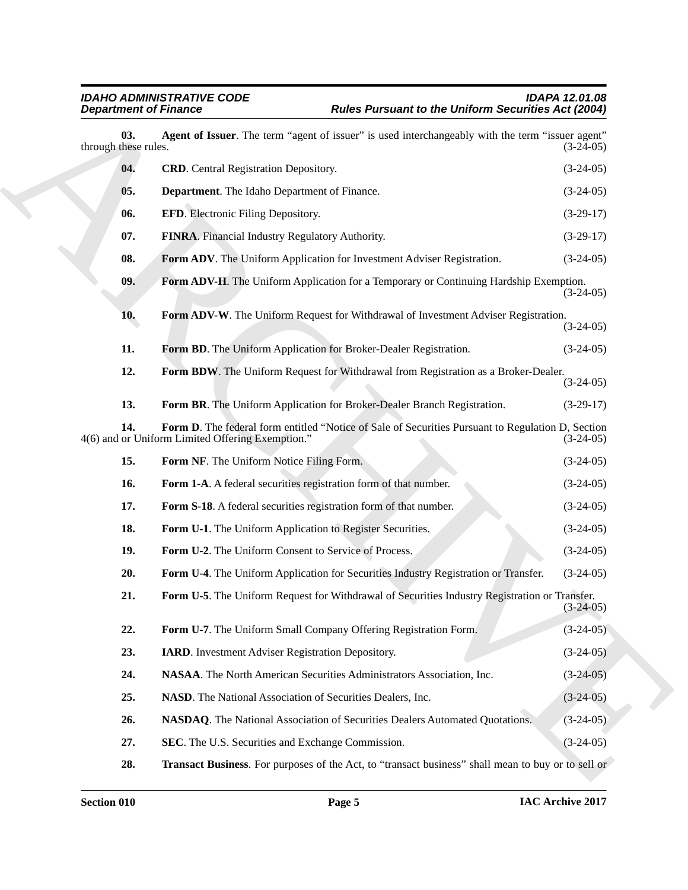**03. Agent of Issuer**. The term "agent of issuer" is used interchangeably with the term "issuer agent" through these rules. (3-24-05)

**04. CRD**. Central Registration Depository. (3-24-05)

**05. Department**. The Idaho Department of Finance. (3-24-05)

**06. EFD**. Electronic Filing Depository. (3-29-17)

**07. FINRA**. Financial Industry Regulatory Authority. (3-29-17)

**08. Form ADV**. The Uniform Application for Investment Adviser Registration. (3-24-05)

**09. Form ADV-H**. The Uniform Application for a Temporary or Continuing Hardship Exemption. (3-24-05)

**10. Form ADV-W**. The Uniform Request for Withdrawal of Investment Adviser Registration. (3-24-05)

**11. Form BD**. The Uniform Application for Broker-Dealer Registration. (3-24-05)

**12. Form BDW**. The Uniform Request for Withdrawal from Registration as a Broker-Dealer. (3-24-05)

**13. Form BR**. The Uniform Application for Broker-Dealer Branch Registration. (3-29-17)

**14. Form D**. The federal form entitled "Notice of Sale of Securities Pursuant to Regulation D, Section 4(6) and or Uniform Limited Offering Exemption." (3-24-05)

**15. Form NF**. The Uniform Notice Filing Form. (3-24-05)

**16. Form 1-A**. A federal securities registration form of that number. (3-24-05)

**17. Form S-18**. A federal securities registration form of that number. (3-24-05)

**18. Form U-1**. The Uniform Application to Register Securities. (3-24-05)

**19. Form U-2**. The Uniform Consent to Service of Process. (3-24-05)

**20. Form U-4**. The Uniform Application for Securities Industry Registration or Transfer. (3-24-05)

**21. Form U-5**. The Uniform Request for Withdrawal of Securities Industry Registration or Transfer. (3-24-05)

**22. Form U-7**. The Uniform Small Company Offering Registration Form. (3-24-05)

**23. IARD**. Investment Adviser Registration Depository. (3-24-05)

**24. NASAA**. The North American Securities Administrators Association, Inc. (3-24-05)

**25. NASD**. The National Association of Securities Dealers, Inc. (3-24-05)

**26. NASDAQ**. The National Association of Securities Dealers Automated Quotations. (3-24-05)

**27. SEC**. The U.S. Securities and Exchange Commission. (3-24-05)

**28. Transact Business**. For purposes of the Act, to "transact business" shall mean to buy or to sell or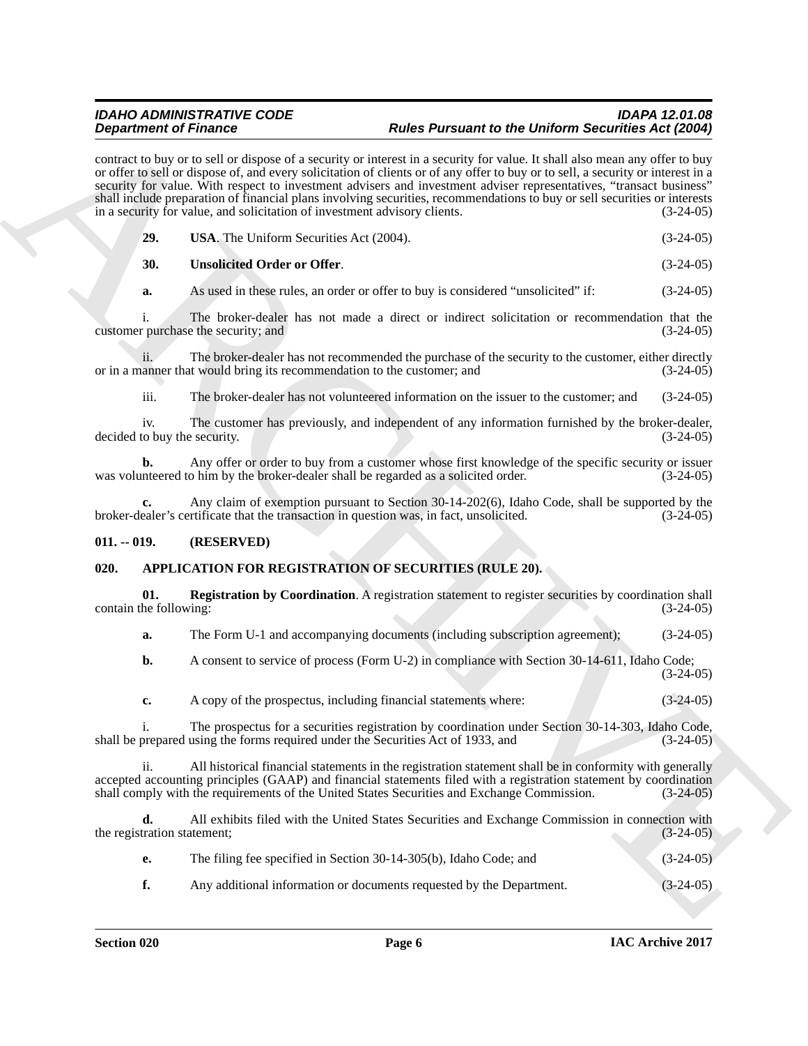contract to buy or to sell or dispose of a security or interest in a security for value. It shall also mean any offer to buy or offer to sell or dispose of, and every solicitation of clients or of any offer to buy or to sell, a security or interest in a security for value. With respect to investment advisers and investment adviser representatives, "transact business" shall include preparation of financial plans involving securities, recommendations to buy or sell securities or interests in a security for value, and solicitation of investment advisory clients. (3-24-05)

**29. USA**. The Uniform Securities Act (2004). (3-24-05)

**30. Unsolicited Order or Offer**. (3-24-05)

**a.** As used in these rules, an order or offer to buy is considered "unsolicited" if: (3-24-05)

i. The broker-dealer has not made a direct or indirect solicitation or recommendation that the customer purchase the security; and (3-24-05)

ii. The broker-dealer has not recommended the purchase of the security to the customer, either directly or in a manner that would bring its recommendation to the customer; and (3-24-05)

iii. The broker-dealer has not volunteered information on the issuer to the customer; and (3-24-05)

iv. The customer has previously, and independent of any information furnished by the broker-dealer, decided to buy the security. (3-24-05)

**b.** Any offer or order to buy from a customer whose first knowledge of the specific security or issuer was volunteered to him by the broker-dealer shall be regarded as a solicited order. (3-24-05)

**c.** Any claim of exemption pursuant to Section 30-14-202(6), Idaho Code, shall be supported by the broker-dealer's certificate that the transaction in question was, in fact, unsolicited. (3-24-05)

## 011. -- 019. (RESERVED)

## 020. APPLICATION FOR REGISTRATION OF SECURITIES (RULE 20).

**01. Registration by Coordination**. A registration statement to register securities by coordination shall contain the following: (3-24-05)

**a.** The Form U-1 and accompanying documents (including subscription agreement); (3-24-05)

**b.** A consent to service of process (Form U-2) in compliance with Section 30-14-611, Idaho Code; (3-24-05)

**c.** A copy of the prospectus, including financial statements where: (3-24-05)

i. The prospectus for a securities registration by coordination under Section 30-14-303, Idaho Code, shall be prepared using the forms required under the Securities Act of 1933, and (3-24-05)

ii. All historical financial statements in the registration statement shall be in conformity with generally accepted accounting principles (GAAP) and financial statements filed with a registration statement by coordination shall comply with the requirements of the United States Securities and Exchange Commission. (3-24-05)

**d.** All exhibits filed with the United States Securities and Exchange Commission in connection with the registration statement; (3-24-05)

**e.** The filing fee specified in Section 30-14-305(b), Idaho Code; and (3-24-05)

**f.** Any additional information or documents requested by the Department. (3-24-05)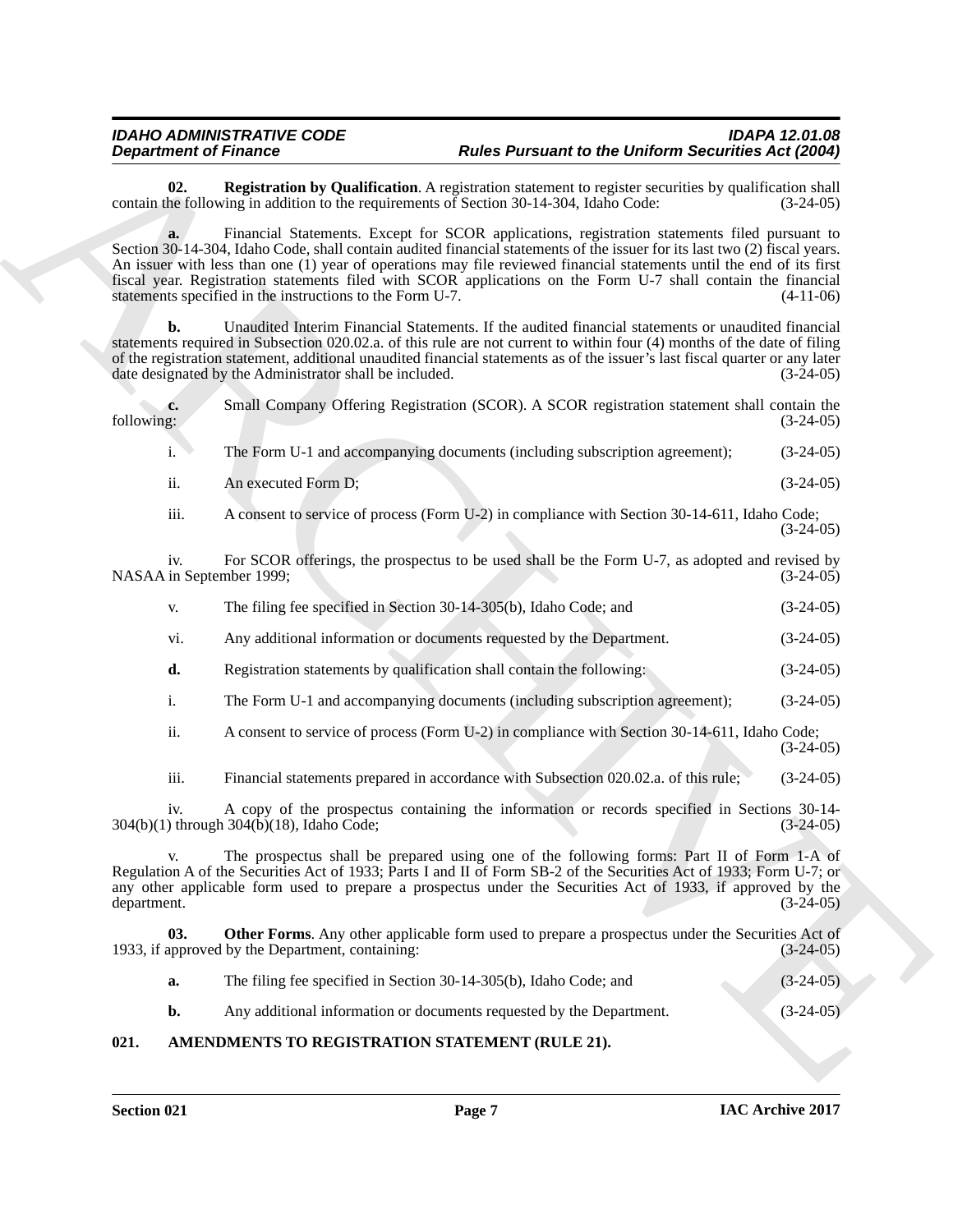**02. Registration by Qualification**. A registration statement to register securities by qualification shall contain the following in addition to the requirements of Section 30-14-304, Idaho Code: (3-24-05)

**a.** Financial Statements. Except for SCOR applications, registration statements filed pursuant to Section 30-14-304, Idaho Code, shall contain audited financial statements of the issuer for its last two (2) fiscal years. An issuer with less than one (1) year of operations may file reviewed financial statements until the end of its first fiscal year. Registration statements filed with SCOR applications on the Form U-7 shall contain the financial statements specified in the instructions to the Form U-7. (4-11-06)

**b.** Unaudited Interim Financial Statements. If the audited financial statements or unaudited financial statements required in Subsection 020.02.a. of this rule are not current to within four (4) months of the date of filing of the registration statement, additional unaudited financial statements as of the issuer's last fiscal quarter or any later date designated by the Administrator shall be included. (3-24-05)

**c.** Small Company Offering Registration (SCOR). A SCOR registration statement shall contain the following: (3-24-05)

i. The Form U-1 and accompanying documents (including subscription agreement); (3-24-05)

ii. An executed Form D; (3-24-05)

iii. A consent to service of process (Form U-2) in compliance with Section 30-14-611, Idaho Code; (3-24-05)

iv. For SCOR offerings, the prospectus to be used shall be the Form U-7, as adopted and revised by NASAA in September 1999; (3-24-05)

v. The filing fee specified in Section 30-14-305(b), Idaho Code; and (3-24-05)

vi. Any additional information or documents requested by the Department. (3-24-05)

**d.** Registration statements by qualification shall contain the following: (3-24-05)

i. The Form U-1 and accompanying documents (including subscription agreement); (3-24-05)

ii. A consent to service of process (Form U-2) in compliance with Section 30-14-611, Idaho Code; (3-24-05)

iii. Financial statements prepared in accordance with Subsection 020.02.a. of this rule; (3-24-05)

iv. A copy of the prospectus containing the information or records specified in Sections 30-14-304(b)(1) through 304(b)(18), Idaho Code; (3-24-05)

v. The prospectus shall be prepared using one of the following forms: Part II of Form 1-A of Regulation A of the Securities Act of 1933; Parts I and II of Form SB-2 of the Securities Act of 1933; Form U-7; or any other applicable form used to prepare a prospectus under the Securities Act of 1933, if approved by the department. (3-24-05)

**03. Other Forms**. Any other applicable form used to prepare a prospectus under the Securities Act of 1933, if approved by the Department, containing: (3-24-05)

**a.** The filing fee specified in Section 30-14-305(b), Idaho Code; and (3-24-05)

**b.** Any additional information or documents requested by the Department. (3-24-05)

### 021. AMENDMENTS TO REGISTRATION STATEMENT (RULE 21).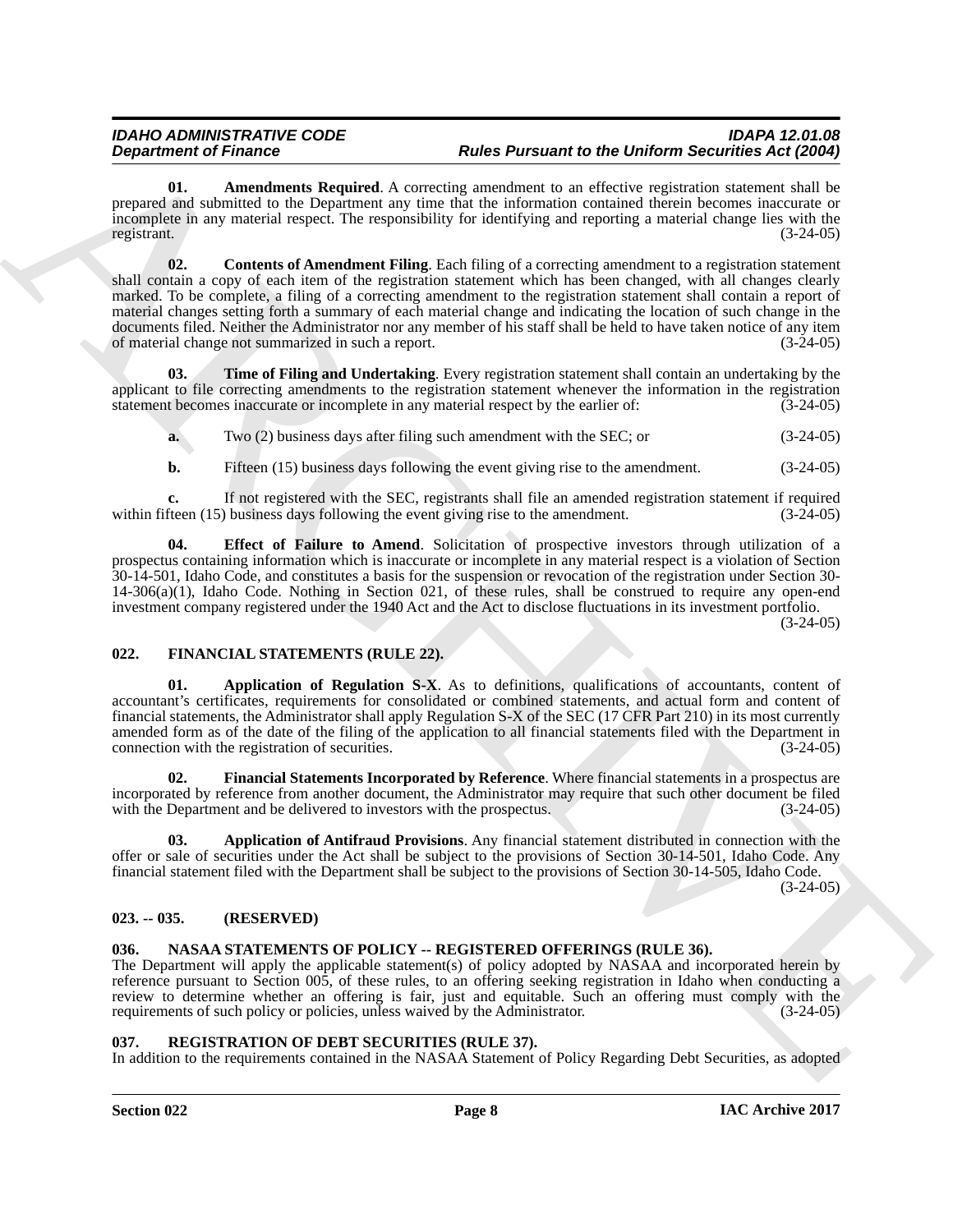**01. Amendments Required**. A correcting amendment to an effective registration statement shall be prepared and submitted to the Department any time that the information contained therein becomes inaccurate or incomplete in any material respect. The responsibility for identifying and reporting a material change lies with the registrant. (3-24-05)

**02. Contents of Amendment Filing**. Each filing of a correcting amendment to a registration statement shall contain a copy of each item of the registration statement which has been changed, with all changes clearly marked. To be complete, a filing of a correcting amendment to the registration statement shall contain a report of material changes setting forth a summary of each material change and indicating the location of such change in the documents filed. Neither the Administrator nor any member of his staff shall be held to have taken notice of any item of material change not summarized in such a report. (3-24-05)

**03. Time of Filing and Undertaking**. Every registration statement shall contain an undertaking by the applicant to file correcting amendments to the registration statement whenever the information in the registration statement becomes inaccurate or incomplete in any material respect by the earlier of: (3-24-05)

**a.** Two (2) business days after filing such amendment with the SEC; or (3-24-05)

**b.** Fifteen (15) business days following the event giving rise to the amendment. (3-24-05)

**c.** If not registered with the SEC, registrants shall file an amended registration statement if required within fifteen (15) business days following the event giving rise to the amendment. (3-24-05)

**04. Effect of Failure to Amend**. Solicitation of prospective investors through utilization of a prospectus containing information which is inaccurate or incomplete in any material respect is a violation of Section 30-14-501, Idaho Code, and constitutes a basis for the suspension or revocation of the registration under Section 30-14-306(a)(1), Idaho Code. Nothing in Section 021, of these rules, shall be construed to require any open-end investment company registered under the 1940 Act and the Act to disclose fluctuations in its investment portfolio. (3-24-05)

## 022. FINANCIAL STATEMENTS (RULE 22).

**01. Application of Regulation S-X**. As to definitions, qualifications of accountants, content of accountant's certificates, requirements for consolidated or combined statements, and actual form and content of financial statements, the Administrator shall apply Regulation S-X of the SEC (17 CFR Part 210) in its most currently amended form as of the date of the filing of the application to all financial statements filed with the Department in connection with the registration of securities. (3-24-05)

**02. Financial Statements Incorporated by Reference**. Where financial statements in a prospectus are incorporated by reference from another document, the Administrator may require that such other document be filed with the Department and be delivered to investors with the prospectus. (3-24-05)

**03. Application of Antifraud Provisions**. Any financial statement distributed in connection with the offer or sale of securities under the Act shall be subject to the provisions of Section 30-14-501, Idaho Code. Any financial statement filed with the Department shall be subject to the provisions of Section 30-14-505, Idaho Code. (3-24-05)

## 023. -- 035. (RESERVED)

## 036. NASAA STATEMENTS OF POLICY -- REGISTERED OFFERINGS (RULE 36).

The Department will apply the applicable statement(s) of policy adopted by NASAA and incorporated herein by reference pursuant to Section 005, of these rules, to an offering seeking registration in Idaho when conducting a review to determine whether an offering is fair, just and equitable. Such an offering must comply with the requirements of such policy or policies, unless waived by the Administrator. (3-24-05)

## 037. REGISTRATION OF DEBT SECURITIES (RULE 37).

In addition to the requirements contained in the NASAA Statement of Policy Regarding Debt Securities, as adopted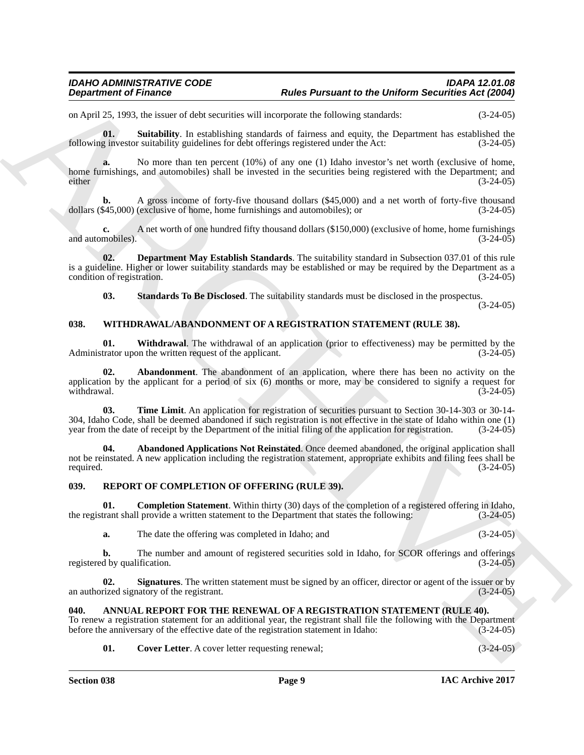on April 25, 1993, the issuer of debt securities will incorporate the following standards: (3-24-05)

**01. Suitability**. In establishing standards of fairness and equity, the Department has established the following investor suitability guidelines for debt offerings registered under the Act: (3-24-05)

**a.** No more than ten percent (10%) of any one (1) Idaho investor's net worth (exclusive of home, home furnishings, and automobiles) shall be invested in the securities being registered with the Department; and either (3-24-05)

**b.** A gross income of forty-five thousand dollars ($45,000) and a net worth of forty-five thousand dollars ($45,000) (exclusive of home, home furnishings and automobiles); or (3-24-05)

**c.** A net worth of one hundred fifty thousand dollars ($150,000) (exclusive of home, home furnishings and automobiles). (3-24-05)

**02. Department May Establish Standards**. The suitability standard in Subsection 037.01 of this rule is a guideline. Higher or lower suitability standards may be established or may be required by the Department as a condition of registration. (3-24-05)

**03. Standards To Be Disclosed**. The suitability standards must be disclosed in the prospectus. (3-24-05)

### 038. WITHDRAWAL/ABANDONMENT OF A REGISTRATION STATEMENT (RULE 38).

**01. Withdrawal**. The withdrawal of an application (prior to effectiveness) may be permitted by the Administrator upon the written request of the applicant. (3-24-05)

**02. Abandonment**. The abandonment of an application, where there has been no activity on the application by the applicant for a period of six (6) months or more, may be considered to signify a request for withdrawal. (3-24-05)

**03. Time Limit**. An application for registration of securities pursuant to Section 30-14-303 or 30-14-304, Idaho Code, shall be deemed abandoned if such registration is not effective in the state of Idaho within one (1) year from the date of receipt by the Department of the initial filing of the application for registration. (3-24-05)

**04. Abandoned Applications Not Reinstated**. Once deemed abandoned, the original application shall not be reinstated. A new application including the registration statement, appropriate exhibits and filing fees shall be required. (3-24-05)

### 039. REPORT OF COMPLETION OF OFFERING (RULE 39).

**01. Completion Statement**. Within thirty (30) days of the completion of a registered offering in Idaho, the registrant shall provide a written statement to the Department that states the following: (3-24-05)

**a.** The date the offering was completed in Idaho; and (3-24-05)

**b.** The number and amount of registered securities sold in Idaho, for SCOR offerings and offerings registered by qualification. (3-24-05)

**02. Signatures**. The written statement must be signed by an officer, director or agent of the issuer or by an authorized signatory of the registrant. (3-24-05)

### 040. ANNUAL REPORT FOR THE RENEWAL OF A REGISTRATION STATEMENT (RULE 40).

To renew a registration statement for an additional year, the registrant shall file the following with the Department before the anniversary of the effective date of the registration statement in Idaho: (3-24-05)

**01. Cover Letter**. A cover letter requesting renewal; (3-24-05)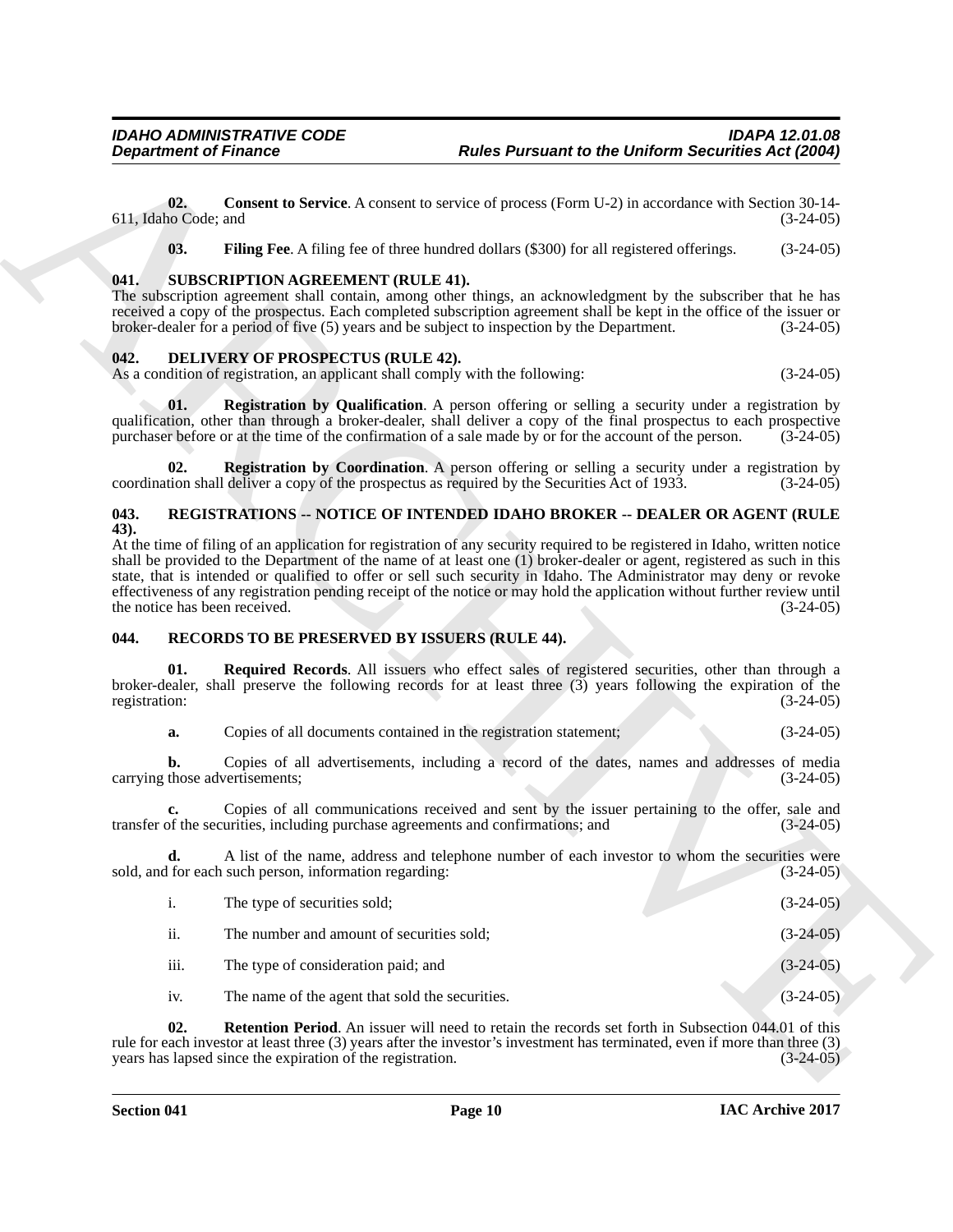**02. Consent to Service**. A consent to service of process (Form U-2) in accordance with Section 30-14-611, Idaho Code; and (3-24-05)

**03. Filing Fee**. A filing fee of three hundred dollars ($300) for all registered offerings. (3-24-05)

## 041. SUBSCRIPTION AGREEMENT (RULE 41).

The subscription agreement shall contain, among other things, an acknowledgment by the subscriber that he has received a copy of the prospectus. Each completed subscription agreement shall be kept in the office of the issuer or broker-dealer for a period of five (5) years and be subject to inspection by the Department. (3-24-05)

## 042. DELIVERY OF PROSPECTUS (RULE 42).

As a condition of registration, an applicant shall comply with the following: (3-24-05)

**01. Registration by Qualification**. A person offering or selling a security under a registration by qualification, other than through a broker-dealer, shall deliver a copy of the final prospectus to each prospective purchaser before or at the time of the confirmation of a sale made by or for the account of the person. (3-24-05)

**02. Registration by Coordination**. A person offering or selling a security under a registration by coordination shall deliver a copy of the prospectus as required by the Securities Act of 1933. (3-24-05)

## 043. REGISTRATIONS -- NOTICE OF INTENDED IDAHO BROKER -- DEALER OR AGENT (RULE 43).

At the time of filing of an application for registration of any security required to be registered in Idaho, written notice shall be provided to the Department of the name of at least one (1) broker-dealer or agent, registered as such in this state, that is intended or qualified to offer or sell such security in Idaho. The Administrator may deny or revoke effectiveness of any registration pending receipt of the notice or may hold the application without further review until the notice has been received. (3-24-05)

## 044. RECORDS TO BE PRESERVED BY ISSUERS (RULE 44).

**01. Required Records**. All issuers who effect sales of registered securities, other than through a broker-dealer, shall preserve the following records for at least three (3) years following the expiration of the registration: (3-24-05)

**a.** Copies of all documents contained in the registration statement; (3-24-05)

**b.** Copies of all advertisements, including a record of the dates, names and addresses of media carrying those advertisements; (3-24-05)

**c.** Copies of all communications received and sent by the issuer pertaining to the offer, sale and transfer of the securities, including purchase agreements and confirmations; and (3-24-05)

**d.** A list of the name, address and telephone number of each investor to whom the securities were sold, and for each such person, information regarding: (3-24-05)

i. The type of securities sold; (3-24-05)

ii. The number and amount of securities sold; (3-24-05)

iii. The type of consideration paid; and (3-24-05)

iv. The name of the agent that sold the securities. (3-24-05)

**02. Retention Period**. An issuer will need to retain the records set forth in Subsection 044.01 of this rule for each investor at least three (3) years after the investor's investment has terminated, even if more than three (3) years has lapsed since the expiration of the registration. (3-24-05)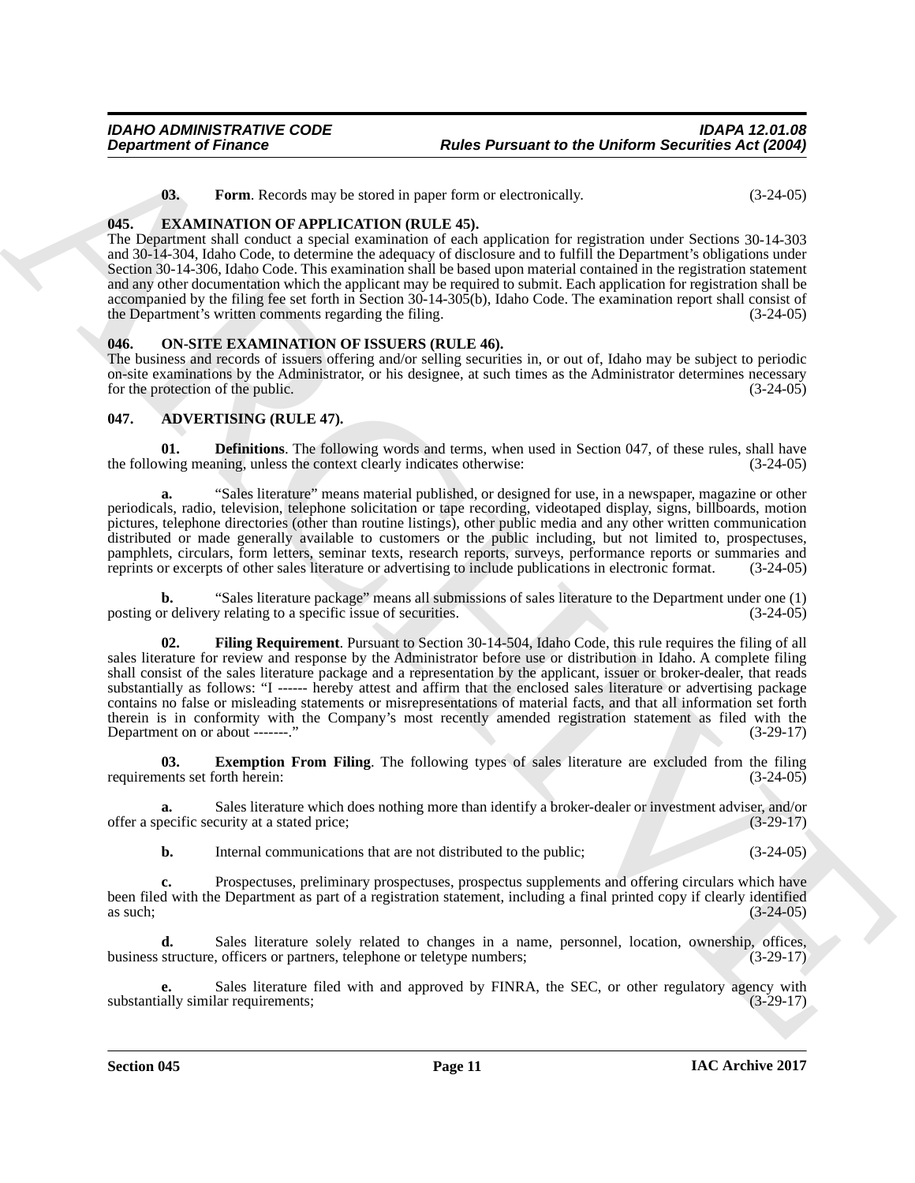**03. Form**. Records may be stored in paper form or electronically. (3-24-05)

## 045. EXAMINATION OF APPLICATION (RULE 45).

The Department shall conduct a special examination of each application for registration under Sections 30-14-303 and 30-14-304, Idaho Code, to determine the adequacy of disclosure and to fulfill the Department's obligations under Section 30-14-306, Idaho Code. This examination shall be based upon material contained in the registration statement and any other documentation which the applicant may be required to submit. Each application for registration shall be accompanied by the filing fee set forth in Section 30-14-305(b), Idaho Code. The examination report shall consist of the Department's written comments regarding the filing. (3-24-05)

## 046. ON-SITE EXAMINATION OF ISSUERS (RULE 46).

The business and records of issuers offering and/or selling securities in, or out of, Idaho may be subject to periodic on-site examinations by the Administrator, or his designee, at such times as the Administrator determines necessary for the protection of the public. (3-24-05)

## 047. ADVERTISING (RULE 47).

**01. Definitions**. The following words and terms, when used in Section 047, of these rules, shall have the following meaning, unless the context clearly indicates otherwise: (3-24-05)

**a.** "Sales literature" means material published, or designed for use, in a newspaper, magazine or other periodicals, radio, television, telephone solicitation or tape recording, videotaped display, signs, billboards, motion pictures, telephone directories (other than routine listings), other public media and any other written communication distributed or made generally available to customers or the public including, but not limited to, prospectuses, pamphlets, circulars, form letters, seminar texts, research reports, surveys, performance reports or summaries and reprints or excerpts of other sales literature or advertising to include publications in electronic format. (3-24-05)

**b.** "Sales literature package" means all submissions of sales literature to the Department under one (1) posting or delivery relating to a specific issue of securities. (3-24-05)

**02. Filing Requirement**. Pursuant to Section 30-14-504, Idaho Code, this rule requires the filing of all sales literature for review and response by the Administrator before use or distribution in Idaho. A complete filing shall consist of the sales literature package and a representation by the applicant, issuer or broker-dealer, that reads substantially as follows: "I ------ hereby attest and affirm that the enclosed sales literature or advertising package contains no false or misleading statements or misrepresentations of material facts, and that all information set forth therein is in conformity with the Company's most recently amended registration statement as filed with the Department on or about -------." (3-29-17)

**03. Exemption From Filing**. The following types of sales literature are excluded from the filing requirements set forth herein: (3-24-05)

**a.** Sales literature which does nothing more than identify a broker-dealer or investment adviser, and/or offer a specific security at a stated price; (3-29-17)

**b.** Internal communications that are not distributed to the public; (3-24-05)

**c.** Prospectuses, preliminary prospectuses, prospectus supplements and offering circulars which have been filed with the Department as part of a registration statement, including a final printed copy if clearly identified as such; (3-24-05)

**d.** Sales literature solely related to changes in a name, personnel, location, ownership, offices, business structure, officers or partners, telephone or teletype numbers; (3-29-17)

**e.** Sales literature filed with and approved by FINRA, the SEC, or other regulatory agency with substantially similar requirements; (3-29-17)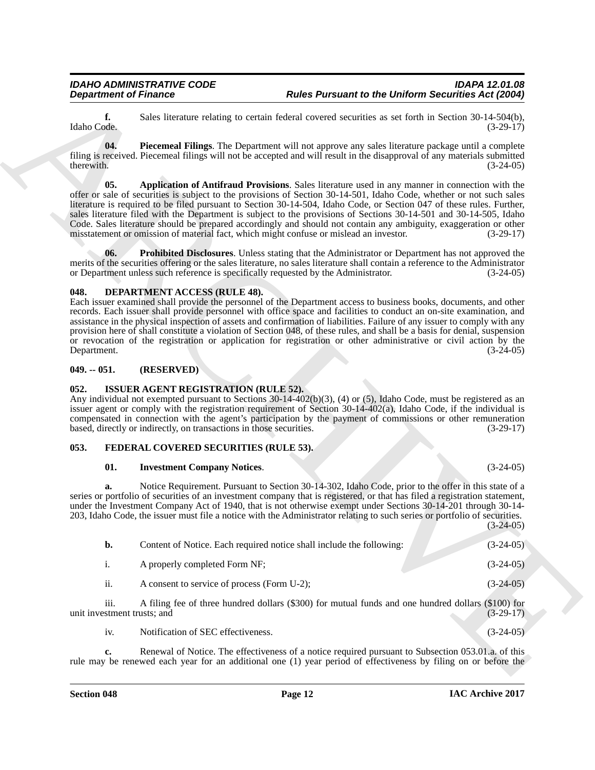**f.** Sales literature relating to certain federal covered securities as set forth in Section 30-14-504(b), Idaho Code. (3-29-17)

**04. Piecemeal Filings**. The Department will not approve any sales literature package until a complete filing is received. Piecemeal filings will not be accepted and will result in the disapproval of any materials submitted therewith. (3-24-05)

**05. Application of Antifraud Provisions**. Sales literature used in any manner in connection with the offer or sale of securities is subject to the provisions of Section 30-14-501, Idaho Code, whether or not such sales literature is required to be filed pursuant to Section 30-14-504, Idaho Code, or Section 047 of these rules. Further, sales literature filed with the Department is subject to the provisions of Sections 30-14-501 and 30-14-505, Idaho Code. Sales literature should be prepared accordingly and should not contain any ambiguity, exaggeration or other misstatement or omission of material fact, which might confuse or mislead an investor. (3-29-17)

**06. Prohibited Disclosures**. Unless stating that the Administrator or Department has not approved the merits of the securities offering or the sales literature, no sales literature shall contain a reference to the Administrator or Department unless such reference is specifically requested by the Administrator. (3-24-05)

## 048. DEPARTMENT ACCESS (RULE 48).

Each issuer examined shall provide the personnel of the Department access to business books, documents, and other records. Each issuer shall provide personnel with office space and facilities to conduct an on-site examination, and assistance in the physical inspection of assets and confirmation of liabilities. Failure of any issuer to comply with any provision here of shall constitute a violation of Section 048, of these rules, and shall be a basis for denial, suspension or revocation of the registration or application for registration or other administrative or civil action by the Department. (3-24-05)

## 049. -- 051. (RESERVED)

## 052. ISSUER AGENT REGISTRATION (RULE 52).

Any individual not exempted pursuant to Sections 30-14-402(b)(3), (4) or (5), Idaho Code, must be registered as an issuer agent or comply with the registration requirement of Section 30-14-402(a), Idaho Code, if the individual is compensated in connection with the agent's participation by the payment of commissions or other remuneration based, directly or indirectly, on transactions in those securities. (3-29-17)

## 053. FEDERAL COVERED SECURITIES (RULE 53).

**01. Investment Company Notices**. (3-24-05)

**a.** Notice Requirement. Pursuant to Section 30-14-302, Idaho Code, prior to the offer in this state of a series or portfolio of securities of an investment company that is registered, or that has filed a registration statement, under the Investment Company Act of 1940, that is not otherwise exempt under Sections 30-14-201 through 30-14-203, Idaho Code, the issuer must file a notice with the Administrator relating to such series or portfolio of securities. (3-24-05)

**b.** Content of Notice. Each required notice shall include the following: (3-24-05)

i. A properly completed Form NF; (3-24-05)

ii. A consent to service of process (Form U-2); (3-24-05)

iii. A filing fee of three hundred dollars ($300) for mutual funds and one hundred dollars ($100) for unit investment trusts; and (3-29-17)

iv. Notification of SEC effectiveness. (3-24-05)

**c.** Renewal of Notice. The effectiveness of a notice required pursuant to Subsection 053.01.a. of this rule may be renewed each year for an additional one (1) year period of effectiveness by filing on or before the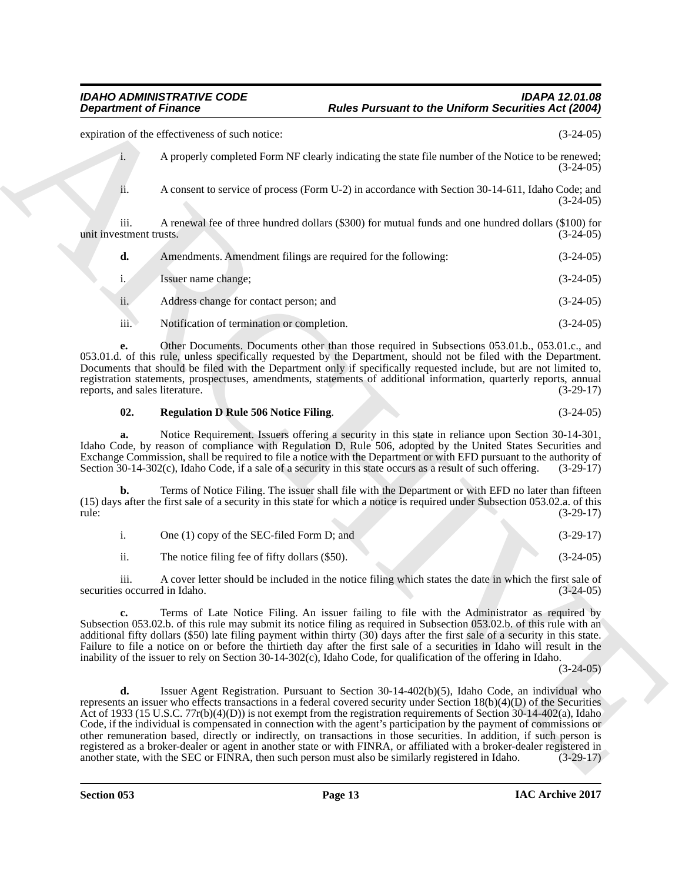expiration of the effectiveness of such notice: (3-24-05)

i. A properly completed Form NF clearly indicating the state file number of the Notice to be renewed; (3-24-05)

ii. A consent to service of process (Form U-2) in accordance with Section 30-14-611, Idaho Code; and (3-24-05)

iii. A renewal fee of three hundred dollars ($300) for mutual funds and one hundred dollars ($100) for unit investment trusts. (3-24-05)

**d.** Amendments. Amendment filings are required for the following: (3-24-05)

i. Issuer name change; (3-24-05)

ii. Address change for contact person; and (3-24-05)

iii. Notification of termination or completion. (3-24-05)

**e.** Other Documents. Documents other than those required in Subsections 053.01.b., 053.01.c., and 053.01.d. of this rule, unless specifically requested by the Department, should not be filed with the Department. Documents that should be filed with the Department only if specifically requested include, but are not limited to, registration statements, prospectuses, amendments, statements of additional information, quarterly reports, annual reports, and sales literature. (3-29-17)

**02. Regulation D Rule 506 Notice Filing**. (3-24-05)

**a.** Notice Requirement. Issuers offering a security in this state in reliance upon Section 30-14-301, Idaho Code, by reason of compliance with Regulation D, Rule 506, adopted by the United States Securities and Exchange Commission, shall be required to file a notice with the Department or with EFD pursuant to the authority of Section 30-14-302(c), Idaho Code, if a sale of a security in this state occurs as a result of such offering. (3-29-17)

**b.** Terms of Notice Filing. The issuer shall file with the Department or with EFD no later than fifteen (15) days after the first sale of a security in this state for which a notice is required under Subsection 053.02.a. of this rule: (3-29-17)

i. One (1) copy of the SEC-filed Form D; and (3-29-17)

ii. The notice filing fee of fifty dollars ($50). (3-24-05)

iii. A cover letter should be included in the notice filing which states the date in which the first sale of securities occurred in Idaho. (3-24-05)

**c.** Terms of Late Notice Filing. An issuer failing to file with the Administrator as required by Subsection 053.02.b. of this rule may submit its notice filing as required in Subsection 053.02.b. of this rule with an additional fifty dollars ($50) late filing payment within thirty (30) days after the first sale of a security in this state. Failure to file a notice on or before the thirtieth day after the first sale of a securities in Idaho will result in the inability of the issuer to rely on Section 30-14-302(c), Idaho Code, for qualification of the offering in Idaho. (3-24-05)

**d.** Issuer Agent Registration. Pursuant to Section 30-14-402(b)(5), Idaho Code, an individual who represents an issuer who effects transactions in a federal covered security under Section 18(b)(4)(D) of the Securities Act of 1933 (15 U.S.C. 77r(b)(4)(D)) is not exempt from the registration requirements of Section 30-14-402(a), Idaho Code, if the individual is compensated in connection with the agent's participation by the payment of commissions or other remuneration based, directly or indirectly, on transactions in those securities. In addition, if such person is registered as a broker-dealer or agent in another state or with FINRA, or affiliated with a broker-dealer registered in another state, with the SEC or FINRA, then such person must also be similarly registered in Idaho. (3-29-17)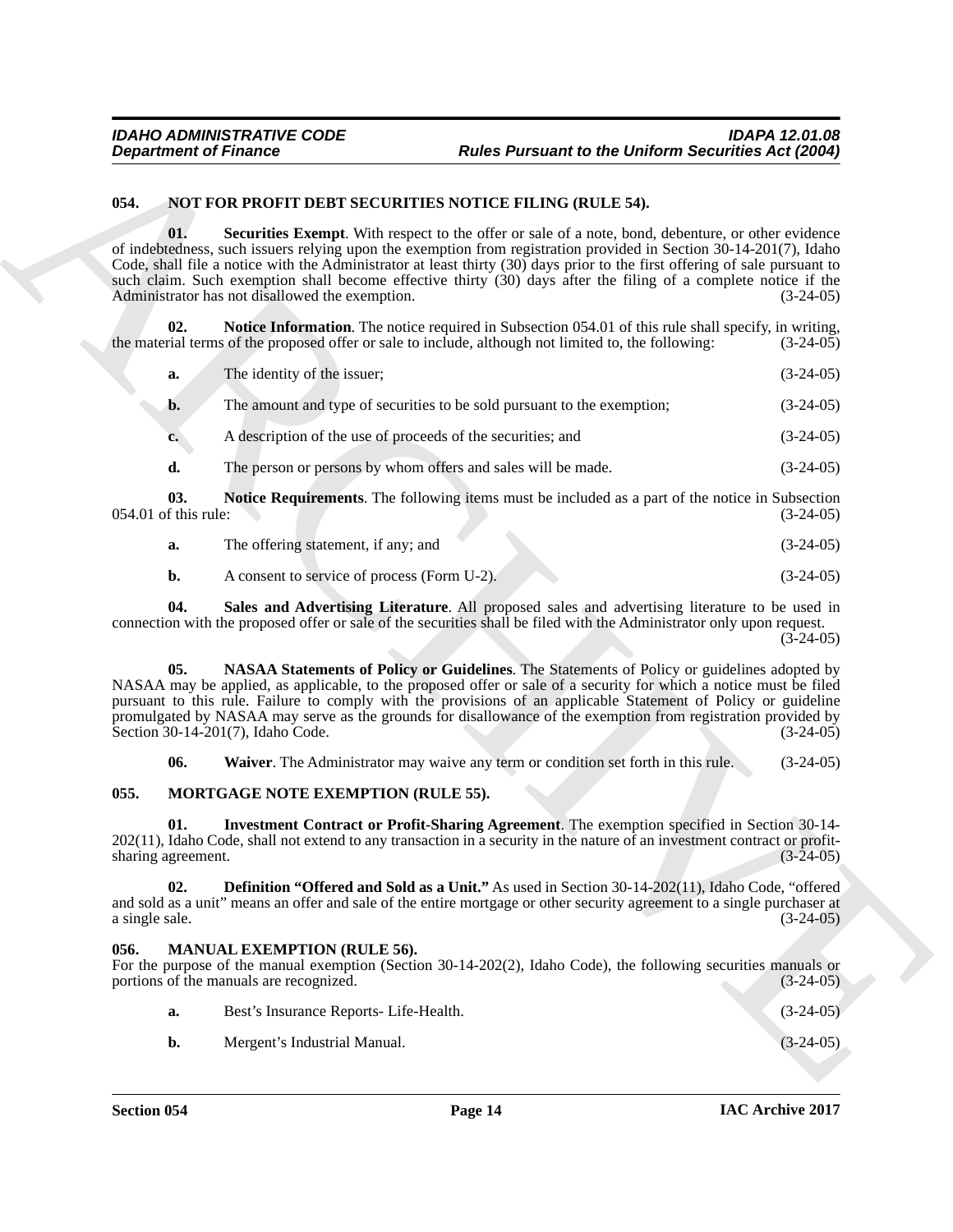### 054. NOT FOR PROFIT DEBT SECURITIES NOTICE FILING (RULE 54).

**01. Securities Exempt**. With respect to the offer or sale of a note, bond, debenture, or other evidence of indebtedness, such issuers relying upon the exemption from registration provided in Section 30-14-201(7), Idaho Code, shall file a notice with the Administrator at least thirty (30) days prior to the first offering of sale pursuant to such claim. Such exemption shall become effective thirty (30) days after the filing of a complete notice if the Administrator has not disallowed the exemption. (3-24-05)

**02. Notice Information**. The notice required in Subsection 054.01 of this rule shall specify, in writing, the material terms of the proposed offer or sale to include, although not limited to, the following: (3-24-05)

**a.** The identity of the issuer; (3-24-05)

**b.** The amount and type of securities to be sold pursuant to the exemption; (3-24-05)

**c.** A description of the use of proceeds of the securities; and (3-24-05)

**d.** The person or persons by whom offers and sales will be made. (3-24-05)

**03. Notice Requirements**. The following items must be included as a part of the notice in Subsection 054.01 of this rule: (3-24-05)

**a.** The offering statement, if any; and (3-24-05)

**b.** A consent to service of process (Form U-2). (3-24-05)

**04. Sales and Advertising Literature**. All proposed sales and advertising literature to be used in connection with the proposed offer or sale of the securities shall be filed with the Administrator only upon request. (3-24-05)

**05. NASAA Statements of Policy or Guidelines**. The Statements of Policy or guidelines adopted by NASAA may be applied, as applicable, to the proposed offer or sale of a security for which a notice must be filed pursuant to this rule. Failure to comply with the provisions of an applicable Statement of Policy or guideline promulgated by NASAA may serve as the grounds for disallowance of the exemption from registration provided by Section 30-14-201(7), Idaho Code. (3-24-05)

**06. Waiver**. The Administrator may waive any term or condition set forth in this rule. (3-24-05)

### 055. MORTGAGE NOTE EXEMPTION (RULE 55).

**01. Investment Contract or Profit-Sharing Agreement**. The exemption specified in Section 30-14-202(11), Idaho Code, shall not extend to any transaction in a security in the nature of an investment contract or profit-sharing agreement. (3-24-05)

**02. Definition "Offered and Sold as a Unit."** As used in Section 30-14-202(11), Idaho Code, "offered and sold as a unit" means an offer and sale of the entire mortgage or other security agreement to a single purchaser at a single sale. (3-24-05)

### 056. MANUAL EXEMPTION (RULE 56).

For the purpose of the manual exemption (Section 30-14-202(2), Idaho Code), the following securities manuals or portions of the manuals are recognized. (3-24-05)

**a.** Best's Insurance Reports- Life-Health. (3-24-05)

**b.** Mergent's Industrial Manual. (3-24-05)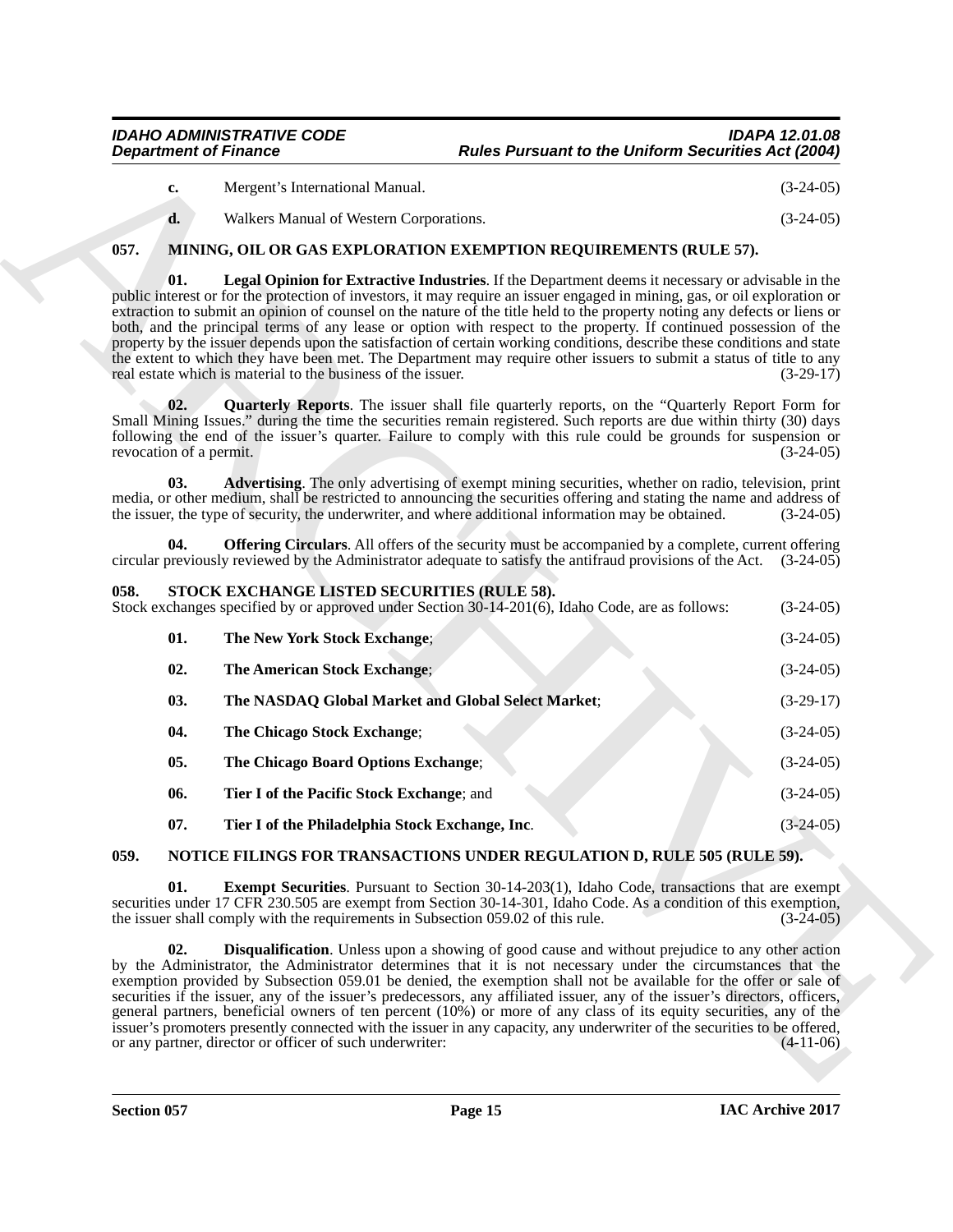**c.** Mergent's International Manual. (3-24-05)

**d.** Walkers Manual of Western Corporations. (3-24-05)

## 057. MINING, OIL OR GAS EXPLORATION EXEMPTION REQUIREMENTS (RULE 57).

**01. Legal Opinion for Extractive Industries**. If the Department deems it necessary or advisable in the public interest or for the protection of investors, it may require an issuer engaged in mining, gas, or oil exploration or extraction to submit an opinion of counsel on the nature of the title held to the property noting any defects or liens or both, and the principal terms of any lease or option with respect to the property. If continued possession of the property by the issuer depends upon the satisfaction of certain working conditions, describe these conditions and state the extent to which they have been met. The Department may require other issuers to submit a status of title to any real estate which is material to the business of the issuer. (3-29-17)

**02. Quarterly Reports**. The issuer shall file quarterly reports, on the "Quarterly Report Form for Small Mining Issues." during the time the securities remain registered. Such reports are due within thirty (30) days following the end of the issuer's quarter. Failure to comply with this rule could be grounds for suspension or revocation of a permit. (3-24-05)

**03. Advertising**. The only advertising of exempt mining securities, whether on radio, television, print media, or other medium, shall be restricted to announcing the securities offering and stating the name and address of the issuer, the type of security, the underwriter, and where additional information may be obtained. (3-24-05)

**04. Offering Circulars**. All offers of the security must be accompanied by a complete, current offering circular previously reviewed by the Administrator adequate to satisfy the antifraud provisions of the Act. (3-24-05)

## 058. STOCK EXCHANGE LISTED SECURITIES (RULE 58).

Stock exchanges specified by or approved under Section 30-14-201(6), Idaho Code, are as follows: (3-24-05)

**01. The New York Stock Exchange**; (3-24-05)

**02. The American Stock Exchange**; (3-24-05)

**03. The NASDAQ Global Market and Global Select Market**; (3-29-17)

**04. The Chicago Stock Exchange**; (3-24-05)

**05. The Chicago Board Options Exchange**; (3-24-05)

**06. Tier I of the Pacific Stock Exchange**; and (3-24-05)

**07. Tier I of the Philadelphia Stock Exchange, Inc**. (3-24-05)

## 059. NOTICE FILINGS FOR TRANSACTIONS UNDER REGULATION D, RULE 505 (RULE 59).

**01. Exempt Securities**. Pursuant to Section 30-14-203(1), Idaho Code, transactions that are exempt securities under 17 CFR 230.505 are exempt from Section 30-14-301, Idaho Code. As a condition of this exemption, the issuer shall comply with the requirements in Subsection 059.02 of this rule. (3-24-05)

**02. Disqualification**. Unless upon a showing of good cause and without prejudice to any other action by the Administrator, the Administrator determines that it is not necessary under the circumstances that the exemption provided by Subsection 059.01 be denied, the exemption shall not be available for the offer or sale of securities if the issuer, any of the issuer's predecessors, any affiliated issuer, any of the issuer's directors, officers, general partners, beneficial owners of ten percent (10%) or more of any class of its equity securities, any of the issuer's promoters presently connected with the issuer in any capacity, any underwriter of the securities to be offered, or any partner, director or officer of such underwriter: (4-11-06)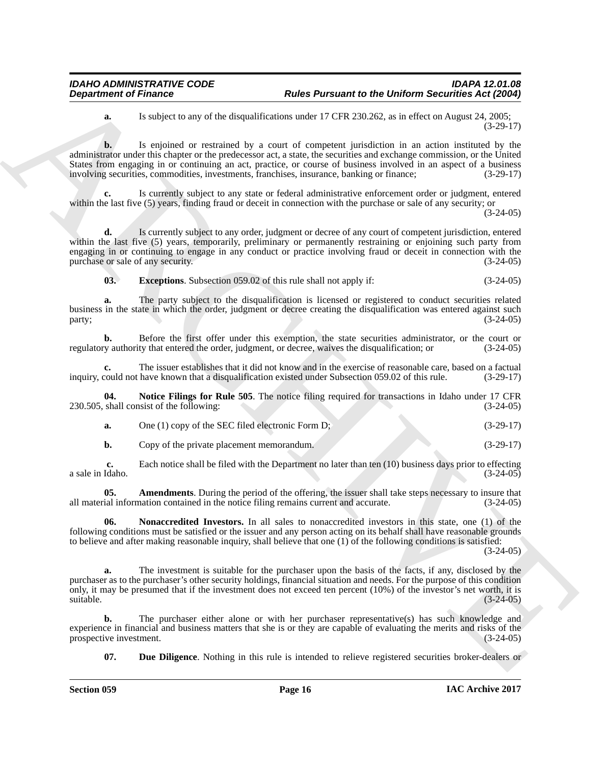**a.** Is subject to any of the disqualifications under 17 CFR 230.262, as in effect on August 24, 2005; (3-29-17)

**b.** Is enjoined or restrained by a court of competent jurisdiction in an action instituted by the administrator under this chapter or the predecessor act, a state, the securities and exchange commission, or the United States from engaging in or continuing an act, practice, or course of business involved in an aspect of a business involving securities, commodities, investments, franchises, insurance, banking or finance; (3-29-17)

**c.** Is currently subject to any state or federal administrative enforcement order or judgment, entered within the last five (5) years, finding fraud or deceit in connection with the purchase or sale of any security; or (3-24-05)

**d.** Is currently subject to any order, judgment or decree of any court of competent jurisdiction, entered within the last five (5) years, temporarily, preliminary or permanently restraining or enjoining such party from engaging in or continuing to engage in any conduct or practice involving fraud or deceit in connection with the purchase or sale of any security. (3-24-05)

**03. Exceptions**. Subsection 059.02 of this rule shall not apply if: (3-24-05)

**a.** The party subject to the disqualification is licensed or registered to conduct securities related business in the state in which the order, judgment or decree creating the disqualification was entered against such party; (3-24-05)

**b.** Before the first offer under this exemption, the state securities administrator, or the court or regulatory authority that entered the order, judgment, or decree, waives the disqualification; or (3-24-05)

**c.** The issuer establishes that it did not know and in the exercise of reasonable care, based on a factual inquiry, could not have known that a disqualification existed under Subsection 059.02 of this rule. (3-29-17)

**04. Notice Filings for Rule 505**. The notice filing required for transactions in Idaho under 17 CFR 230.505, shall consist of the following: (3-24-05)

**a.** One (1) copy of the SEC filed electronic Form D; (3-29-17)

**b.** Copy of the private placement memorandum. (3-29-17)

**c.** Each notice shall be filed with the Department no later than ten (10) business days prior to effecting a sale in Idaho. (3-24-05)

**05. Amendments**. During the period of the offering, the issuer shall take steps necessary to insure that all material information contained in the notice filing remains current and accurate. (3-24-05)

**06. Nonaccredited Investors.** In all sales to nonaccredited investors in this state, one (1) of the following conditions must be satisfied or the issuer and any person acting on its behalf shall have reasonable grounds to believe and after making reasonable inquiry, shall believe that one (1) of the following conditions is satisfied: (3-24-05)

**a.** The investment is suitable for the purchaser upon the basis of the facts, if any, disclosed by the purchaser as to the purchaser's other security holdings, financial situation and needs. For the purpose of this condition only, it may be presumed that if the investment does not exceed ten percent (10%) of the investor's net worth, it is suitable. (3-24-05)

**b.** The purchaser either alone or with her purchaser representative(s) has such knowledge and experience in financial and business matters that she is or they are capable of evaluating the merits and risks of the prospective investment. (3-24-05)

**07. Due Diligence**. Nothing in this rule is intended to relieve registered securities broker-dealers or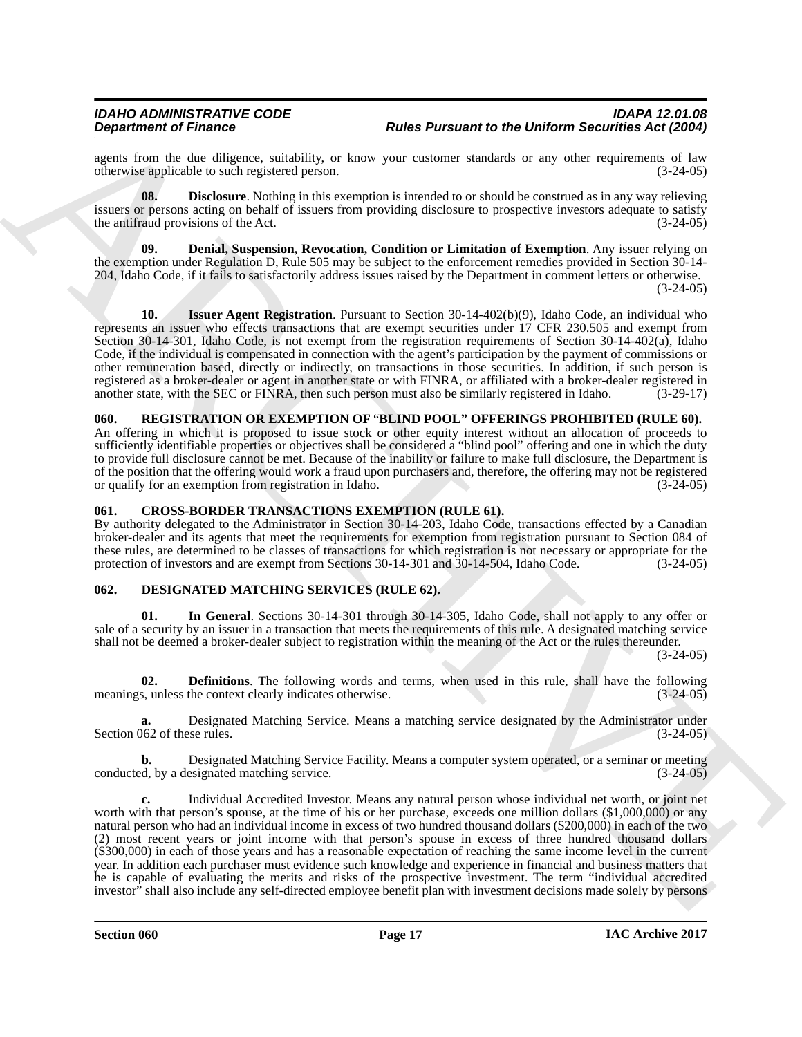agents from the due diligence, suitability, or know your customer standards or any other requirements of law otherwise applicable to such registered person. (3-24-05)

**08. Disclosure**. Nothing in this exemption is intended to or should be construed as in any way relieving issuers or persons acting on behalf of issuers from providing disclosure to prospective investors adequate to satisfy the antifraud provisions of the Act. (3-24-05)

**09. Denial, Suspension, Revocation, Condition or Limitation of Exemption**. Any issuer relying on the exemption under Regulation D, Rule 505 may be subject to the enforcement remedies provided in Section 30-14-204, Idaho Code, if it fails to satisfactorily address issues raised by the Department in comment letters or otherwise. (3-24-05)

**10. Issuer Agent Registration**. Pursuant to Section 30-14-402(b)(9), Idaho Code, an individual who represents an issuer who effects transactions that are exempt securities under 17 CFR 230.505 and exempt from Section 30-14-301, Idaho Code, is not exempt from the registration requirements of Section 30-14-402(a), Idaho Code, if the individual is compensated in connection with the agent's participation by the payment of commissions or other remuneration based, directly or indirectly, on transactions in those securities. In addition, if such person is registered as a broker-dealer or agent in another state or with FINRA, or affiliated with a broker-dealer registered in another state, with the SEC or FINRA, then such person must also be similarly registered in Idaho. (3-29-17)

## 060. REGISTRATION OR EXEMPTION OF "BLIND POOL" OFFERINGS PROHIBITED (RULE 60).

An offering in which it is proposed to issue stock or other equity interest without an allocation of proceeds to sufficiently identifiable properties or objectives shall be considered a "blind pool" offering and one in which the duty to provide full disclosure cannot be met. Because of the inability or failure to make full disclosure, the Department is of the position that the offering would work a fraud upon purchasers and, therefore, the offering may not be registered or qualify for an exemption from registration in Idaho. (3-24-05)

## 061. CROSS-BORDER TRANSACTIONS EXEMPTION (RULE 61).

By authority delegated to the Administrator in Section 30-14-203, Idaho Code, transactions effected by a Canadian broker-dealer and its agents that meet the requirements for exemption from registration pursuant to Section 084 of these rules, are determined to be classes of transactions for which registration is not necessary or appropriate for the protection of investors and are exempt from Sections 30-14-301 and 30-14-504, Idaho Code. (3-24-05)

## 062. DESIGNATED MATCHING SERVICES (RULE 62).

**01. In General**. Sections 30-14-301 through 30-14-305, Idaho Code, shall not apply to any offer or sale of a security by an issuer in a transaction that meets the requirements of this rule. A designated matching service shall not be deemed a broker-dealer subject to registration within the meaning of the Act or the rules thereunder. (3-24-05)

**02. Definitions**. The following words and terms, when used in this rule, shall have the following meanings, unless the context clearly indicates otherwise. (3-24-05)

**a.** Designated Matching Service. Means a matching service designated by the Administrator under Section 062 of these rules. (3-24-05)

**b.** Designated Matching Service Facility. Means a computer system operated, or a seminar or meeting conducted, by a designated matching service. (3-24-05)

**c.** Individual Accredited Investor. Means any natural person whose individual net worth, or joint net worth with that person's spouse, at the time of his or her purchase, exceeds one million dollars ($1,000,000) or any natural person who had an individual income in excess of two hundred thousand dollars ($200,000) in each of the two (2) most recent years or joint income with that person's spouse in excess of three hundred thousand dollars ($300,000) in each of those years and has a reasonable expectation of reaching the same income level in the current year. In addition each purchaser must evidence such knowledge and experience in financial and business matters that he is capable of evaluating the merits and risks of the prospective investment. The term "individual accredited investor" shall also include any self-directed employee benefit plan with investment decisions made solely by persons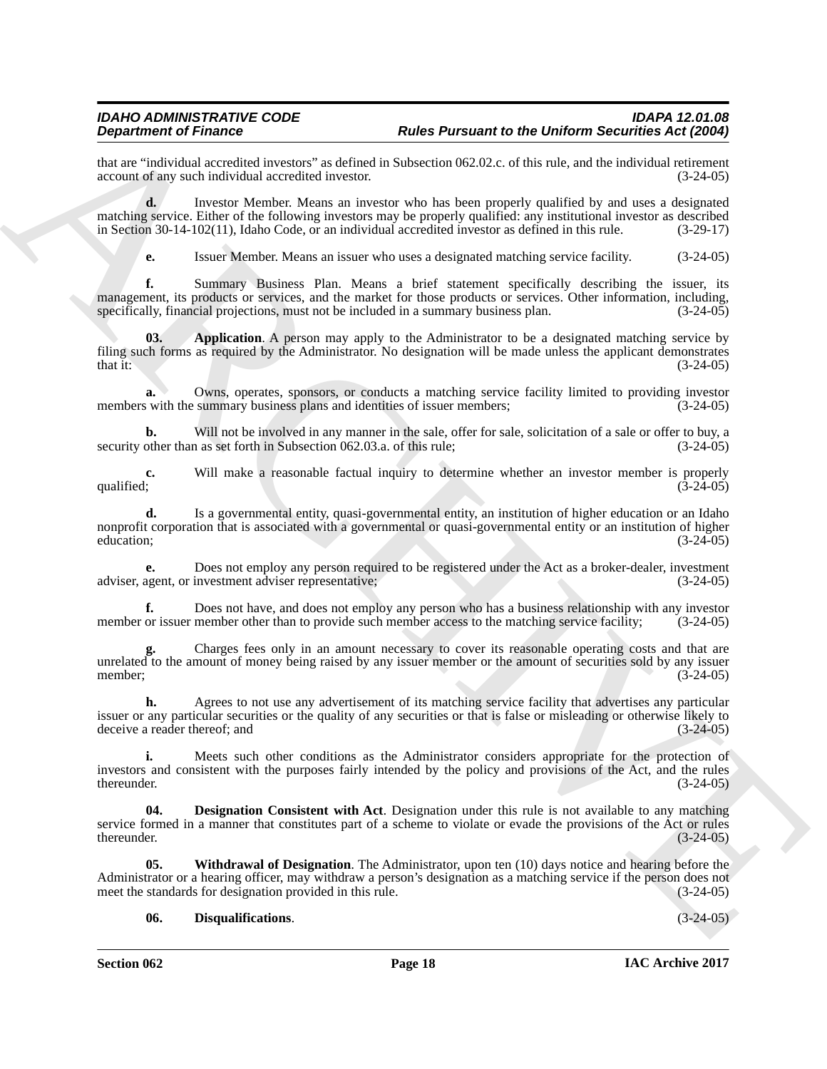that are "individual accredited investors" as defined in Subsection 062.02.c. of this rule, and the individual retirement account of any such individual accredited investor. (3-24-05)

**d.** Investor Member. Means an investor who has been properly qualified by and uses a designated matching service. Either of the following investors may be properly qualified: any institutional investor as described in Section 30-14-102(11), Idaho Code, or an individual accredited investor as defined in this rule. (3-29-17)

**e.** Issuer Member. Means an issuer who uses a designated matching service facility. (3-24-05)

**f.** Summary Business Plan. Means a brief statement specifically describing the issuer, its management, its products or services, and the market for those products or services. Other information, including, specifically, financial projections, must not be included in a summary business plan. (3-24-05)

**03. Application**. A person may apply to the Administrator to be a designated matching service by filing such forms as required by the Administrator. No designation will be made unless the applicant demonstrates that it: (3-24-05)

**a.** Owns, operates, sponsors, or conducts a matching service facility limited to providing investor members with the summary business plans and identities of issuer members; (3-24-05)

**b.** Will not be involved in any manner in the sale, offer for sale, solicitation of a sale or offer to buy, a security other than as set forth in Subsection 062.03.a. of this rule; (3-24-05)

**c.** Will make a reasonable factual inquiry to determine whether an investor member is properly qualified; (3-24-05)

**d.** Is a governmental entity, quasi-governmental entity, an institution of higher education or an Idaho nonprofit corporation that is associated with a governmental or quasi-governmental entity or an institution of higher education; (3-24-05)

**e.** Does not employ any person required to be registered under the Act as a broker-dealer, investment adviser, agent, or investment adviser representative; (3-24-05)

**f.** Does not have, and does not employ any person who has a business relationship with any investor member or issuer member other than to provide such member access to the matching service facility; (3-24-05)

**g.** Charges fees only in an amount necessary to cover its reasonable operating costs and that are unrelated to the amount of money being raised by any issuer member or the amount of securities sold by any issuer member; (3-24-05)

**h.** Agrees to not use any advertisement of its matching service facility that advertises any particular issuer or any particular securities or the quality of any securities or that is false or misleading or otherwise likely to deceive a reader thereof; and (3-24-05)

**i.** Meets such other conditions as the Administrator considers appropriate for the protection of investors and consistent with the purposes fairly intended by the policy and provisions of the Act, and the rules thereunder. (3-24-05)

**04. Designation Consistent with Act**. Designation under this rule is not available to any matching service formed in a manner that constitutes part of a scheme to violate or evade the provisions of the Act or rules thereunder. (3-24-05)

**05. Withdrawal of Designation**. The Administrator, upon ten (10) days notice and hearing before the Administrator or a hearing officer, may withdraw a person's designation as a matching service if the person does not meet the standards for designation provided in this rule. (3-24-05)

**06. Disqualifications**. (3-24-05)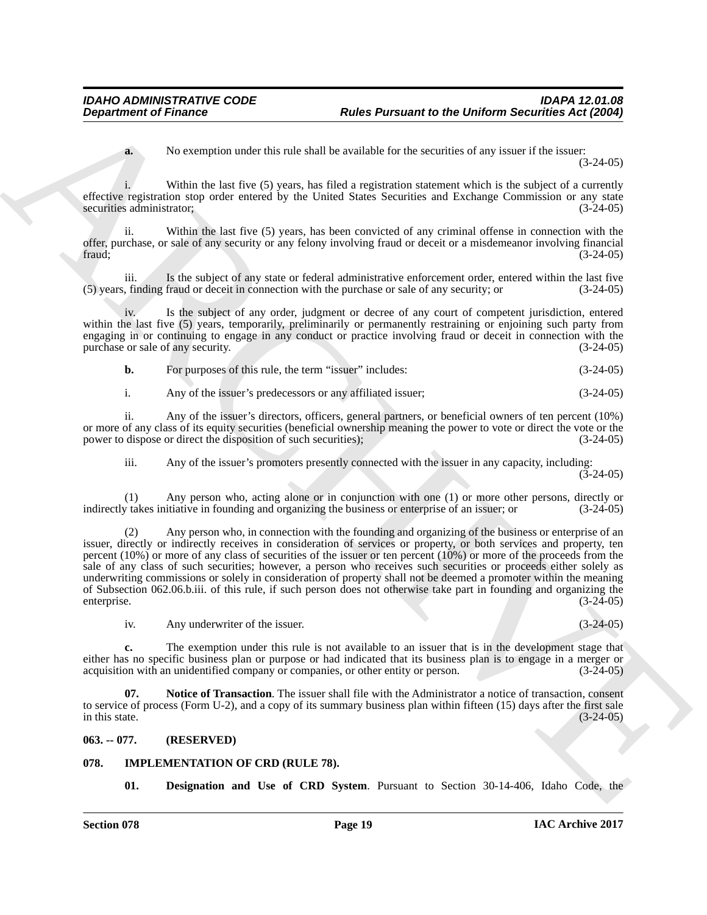**a.** No exemption under this rule shall be available for the securities of any issuer if the issuer: (3-24-05)

i. Within the last five (5) years, has filed a registration statement which is the subject of a currently effective registration stop order entered by the United States Securities and Exchange Commission or any state securities administrator; (3-24-05)

ii. Within the last five (5) years, has been convicted of any criminal offense in connection with the offer, purchase, or sale of any security or any felony involving fraud or deceit or a misdemeanor involving financial fraud; (3-24-05)

iii. Is the subject of any state or federal administrative enforcement order, entered within the last five (5) years, finding fraud or deceit in connection with the purchase or sale of any security; or (3-24-05)

iv. Is the subject of any order, judgment or decree of any court of competent jurisdiction, entered within the last five (5) years, temporarily, preliminarily or permanently restraining or enjoining such party from engaging in or continuing to engage in any conduct or practice involving fraud or deceit in connection with the purchase or sale of any security. (3-24-05)

**b.** For purposes of this rule, the term "issuer" includes: (3-24-05)

i. Any of the issuer's predecessors or any affiliated issuer; (3-24-05)

ii. Any of the issuer's directors, officers, general partners, or beneficial owners of ten percent (10%) or more of any class of its equity securities (beneficial ownership meaning the power to vote or direct the vote or the power to dispose or direct the disposition of such securities); (3-24-05)

iii. Any of the issuer's promoters presently connected with the issuer in any capacity, including: (3-24-05)

(1) Any person who, acting alone or in conjunction with one (1) or more other persons, directly or indirectly takes initiative in founding and organizing the business or enterprise of an issuer; or (3-24-05)

(2) Any person who, in connection with the founding and organizing of the business or enterprise of an issuer, directly or indirectly receives in consideration of services or property, or both services and property, ten percent (10%) or more of any class of securities of the issuer or ten percent (10%) or more of the proceeds from the sale of any class of such securities; however, a person who receives such securities or proceeds either solely as underwriting commissions or solely in consideration of property shall not be deemed a promoter within the meaning of Subsection 062.06.b.iii. of this rule, if such person does not otherwise take part in founding and organizing the enterprise. (3-24-05)

iv. Any underwriter of the issuer. (3-24-05)

**c.** The exemption under this rule is not available to an issuer that is in the development stage that either has no specific business plan or purpose or had indicated that its business plan is to engage in a merger or acquisition with an unidentified company or companies, or other entity or person. (3-24-05)

**07. Notice of Transaction**. The issuer shall file with the Administrator a notice of transaction, consent to service of process (Form U-2), and a copy of its summary business plan within fifteen (15) days after the first sale in this state. (3-24-05)

## 063. -- 077. (RESERVED)

## 078. IMPLEMENTATION OF CRD (RULE 78).

**01. Designation and Use of CRD System**. Pursuant to Section 30-14-406, Idaho Code, the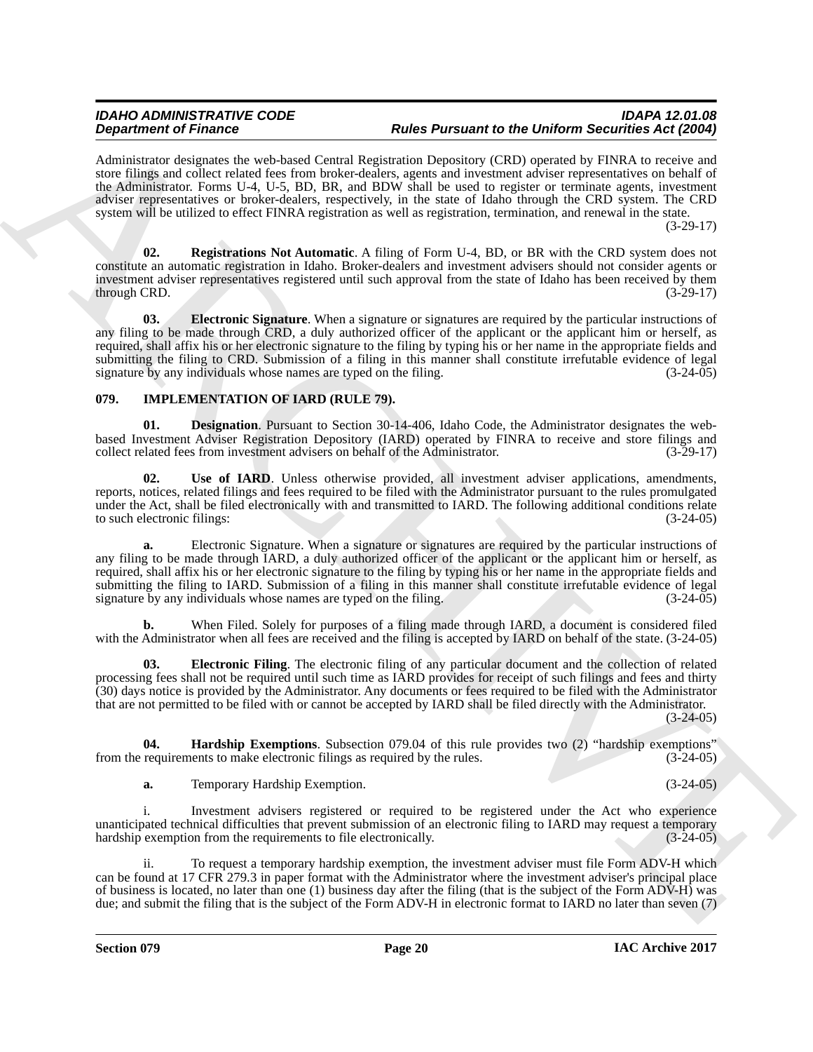Administrator designates the web-based Central Registration Depository (CRD) operated by FINRA to receive and store filings and collect related fees from broker-dealers, agents and investment adviser representatives on behalf of the Administrator. Forms U-4, U-5, BD, BR, and BDW shall be used to register or terminate agents, investment adviser representatives or broker-dealers, respectively, in the state of Idaho through the CRD system. The CRD system will be utilized to effect FINRA registration as well as registration, termination, and renewal in the state. (3-29-17)

**02. Registrations Not Automatic**. A filing of Form U-4, BD, or BR with the CRD system does not constitute an automatic registration in Idaho. Broker-dealers and investment advisers should not consider agents or investment adviser representatives registered until such approval from the state of Idaho has been received by them through CRD. (3-29-17)

**03. Electronic Signature**. When a signature or signatures are required by the particular instructions of any filing to be made through CRD, a duly authorized officer of the applicant or the applicant him or herself, as required, shall affix his or her electronic signature to the filing by typing his or her name in the appropriate fields and submitting the filing to CRD. Submission of a filing in this manner shall constitute irrefutable evidence of legal signature by any individuals whose names are typed on the filing. (3-24-05)

### 079. IMPLEMENTATION OF IARD (RULE 79).

**01. Designation**. Pursuant to Section 30-14-406, Idaho Code, the Administrator designates the web-based Investment Adviser Registration Depository (IARD) operated by FINRA to receive and store filings and collect related fees from investment advisers on behalf of the Administrator. (3-29-17)

**02. Use of IARD**. Unless otherwise provided, all investment adviser applications, amendments, reports, notices, related filings and fees required to be filed with the Administrator pursuant to the rules promulgated under the Act, shall be filed electronically with and transmitted to IARD. The following additional conditions relate to such electronic filings: (3-24-05)

**a.** Electronic Signature. When a signature or signatures are required by the particular instructions of any filing to be made through IARD, a duly authorized officer of the applicant or the applicant him or herself, as required, shall affix his or her electronic signature to the filing by typing his or her name in the appropriate fields and submitting the filing to IARD. Submission of a filing in this manner shall constitute irrefutable evidence of legal signature by any individuals whose names are typed on the filing. (3-24-05)

**b.** When Filed. Solely for purposes of a filing made through IARD, a document is considered filed with the Administrator when all fees are received and the filing is accepted by IARD on behalf of the state. (3-24-05)

**03. Electronic Filing**. The electronic filing of any particular document and the collection of related processing fees shall not be required until such time as IARD provides for receipt of such filings and fees and thirty (30) days notice is provided by the Administrator. Any documents or fees required to be filed with the Administrator that are not permitted to be filed with or cannot be accepted by IARD shall be filed directly with the Administrator. (3-24-05)

**04. Hardship Exemptions**. Subsection 079.04 of this rule provides two (2) "hardship exemptions" from the requirements to make electronic filings as required by the rules. (3-24-05)

**a.** Temporary Hardship Exemption. (3-24-05)

i. Investment advisers registered or required to be registered under the Act who experience unanticipated technical difficulties that prevent submission of an electronic filing to IARD may request a temporary hardship exemption from the requirements to file electronically. (3-24-05)

ii. To request a temporary hardship exemption, the investment adviser must file Form ADV-H which can be found at 17 CFR 279.3 in paper format with the Administrator where the investment adviser's principal place of business is located, no later than one (1) business day after the filing (that is the subject of the Form ADV-H) was due; and submit the filing that is the subject of the Form ADV-H in electronic format to IARD no later than seven (7)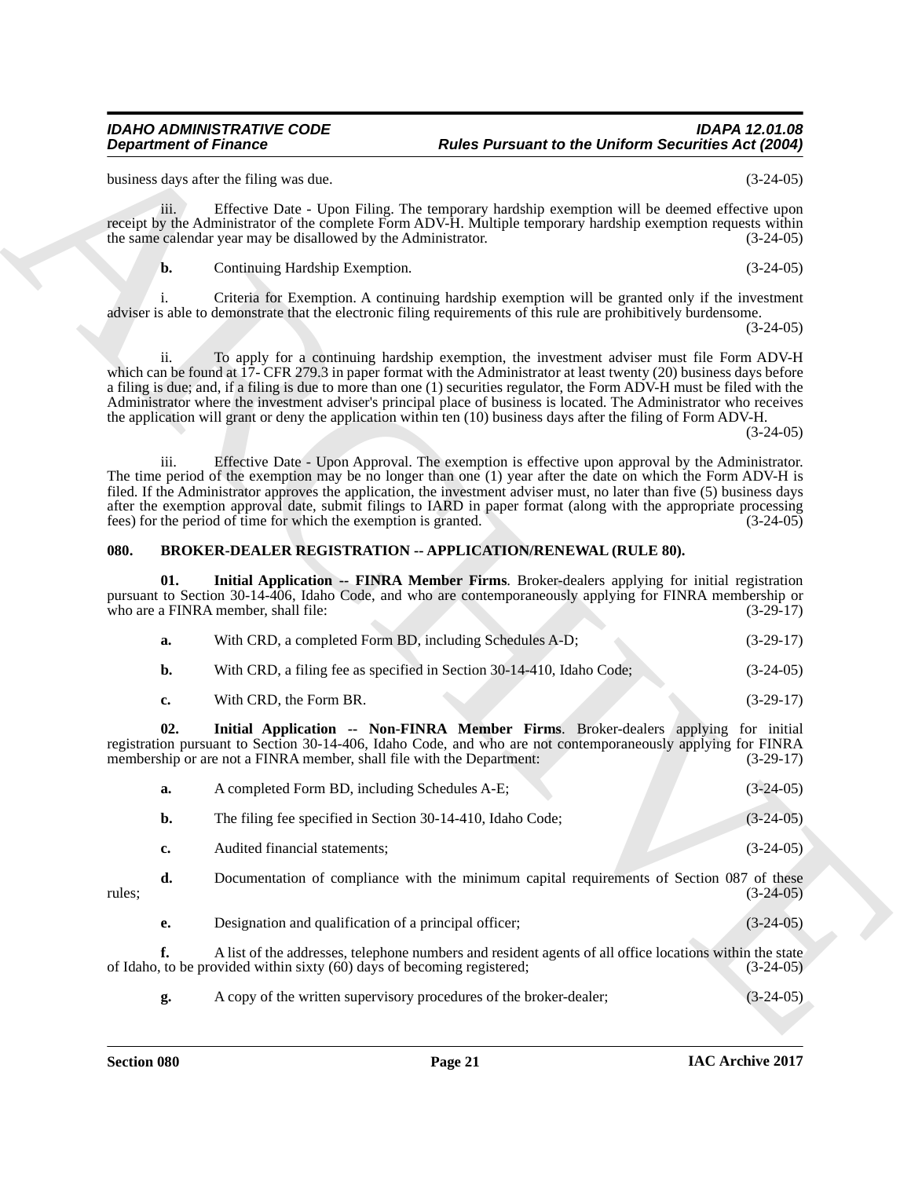business days after the filing was due. (3-24-05)

iii. Effective Date - Upon Filing. The temporary hardship exemption will be deemed effective upon receipt by the Administrator of the complete Form ADV-H. Multiple temporary hardship exemption requests within the same calendar year may be disallowed by the Administrator. (3-24-05)

**b.** Continuing Hardship Exemption. (3-24-05)

i. Criteria for Exemption. A continuing hardship exemption will be granted only if the investment adviser is able to demonstrate that the electronic filing requirements of this rule are prohibitively burdensome. (3-24-05)

ii. To apply for a continuing hardship exemption, the investment adviser must file Form ADV-H which can be found at 17- CFR 279.3 in paper format with the Administrator at least twenty (20) business days before a filing is due; and, if a filing is due to more than one (1) securities regulator, the Form ADV-H must be filed with the Administrator where the investment adviser's principal place of business is located. The Administrator who receives the application will grant or deny the application within ten (10) business days after the filing of Form ADV-H. (3-24-05)

iii. Effective Date - Upon Approval. The exemption is effective upon approval by the Administrator. The time period of the exemption may be no longer than one (1) year after the date on which the Form ADV-H is filed. If the Administrator approves the application, the investment adviser must, no later than five (5) business days after the exemption approval date, submit filings to IARD in paper format (along with the appropriate processing fees) for the period of time for which the exemption is granted. (3-24-05)

## 080. BROKER-DEALER REGISTRATION -- APPLICATION/RENEWAL (RULE 80).

**01. Initial Application -- FINRA Member Firms**. Broker-dealers applying for initial registration pursuant to Section 30-14-406, Idaho Code, and who are contemporaneously applying for FINRA membership or who are a FINRA member, shall file: (3-29-17)

**a.** With CRD, a completed Form BD, including Schedules A-D; (3-29-17)

**b.** With CRD, a filing fee as specified in Section 30-14-410, Idaho Code; (3-24-05)

**c.** With CRD, the Form BR. (3-29-17)

**02. Initial Application -- Non-FINRA Member Firms**. Broker-dealers applying for initial registration pursuant to Section 30-14-406, Idaho Code, and who are not contemporaneously applying for FINRA membership or are not a FINRA member, shall file with the Department: (3-29-17)

**a.** A completed Form BD, including Schedules A-E; (3-24-05)

**b.** The filing fee specified in Section 30-14-410, Idaho Code; (3-24-05)

**c.** Audited financial statements; (3-24-05)

**d.** Documentation of compliance with the minimum capital requirements of Section 087 of these rules; (3-24-05)

**e.** Designation and qualification of a principal officer; (3-24-05)

**f.** A list of the addresses, telephone numbers and resident agents of all office locations within the state of Idaho, to be provided within sixty (60) days of becoming registered; (3-24-05)

**g.** A copy of the written supervisory procedures of the broker-dealer; (3-24-05)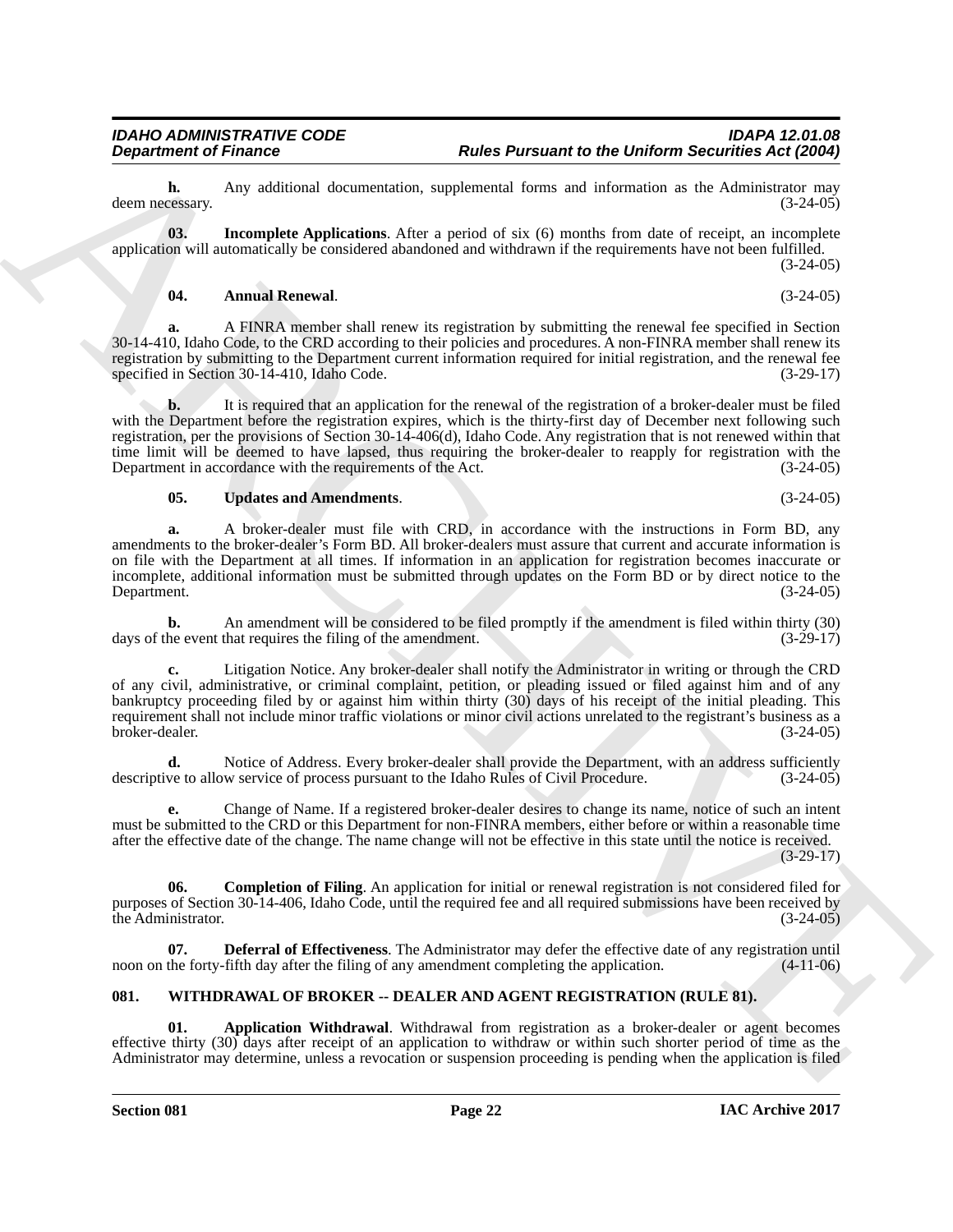**h.** Any additional documentation, supplemental forms and information as the Administrator may deem necessary. (3-24-05)

**03. Incomplete Applications**. After a period of six (6) months from date of receipt, an incomplete application will automatically be considered abandoned and withdrawn if the requirements have not been fulfilled. (3-24-05)

**04. Annual Renewal**. (3-24-05)

**a.** A FINRA member shall renew its registration by submitting the renewal fee specified in Section 30-14-410, Idaho Code, to the CRD according to their policies and procedures. A non-FINRA member shall renew its registration by submitting to the Department current information required for initial registration, and the renewal fee specified in Section 30-14-410, Idaho Code. (3-29-17)

**b.** It is required that an application for the renewal of the registration of a broker-dealer must be filed with the Department before the registration expires, which is the thirty-first day of December next following such registration, per the provisions of Section 30-14-406(d), Idaho Code. Any registration that is not renewed within that time limit will be deemed to have lapsed, thus requiring the broker-dealer to reapply for registration with the Department in accordance with the requirements of the Act. (3-24-05)

**05. Updates and Amendments**. (3-24-05)

**a.** A broker-dealer must file with CRD, in accordance with the instructions in Form BD, any amendments to the broker-dealer's Form BD. All broker-dealers must assure that current and accurate information is on file with the Department at all times. If information in an application for registration becomes inaccurate or incomplete, additional information must be submitted through updates on the Form BD or by direct notice to the Department. (3-24-05)

**b.** An amendment will be considered to be filed promptly if the amendment is filed within thirty (30) days of the event that requires the filing of the amendment. (3-29-17)

**c.** Litigation Notice. Any broker-dealer shall notify the Administrator in writing or through the CRD of any civil, administrative, or criminal complaint, petition, or pleading issued or filed against him and of any bankruptcy proceeding filed by or against him within thirty (30) days of his receipt of the initial pleading. This requirement shall not include minor traffic violations or minor civil actions unrelated to the registrant's business as a broker-dealer. (3-24-05)

**d.** Notice of Address. Every broker-dealer shall provide the Department, with an address sufficiently descriptive to allow service of process pursuant to the Idaho Rules of Civil Procedure. (3-24-05)

**e.** Change of Name. If a registered broker-dealer desires to change its name, notice of such an intent must be submitted to the CRD or this Department for non-FINRA members, either before or within a reasonable time after the effective date of the change. The name change will not be effective in this state until the notice is received. (3-29-17)

**06. Completion of Filing**. An application for initial or renewal registration is not considered filed for purposes of Section 30-14-406, Idaho Code, until the required fee and all required submissions have been received by the Administrator. (3-24-05)

**07. Deferral of Effectiveness**. The Administrator may defer the effective date of any registration until noon on the forty-fifth day after the filing of any amendment completing the application. (4-11-06)

## 081. WITHDRAWAL OF BROKER -- DEALER AND AGENT REGISTRATION (RULE 81).

**01. Application Withdrawal**. Withdrawal from registration as a broker-dealer or agent becomes effective thirty (30) days after receipt of an application to withdraw or within such shorter period of time as the Administrator may determine, unless a revocation or suspension proceeding is pending when the application is filed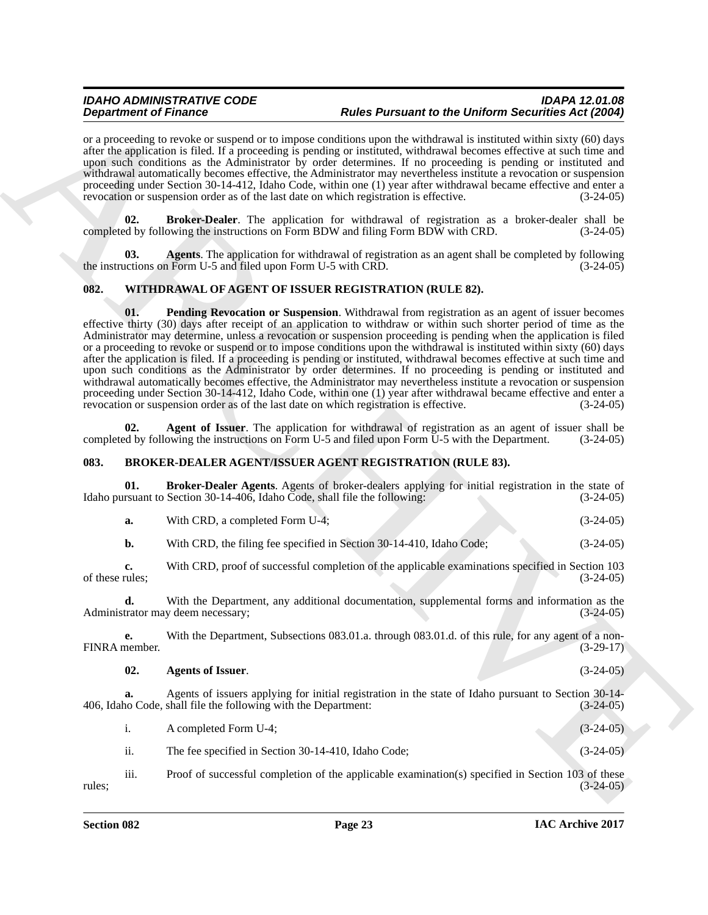or a proceeding to revoke or suspend or to impose conditions upon the withdrawal is instituted within sixty (60) days after the application is filed. If a proceeding is pending or instituted, withdrawal becomes effective at such time and upon such conditions as the Administrator by order determines. If no proceeding is pending or instituted and withdrawal automatically becomes effective, the Administrator may nevertheless institute a revocation or suspension proceeding under Section 30-14-412, Idaho Code, within one (1) year after withdrawal became effective and enter a revocation or suspension order as of the last date on which registration is effective. (3-24-05)

**02. Broker-Dealer**. The application for withdrawal of registration as a broker-dealer shall be completed by following the instructions on Form BDW and filing Form BDW with CRD. (3-24-05)

**03. Agents**. The application for withdrawal of registration as an agent shall be completed by following the instructions on Form U-5 and filed upon Form U-5 with CRD. (3-24-05)

## 082. WITHDRAWAL OF AGENT OF ISSUER REGISTRATION (RULE 82).

**01. Pending Revocation or Suspension**. Withdrawal from registration as an agent of issuer becomes effective thirty (30) days after receipt of an application to withdraw or within such shorter period of time as the Administrator may determine, unless a revocation or suspension proceeding is pending when the application is filed or a proceeding to revoke or suspend or to impose conditions upon the withdrawal is instituted within sixty (60) days after the application is filed. If a proceeding is pending or instituted, withdrawal becomes effective at such time and upon such conditions as the Administrator by order determines. If no proceeding is pending or instituted and withdrawal automatically becomes effective, the Administrator may nevertheless institute a revocation or suspension proceeding under Section 30-14-412, Idaho Code, within one (1) year after withdrawal became effective and enter a revocation or suspension order as of the last date on which registration is effective. (3-24-05)

**02. Agent of Issuer**. The application for withdrawal of registration as an agent of issuer shall be completed by following the instructions on Form U-5 and filed upon Form U-5 with the Department. (3-24-05)

## 083. BROKER-DEALER AGENT/ISSUER AGENT REGISTRATION (RULE 83).

**01. Broker-Dealer Agents**. Agents of broker-dealers applying for initial registration in the state of Idaho pursuant to Section 30-14-406, Idaho Code, shall file the following: (3-24-05)

**a.** With CRD, a completed Form U-4; (3-24-05)

**b.** With CRD, the filing fee specified in Section 30-14-410, Idaho Code; (3-24-05)

**c.** With CRD, proof of successful completion of the applicable examinations specified in Section 103 of these rules; (3-24-05)

**d.** With the Department, any additional documentation, supplemental forms and information as the Administrator may deem necessary; (3-24-05)

**e.** With the Department, Subsections 083.01.a. through 083.01.d. of this rule, for any agent of a non-FINRA member. (3-29-17)

**02. Agents of Issuer**. (3-24-05)

**a.** Agents of issuers applying for initial registration in the state of Idaho pursuant to Section 30-14-406, Idaho Code, shall file the following with the Department: (3-24-05)

i. A completed Form U-4; (3-24-05)

ii. The fee specified in Section 30-14-410, Idaho Code; (3-24-05)

iii. Proof of successful completion of the applicable examination(s) specified in Section 103 of these rules; (3-24-05)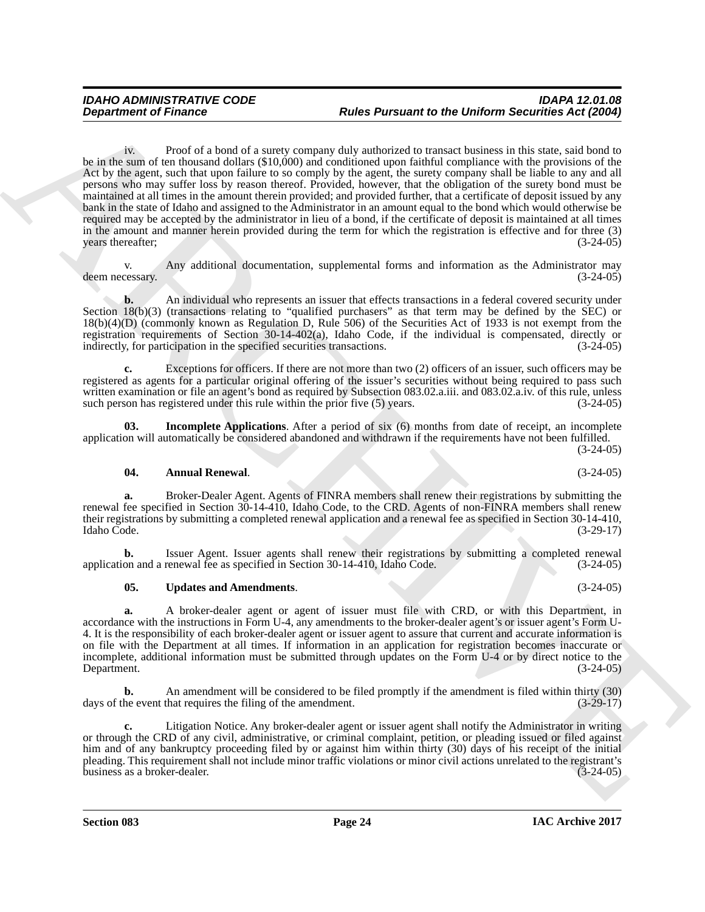iv. Proof of a bond of a surety company duly authorized to transact business in this state, said bond to be in the sum of ten thousand dollars ($10,000) and conditioned upon faithful compliance with the provisions of the Act by the agent, such that upon failure to so comply by the agent, the surety company shall be liable to any and all persons who may suffer loss by reason thereof. Provided, however, that the obligation of the surety bond must be maintained at all times in the amount therein provided; and provided further, that a certificate of deposit issued by any bank in the state of Idaho and assigned to the Administrator in an amount equal to the bond which would otherwise be required may be accepted by the administrator in lieu of a bond, if the certificate of deposit is maintained at all times in the amount and manner herein provided during the term for which the registration is effective and for three (3) years thereafter; (3-24-05)

v. Any additional documentation, supplemental forms and information as the Administrator may deem necessary. (3-24-05)

**b.** An individual who represents an issuer that effects transactions in a federal covered security under Section 18(b)(3) (transactions relating to "qualified purchasers" as that term may be defined by the SEC) or 18(b)(4)(D) (commonly known as Regulation D, Rule 506) of the Securities Act of 1933 is not exempt from the registration requirements of Section 30-14-402(a), Idaho Code, if the individual is compensated, directly or indirectly, for participation in the specified securities transactions. (3-24-05)

**c.** Exceptions for officers. If there are not more than two (2) officers of an issuer, such officers may be registered as agents for a particular original offering of the issuer's securities without being required to pass such written examination or file an agent's bond as required by Subsection 083.02.a.iii. and 083.02.a.iv. of this rule, unless such person has registered under this rule within the prior five (5) years. (3-24-05)

**03. Incomplete Applications**. After a period of six (6) months from date of receipt, an incomplete application will automatically be considered abandoned and withdrawn if the requirements have not been fulfilled. (3-24-05)

**04. Annual Renewal**. (3-24-05)

**a.** Broker-Dealer Agent. Agents of FINRA members shall renew their registrations by submitting the renewal fee specified in Section 30-14-410, Idaho Code, to the CRD. Agents of non-FINRA members shall renew their registrations by submitting a completed renewal application and a renewal fee as specified in Section 30-14-410, Idaho Code. (3-29-17)

**b.** Issuer Agent. Issuer agents shall renew their registrations by submitting a completed renewal application and a renewal fee as specified in Section 30-14-410, Idaho Code. (3-24-05)

**05. Updates and Amendments**. (3-24-05)

**a.** A broker-dealer agent or agent of issuer must file with CRD, or with this Department, in accordance with the instructions in Form U-4, any amendments to the broker-dealer agent's or issuer agent's Form U-4. It is the responsibility of each broker-dealer agent or issuer agent to assure that current and accurate information is on file with the Department at all times. If information in an application for registration becomes inaccurate or incomplete, additional information must be submitted through updates on the Form U-4 or by direct notice to the Department. (3-24-05)

**b.** An amendment will be considered to be filed promptly if the amendment is filed within thirty (30) days of the event that requires the filing of the amendment. (3-29-17)

**c.** Litigation Notice. Any broker-dealer agent or issuer agent shall notify the Administrator in writing or through the CRD of any civil, administrative, or criminal complaint, petition, or pleading issued or filed against him and of any bankruptcy proceeding filed by or against him within thirty (30) days of his receipt of the initial pleading. This requirement shall not include minor traffic violations or minor civil actions unrelated to the registrant's business as a broker-dealer. (3-24-05)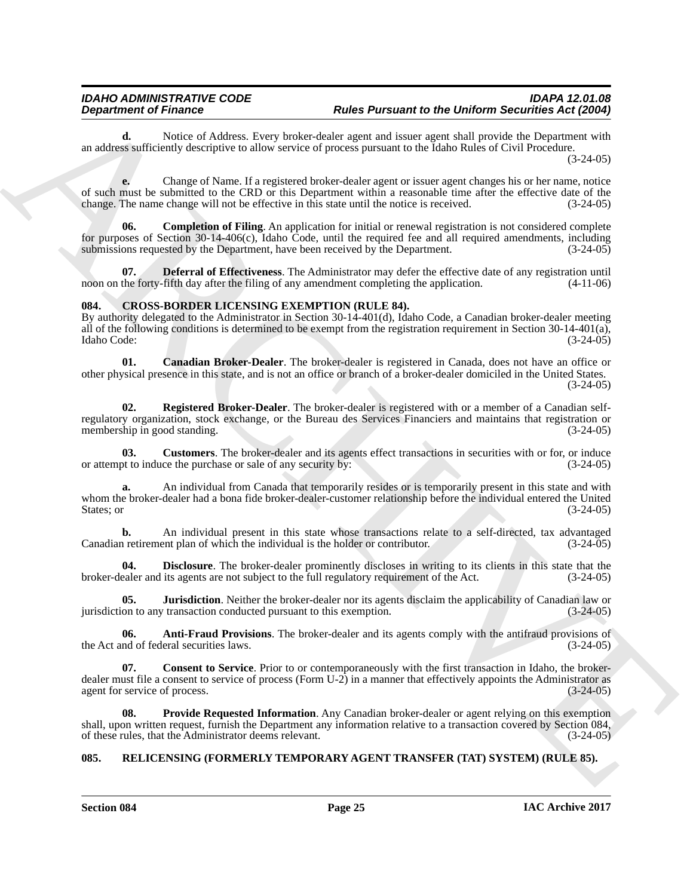**d.** Notice of Address. Every broker-dealer agent and issuer agent shall provide the Department with an address sufficiently descriptive to allow service of process pursuant to the Idaho Rules of Civil Procedure. (3-24-05)

**e.** Change of Name. If a registered broker-dealer agent or issuer agent changes his or her name, notice of such must be submitted to the CRD or this Department within a reasonable time after the effective date of the change. The name change will not be effective in this state until the notice is received. (3-24-05)

**06. Completion of Filing**. An application for initial or renewal registration is not considered complete for purposes of Section 30-14-406(c), Idaho Code, until the required fee and all required amendments, including submissions requested by the Department, have been received by the Department. (3-24-05)

**07. Deferral of Effectiveness**. The Administrator may defer the effective date of any registration until noon on the forty-fifth day after the filing of any amendment completing the application. (4-11-06)

## 084. CROSS-BORDER LICENSING EXEMPTION (RULE 84).

By authority delegated to the Administrator in Section 30-14-401(d), Idaho Code, a Canadian broker-dealer meeting all of the following conditions is determined to be exempt from the registration requirement in Section 30-14-401(a), Idaho Code: (3-24-05)

**01. Canadian Broker-Dealer**. The broker-dealer is registered in Canada, does not have an office or other physical presence in this state, and is not an office or branch of a broker-dealer domiciled in the United States. (3-24-05)

**02. Registered Broker-Dealer**. The broker-dealer is registered with or a member of a Canadian self-regulatory organization, stock exchange, or the Bureau des Services Financiers and maintains that registration or membership in good standing. (3-24-05)

**03. Customers**. The broker-dealer and its agents effect transactions in securities with or for, or induce or attempt to induce the purchase or sale of any security by: (3-24-05)

**a.** An individual from Canada that temporarily resides or is temporarily present in this state and with whom the broker-dealer had a bona fide broker-dealer-customer relationship before the individual entered the United States; or (3-24-05)

**b.** An individual present in this state whose transactions relate to a self-directed, tax advantaged Canadian retirement plan of which the individual is the holder or contributor. (3-24-05)

**04. Disclosure**. The broker-dealer prominently discloses in writing to its clients in this state that the broker-dealer and its agents are not subject to the full regulatory requirement of the Act. (3-24-05)

**05. Jurisdiction**. Neither the broker-dealer nor its agents disclaim the applicability of Canadian law or jurisdiction to any transaction conducted pursuant to this exemption. (3-24-05)

**06. Anti-Fraud Provisions**. The broker-dealer and its agents comply with the antifraud provisions of the Act and of federal securities laws. (3-24-05)

**07. Consent to Service**. Prior to or contemporaneously with the first transaction in Idaho, the broker-dealer must file a consent to service of process (Form U-2) in a manner that effectively appoints the Administrator as agent for service of process. (3-24-05)

**08. Provide Requested Information**. Any Canadian broker-dealer or agent relying on this exemption shall, upon written request, furnish the Department any information relative to a transaction covered by Section 084, of these rules, that the Administrator deems relevant. (3-24-05)

## 085. RELICENSING (FORMERLY TEMPORARY AGENT TRANSFER (TAT) SYSTEM) (RULE 85).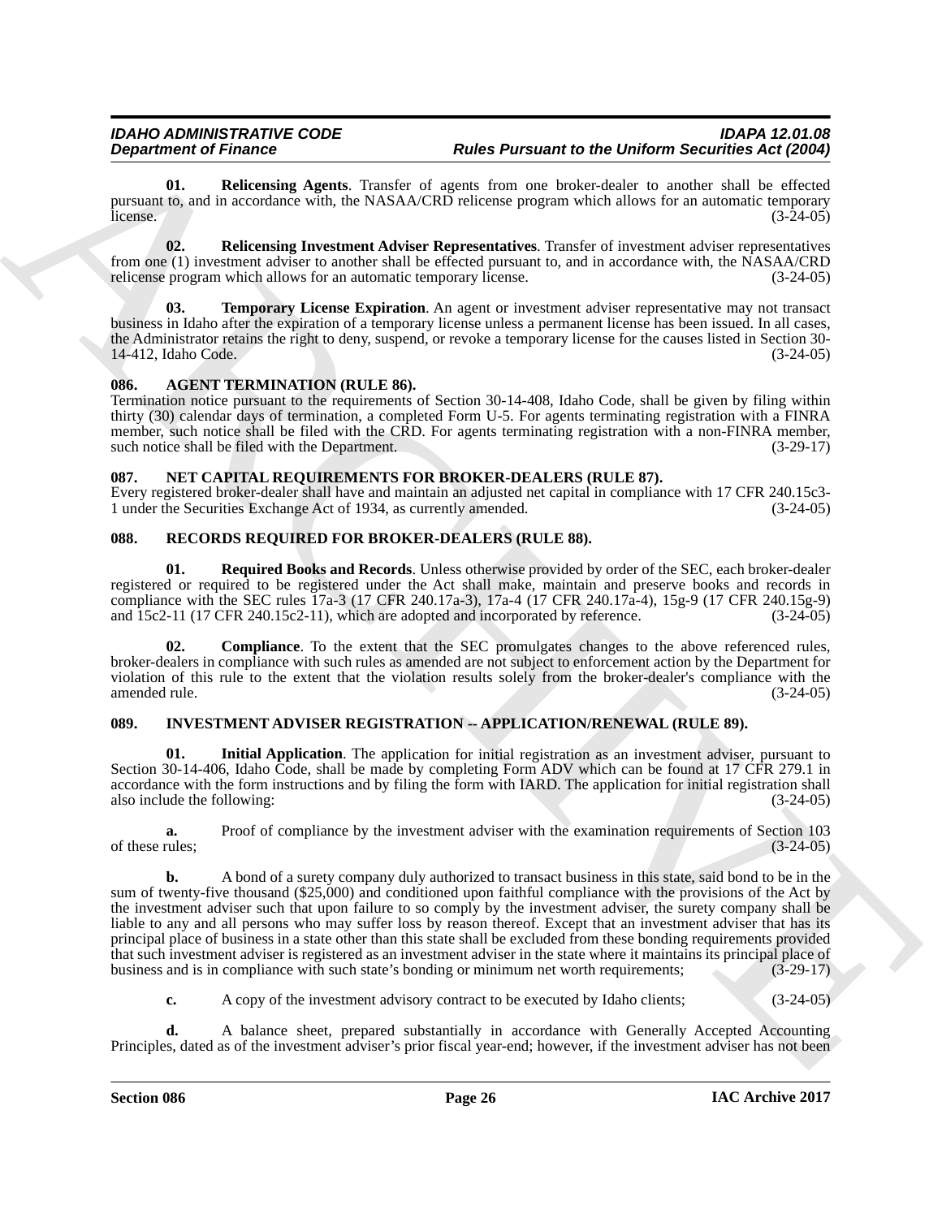**01. Relicensing Agents**. Transfer of agents from one broker-dealer to another shall be effected pursuant to, and in accordance with, the NASAA/CRD relicense program which allows for an automatic temporary license. (3-24-05)

**02. Relicensing Investment Adviser Representatives**. Transfer of investment adviser representatives from one (1) investment adviser to another shall be effected pursuant to, and in accordance with, the NASAA/CRD relicense program which allows for an automatic temporary license. (3-24-05)

**03. Temporary License Expiration**. An agent or investment adviser representative may not transact business in Idaho after the expiration of a temporary license unless a permanent license has been issued. In all cases, the Administrator retains the right to deny, suspend, or revoke a temporary license for the causes listed in Section 30-14-412, Idaho Code. (3-24-05)

## 086. AGENT TERMINATION (RULE 86).

Termination notice pursuant to the requirements of Section 30-14-408, Idaho Code, shall be given by filing within thirty (30) calendar days of termination, a completed Form U-5. For agents terminating registration with a FINRA member, such notice shall be filed with the CRD. For agents terminating registration with a non-FINRA member, such notice shall be filed with the Department. (3-29-17)

## 087. NET CAPITAL REQUIREMENTS FOR BROKER-DEALERS (RULE 87).

Every registered broker-dealer shall have and maintain an adjusted net capital in compliance with 17 CFR 240.15c3-1 under the Securities Exchange Act of 1934, as currently amended. (3-24-05)

## 088. RECORDS REQUIRED FOR BROKER-DEALERS (RULE 88).

**01. Required Books and Records**. Unless otherwise provided by order of the SEC, each broker-dealer registered or required to be registered under the Act shall make, maintain and preserve books and records in compliance with the SEC rules 17a-3 (17 CFR 240.17a-3), 17a-4 (17 CFR 240.17a-4), 15g-9 (17 CFR 240.15g-9) and 15c2-11 (17 CFR 240.15c2-11), which are adopted and incorporated by reference. (3-24-05)

**02. Compliance**. To the extent that the SEC promulgates changes to the above referenced rules, broker-dealers in compliance with such rules as amended are not subject to enforcement action by the Department for violation of this rule to the extent that the violation results solely from the broker-dealer's compliance with the amended rule. (3-24-05)

## 089. INVESTMENT ADVISER REGISTRATION -- APPLICATION/RENEWAL (RULE 89).

**01. Initial Application**. The application for initial registration as an investment adviser, pursuant to Section 30-14-406, Idaho Code, shall be made by completing Form ADV which can be found at 17 CFR 279.1 in accordance with the form instructions and by filing the form with IARD. The application for initial registration shall also include the following: (3-24-05)

**a.** Proof of compliance by the investment adviser with the examination requirements of Section 103 of these rules; (3-24-05)

**b.** A bond of a surety company duly authorized to transact business in this state, said bond to be in the sum of twenty-five thousand ($25,000) and conditioned upon faithful compliance with the provisions of the Act by the investment adviser such that upon failure to so comply by the investment adviser, the surety company shall be liable to any and all persons who may suffer loss by reason thereof. Except that an investment adviser that has its principal place of business in a state other than this state shall be excluded from these bonding requirements provided that such investment adviser is registered as an investment adviser in the state where it maintains its principal place of business and is in compliance with such state's bonding or minimum net worth requirements; (3-29-17)

**c.** A copy of the investment advisory contract to be executed by Idaho clients; (3-24-05)

**d.** A balance sheet, prepared substantially in accordance with Generally Accepted Accounting Principles, dated as of the investment adviser's prior fiscal year-end; however, if the investment adviser has not been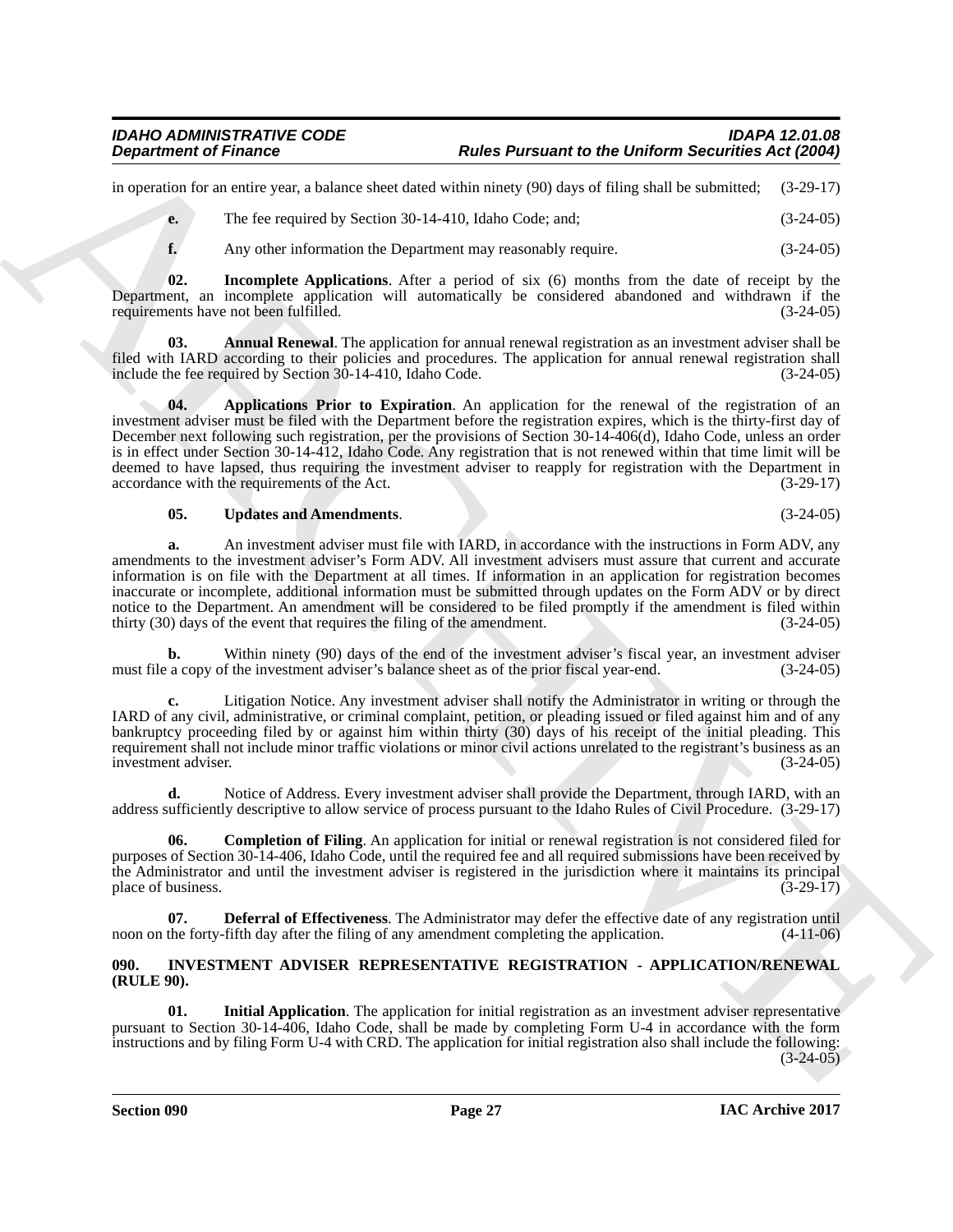in operation for an entire year, a balance sheet dated within ninety (90) days of filing shall be submitted; (3-29-17)

**e.** The fee required by Section 30-14-410, Idaho Code; and; (3-24-05)

**f.** Any other information the Department may reasonably require. (3-24-05)

**02. Incomplete Applications**. After a period of six (6) months from the date of receipt by the Department, an incomplete application will automatically be considered abandoned and withdrawn if the requirements have not been fulfilled. (3-24-05)

**03. Annual Renewal**. The application for annual renewal registration as an investment adviser shall be filed with IARD according to their policies and procedures. The application for annual renewal registration shall include the fee required by Section 30-14-410, Idaho Code. (3-24-05)

**04. Applications Prior to Expiration**. An application for the renewal of the registration of an investment adviser must be filed with the Department before the registration expires, which is the thirty-first day of December next following such registration, per the provisions of Section 30-14-406(d), Idaho Code, unless an order is in effect under Section 30-14-412, Idaho Code. Any registration that is not renewed within that time limit will be deemed to have lapsed, thus requiring the investment adviser to reapply for registration with the Department in accordance with the requirements of the Act. (3-29-17)

**05. Updates and Amendments**. (3-24-05)

**a.** An investment adviser must file with IARD, in accordance with the instructions in Form ADV, any amendments to the investment adviser's Form ADV. All investment advisers must assure that current and accurate information is on file with the Department at all times. If information in an application for registration becomes inaccurate or incomplete, additional information must be submitted through updates on the Form ADV or by direct notice to the Department. An amendment will be considered to be filed promptly if the amendment is filed within thirty (30) days of the event that requires the filing of the amendment. (3-24-05)

**b.** Within ninety (90) days of the end of the investment adviser's fiscal year, an investment adviser must file a copy of the investment adviser's balance sheet as of the prior fiscal year-end. (3-24-05)

**c.** Litigation Notice. Any investment adviser shall notify the Administrator in writing or through the IARD of any civil, administrative, or criminal complaint, petition, or pleading issued or filed against him and of any bankruptcy proceeding filed by or against him within thirty (30) days of his receipt of the initial pleading. This requirement shall not include minor traffic violations or minor civil actions unrelated to the registrant's business as an investment adviser. (3-24-05)

**d.** Notice of Address. Every investment adviser shall provide the Department, through IARD, with an address sufficiently descriptive to allow service of process pursuant to the Idaho Rules of Civil Procedure. (3-29-17)

**06. Completion of Filing**. An application for initial or renewal registration is not considered filed for purposes of Section 30-14-406, Idaho Code, until the required fee and all required submissions have been received by the Administrator and until the investment adviser is registered in the jurisdiction where it maintains its principal place of business. (3-29-17)

**07. Deferral of Effectiveness**. The Administrator may defer the effective date of any registration until noon on the forty-fifth day after the filing of any amendment completing the application. (4-11-06)

## 090. INVESTMENT ADVISER REPRESENTATIVE REGISTRATION - APPLICATION/RENEWAL (RULE 90).

**01. Initial Application**. The application for initial registration as an investment adviser representative pursuant to Section 30-14-406, Idaho Code, shall be made by completing Form U-4 in accordance with the form instructions and by filing Form U-4 with CRD. The application for initial registration also shall include the following: (3-24-05)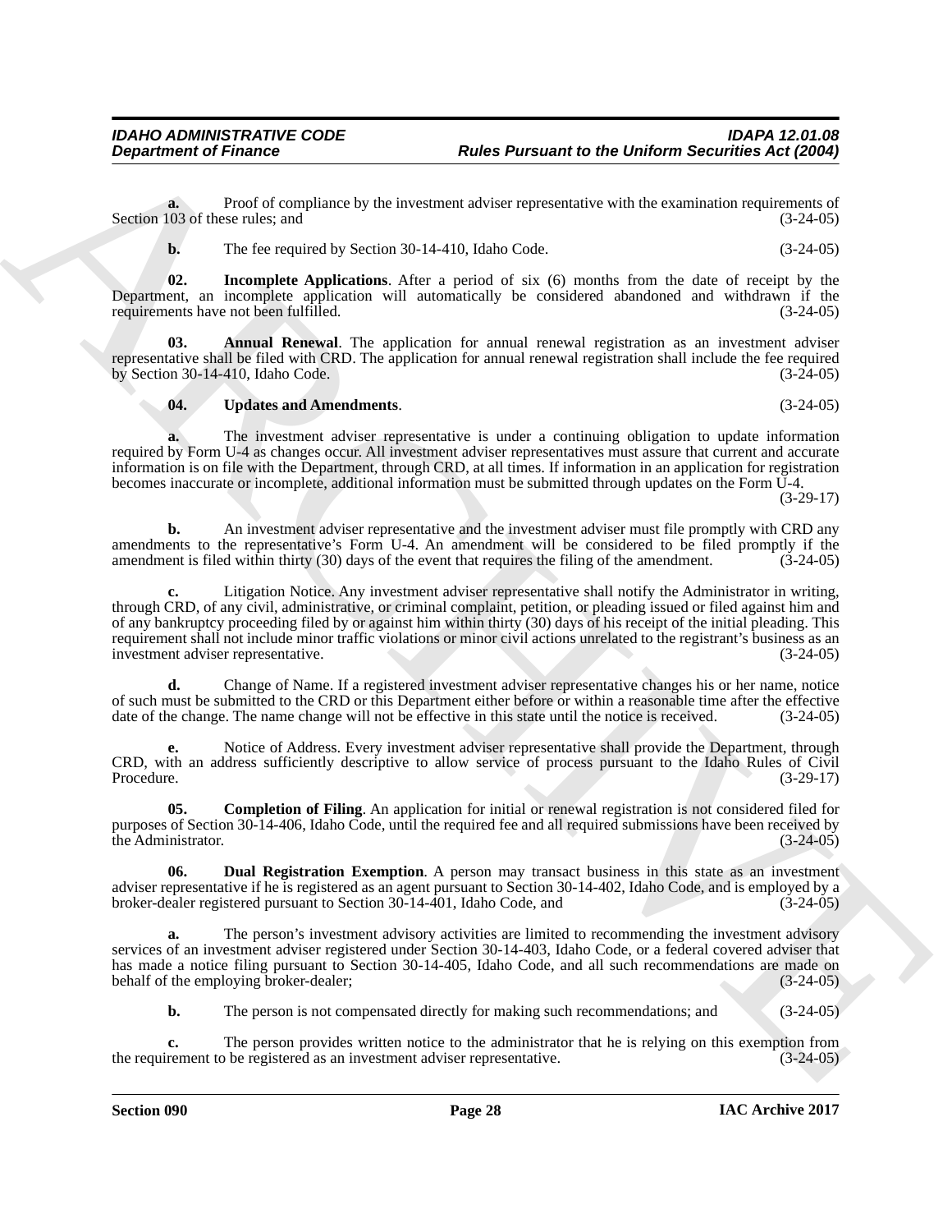**a.** Proof of compliance by the investment adviser representative with the examination requirements of Section 103 of these rules; and (3-24-05)

**b.** The fee required by Section 30-14-410, Idaho Code. (3-24-05)

**02. Incomplete Applications**. After a period of six (6) months from the date of receipt by the Department, an incomplete application will automatically be considered abandoned and withdrawn if the requirements have not been fulfilled. (3-24-05)

**03. Annual Renewal**. The application for annual renewal registration as an investment adviser representative shall be filed with CRD. The application for annual renewal registration shall include the fee required by Section 30-14-410, Idaho Code. (3-24-05)

**04. Updates and Amendments**. (3-24-05)

**a.** The investment adviser representative is under a continuing obligation to update information required by Form U-4 as changes occur. All investment adviser representatives must assure that current and accurate information is on file with the Department, through CRD, at all times. If information in an application for registration becomes inaccurate or incomplete, additional information must be submitted through updates on the Form U-4. (3-29-17)

**b.** An investment adviser representative and the investment adviser must file promptly with CRD any amendments to the representative's Form U-4. An amendment will be considered to be filed promptly if the amendment is filed within thirty (30) days of the event that requires the filing of the amendment. (3-24-05)

**c.** Litigation Notice. Any investment adviser representative shall notify the Administrator in writing, through CRD, of any civil, administrative, or criminal complaint, petition, or pleading issued or filed against him and of any bankruptcy proceeding filed by or against him within thirty (30) days of his receipt of the initial pleading. This requirement shall not include minor traffic violations or minor civil actions unrelated to the registrant's business as an investment adviser representative. (3-24-05)

**d.** Change of Name. If a registered investment adviser representative changes his or her name, notice of such must be submitted to the CRD or this Department either before or within a reasonable time after the effective date of the change. The name change will not be effective in this state until the notice is received. (3-24-05)

**e.** Notice of Address. Every investment adviser representative shall provide the Department, through CRD, with an address sufficiently descriptive to allow service of process pursuant to the Idaho Rules of Civil Procedure. (3-29-17)

**05. Completion of Filing**. An application for initial or renewal registration is not considered filed for purposes of Section 30-14-406, Idaho Code, until the required fee and all required submissions have been received by the Administrator. (3-24-05)

**06. Dual Registration Exemption**. A person may transact business in this state as an investment adviser representative if he is registered as an agent pursuant to Section 30-14-402, Idaho Code, and is employed by a broker-dealer registered pursuant to Section 30-14-401, Idaho Code, and (3-24-05)

**a.** The person's investment advisory activities are limited to recommending the investment advisory services of an investment adviser registered under Section 30-14-403, Idaho Code, or a federal covered adviser that has made a notice filing pursuant to Section 30-14-405, Idaho Code, and all such recommendations are made on behalf of the employing broker-dealer; (3-24-05)

**b.** The person is not compensated directly for making such recommendations; and (3-24-05)

**c.** The person provides written notice to the administrator that he is relying on this exemption from the requirement to be registered as an investment adviser representative. (3-24-05)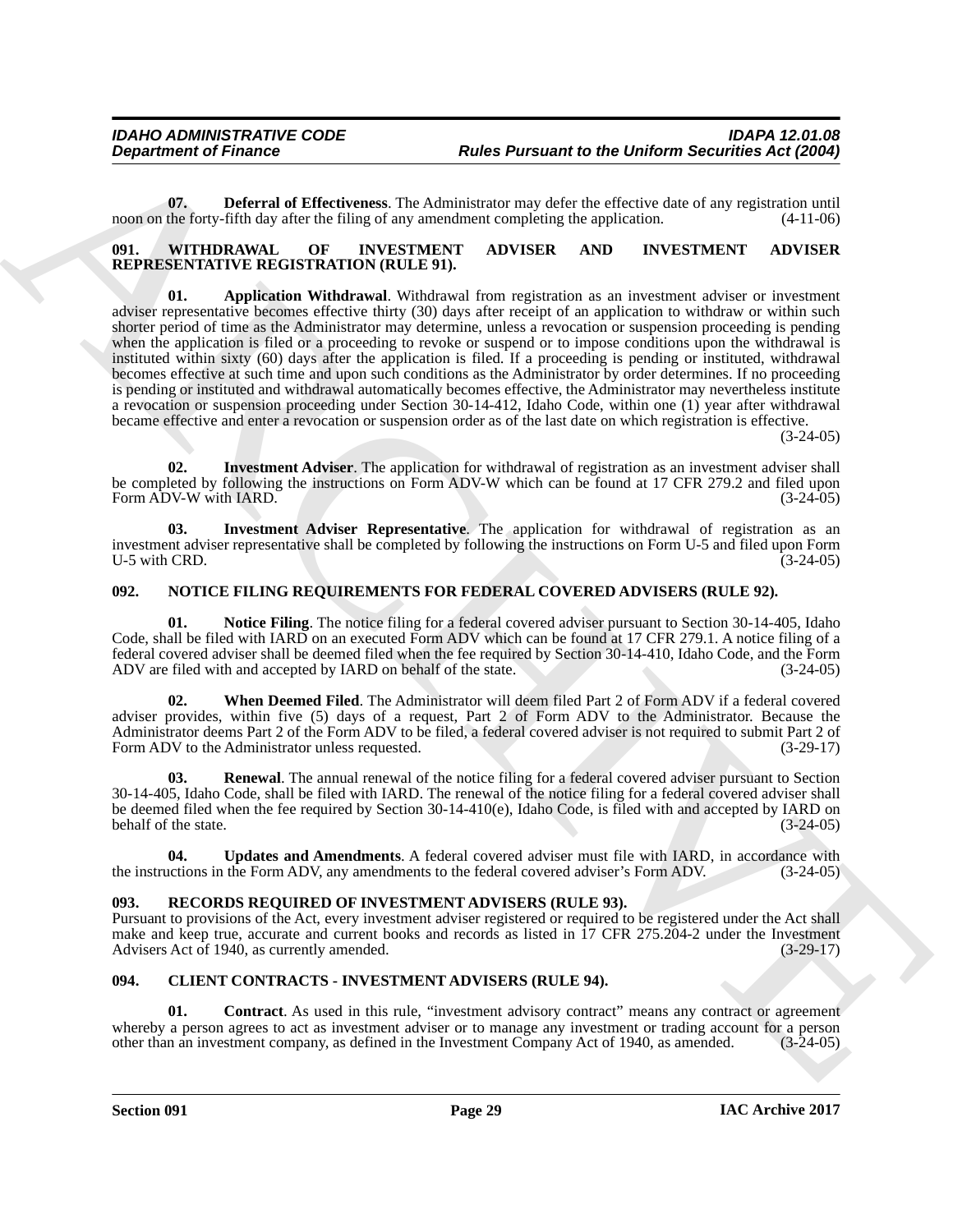**07. Deferral of Effectiveness**. The Administrator may defer the effective date of any registration until noon on the forty-fifth day after the filing of any amendment completing the application. (4-11-06)

## 091. WITHDRAWAL OF INVESTMENT ADVISER AND INVESTMENT ADVISER REPRESENTATIVE REGISTRATION (RULE 91).

**01. Application Withdrawal**. Withdrawal from registration as an investment adviser or investment adviser representative becomes effective thirty (30) days after receipt of an application to withdraw or within such shorter period of time as the Administrator may determine, unless a revocation or suspension proceeding is pending when the application is filed or a proceeding to revoke or suspend or to impose conditions upon the withdrawal is instituted within sixty (60) days after the application is filed. If a proceeding is pending or instituted, withdrawal becomes effective at such time and upon such conditions as the Administrator by order determines. If no proceeding is pending or instituted and withdrawal automatically becomes effective, the Administrator may nevertheless institute a revocation or suspension proceeding under Section 30-14-412, Idaho Code, within one (1) year after withdrawal became effective and enter a revocation or suspension order as of the last date on which registration is effective. (3-24-05)

**02. Investment Adviser**. The application for withdrawal of registration as an investment adviser shall be completed by following the instructions on Form ADV-W which can be found at 17 CFR 279.2 and filed upon Form ADV-W with IARD. (3-24-05)

**03. Investment Adviser Representative**. The application for withdrawal of registration as an investment adviser representative shall be completed by following the instructions on Form U-5 and filed upon Form U-5 with CRD. (3-24-05)

## 092. NOTICE FILING REQUIREMENTS FOR FEDERAL COVERED ADVISERS (RULE 92).

**01. Notice Filing**. The notice filing for a federal covered adviser pursuant to Section 30-14-405, Idaho Code, shall be filed with IARD on an executed Form ADV which can be found at 17 CFR 279.1. A notice filing of a federal covered adviser shall be deemed filed when the fee required by Section 30-14-410, Idaho Code, and the Form ADV are filed with and accepted by IARD on behalf of the state. (3-24-05)

**02. When Deemed Filed**. The Administrator will deem filed Part 2 of Form ADV if a federal covered adviser provides, within five (5) days of a request, Part 2 of Form ADV to the Administrator. Because the Administrator deems Part 2 of the Form ADV to be filed, a federal covered adviser is not required to submit Part 2 of Form ADV to the Administrator unless requested. (3-29-17)

**03. Renewal**. The annual renewal of the notice filing for a federal covered adviser pursuant to Section 30-14-405, Idaho Code, shall be filed with IARD. The renewal of the notice filing for a federal covered adviser shall be deemed filed when the fee required by Section 30-14-410(e), Idaho Code, is filed with and accepted by IARD on behalf of the state. (3-24-05)

**04. Updates and Amendments**. A federal covered adviser must file with IARD, in accordance with the instructions in the Form ADV, any amendments to the federal covered adviser's Form ADV. (3-24-05)

## 093. RECORDS REQUIRED OF INVESTMENT ADVISERS (RULE 93).

Pursuant to provisions of the Act, every investment adviser registered or required to be registered under the Act shall make and keep true, accurate and current books and records as listed in 17 CFR 275.204-2 under the Investment Advisers Act of 1940, as currently amended. (3-29-17)

## 094. CLIENT CONTRACTS - INVESTMENT ADVISERS (RULE 94).

**01. Contract**. As used in this rule, "investment advisory contract" means any contract or agreement whereby a person agrees to act as investment adviser or to manage any investment or trading account for a person other than an investment company, as defined in the Investment Company Act of 1940, as amended. (3-24-05)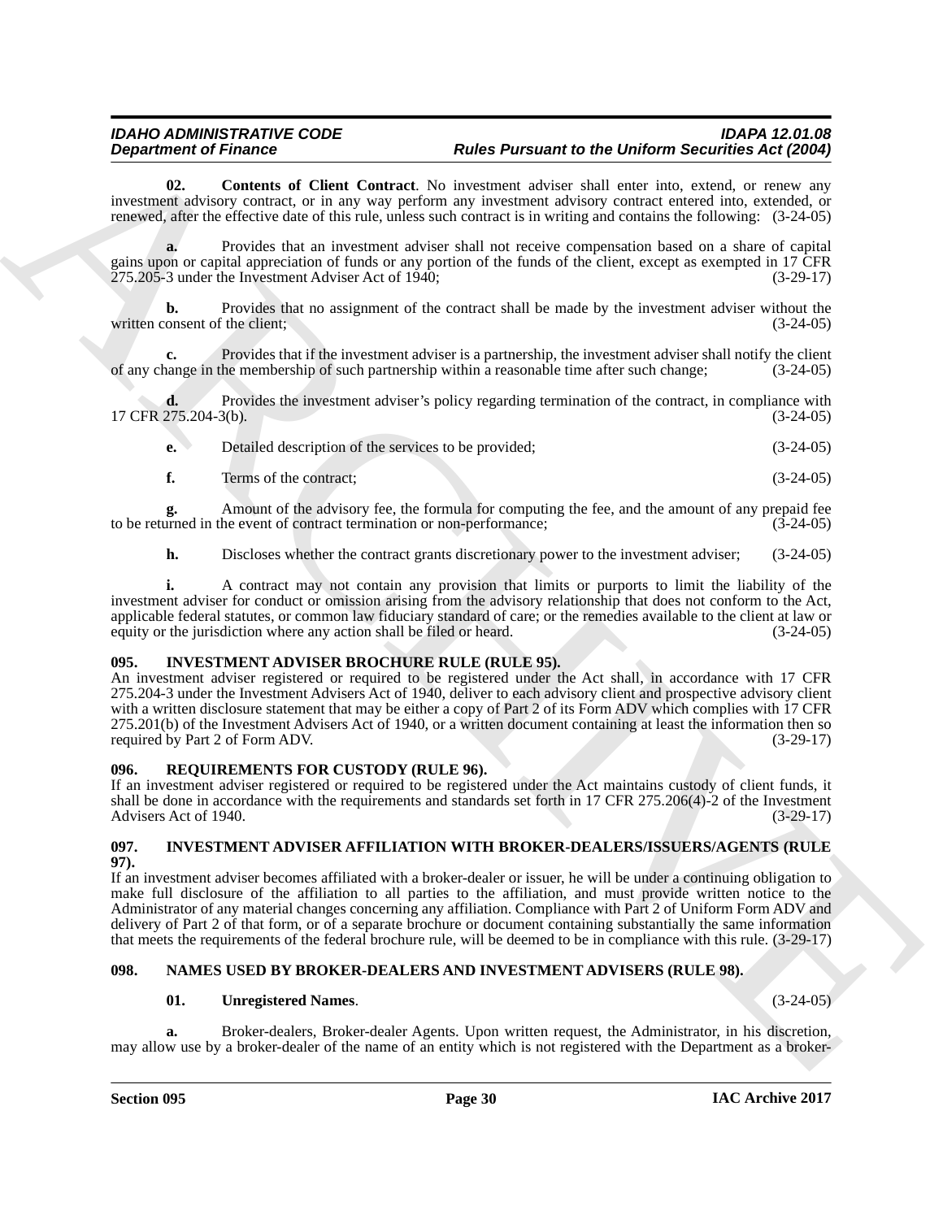**02. Contents of Client Contract**. No investment adviser shall enter into, extend, or renew any investment advisory contract, or in any way perform any investment advisory contract entered into, extended, or renewed, after the effective date of this rule, unless such contract is in writing and contains the following: (3-24-05)

**a.** Provides that an investment adviser shall not receive compensation based on a share of capital gains upon or capital appreciation of funds or any portion of the funds of the client, except as exempted in 17 CFR 275.205-3 under the Investment Adviser Act of 1940; (3-29-17)

**b.** Provides that no assignment of the contract shall be made by the investment adviser without the written consent of the client; (3-24-05)

**c.** Provides that if the investment adviser is a partnership, the investment adviser shall notify the client of any change in the membership of such partnership within a reasonable time after such change; (3-24-05)

**d.** Provides the investment adviser's policy regarding termination of the contract, in compliance with 17 CFR 275.204-3(b). (3-24-05)

**e.** Detailed description of the services to be provided; (3-24-05)

**f.** Terms of the contract; (3-24-05)

**g.** Amount of the advisory fee, the formula for computing the fee, and the amount of any prepaid fee to be returned in the event of contract termination or non-performance; (3-24-05)

**h.** Discloses whether the contract grants discretionary power to the investment adviser; (3-24-05)

**i.** A contract may not contain any provision that limits or purports to limit the liability of the investment adviser for conduct or omission arising from the advisory relationship that does not conform to the Act, applicable federal statutes, or common law fiduciary standard of care; or the remedies available to the client at law or equity or the jurisdiction where any action shall be filed or heard. (3-24-05)

## 095. INVESTMENT ADVISER BROCHURE RULE (RULE 95).

An investment adviser registered or required to be registered under the Act shall, in accordance with 17 CFR 275.204-3 under the Investment Advisers Act of 1940, deliver to each advisory client and prospective advisory client with a written disclosure statement that may be either a copy of Part 2 of its Form ADV which complies with 17 CFR 275.201(b) of the Investment Advisers Act of 1940, or a written document containing at least the information then so required by Part 2 of Form ADV. (3-29-17)

## 096. REQUIREMENTS FOR CUSTODY (RULE 96).

If an investment adviser registered or required to be registered under the Act maintains custody of client funds, it shall be done in accordance with the requirements and standards set forth in 17 CFR 275.206(4)-2 of the Investment Advisers Act of 1940. (3-29-17)

## 097. INVESTMENT ADVISER AFFILIATION WITH BROKER-DEALERS/ISSUERS/AGENTS (RULE 97).

If an investment adviser becomes affiliated with a broker-dealer or issuer, he will be under a continuing obligation to make full disclosure of the affiliation to all parties to the affiliation, and must provide written notice to the Administrator of any material changes concerning any affiliation. Compliance with Part 2 of Uniform Form ADV and delivery of Part 2 of that form, or of a separate brochure or document containing substantially the same information that meets the requirements of the federal brochure rule, will be deemed to be in compliance with this rule. (3-29-17)

## 098. NAMES USED BY BROKER-DEALERS AND INVESTMENT ADVISERS (RULE 98).

**01. Unregistered Names**. (3-24-05)

**a.** Broker-dealers, Broker-dealer Agents. Upon written request, the Administrator, in his discretion, may allow use by a broker-dealer of the name of an entity which is not registered with the Department as a broker-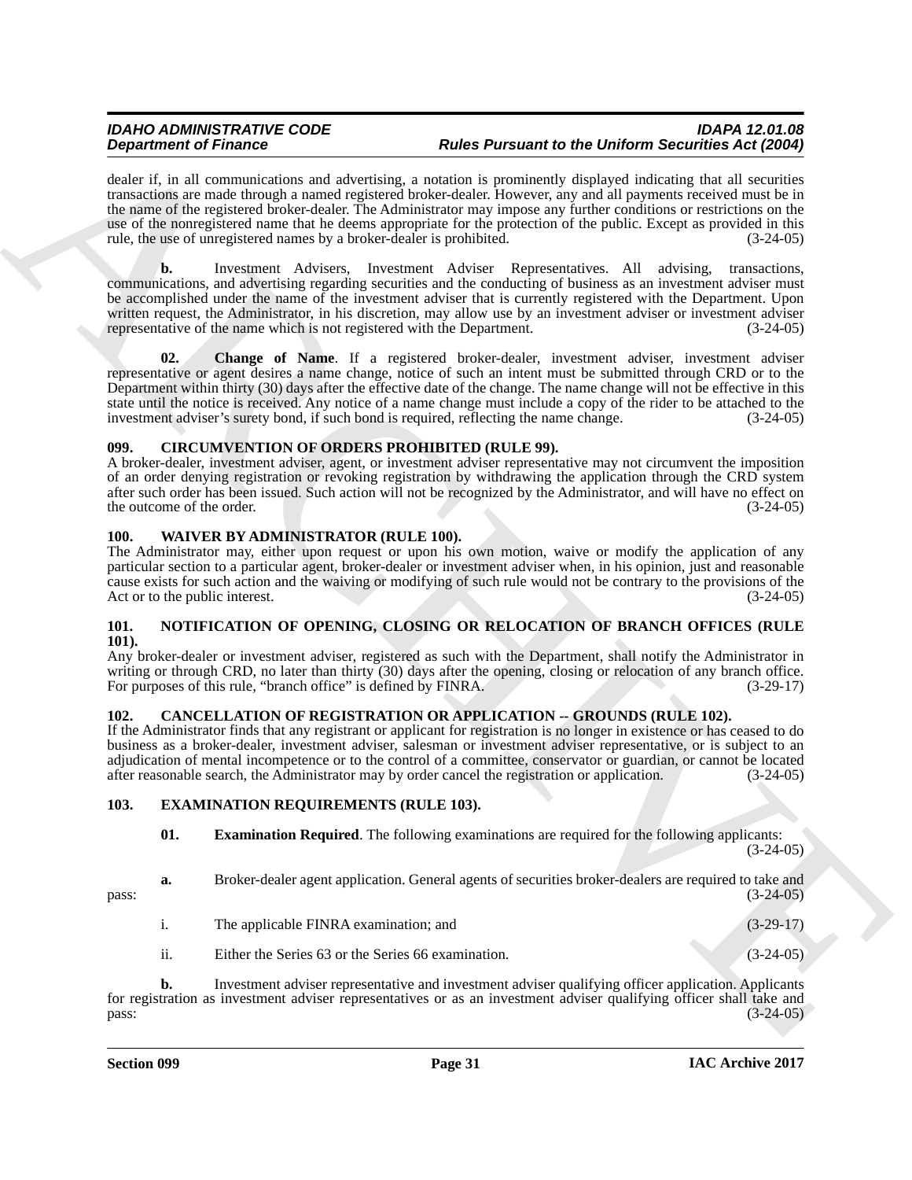dealer if, in all communications and advertising, a notation is prominently displayed indicating that all securities transactions are made through a named registered broker-dealer. However, any and all payments received must be in the name of the registered broker-dealer. The Administrator may impose any further conditions or restrictions on the use of the nonregistered name that he deems appropriate for the protection of the public. Except as provided in this rule, the use of unregistered names by a broker-dealer is prohibited. (3-24-05)

**b.** Investment Advisers, Investment Adviser Representatives. All advising, transactions, communications, and advertising regarding securities and the conducting of business as an investment adviser must be accomplished under the name of the investment adviser that is currently registered with the Department. Upon written request, the Administrator, in his discretion, may allow use by an investment adviser or investment adviser representative of the name which is not registered with the Department. (3-24-05)

**02. Change of Name**. If a registered broker-dealer, investment adviser, investment adviser representative or agent desires a name change, notice of such an intent must be submitted through CRD or to the Department within thirty (30) days after the effective date of the change. The name change will not be effective in this state until the notice is received. Any notice of a name change must include a copy of the rider to be attached to the investment adviser's surety bond, if such bond is required, reflecting the name change. (3-24-05)

### 099. CIRCUMVENTION OF ORDERS PROHIBITED (RULE 99).

A broker-dealer, investment adviser, agent, or investment adviser representative may not circumvent the imposition of an order denying registration or revoking registration by withdrawing the application through the CRD system after such order has been issued. Such action will not be recognized by the Administrator, and will have no effect on the outcome of the order. (3-24-05)

### 100. WAIVER BY ADMINISTRATOR (RULE 100).

The Administrator may, either upon request or upon his own motion, waive or modify the application of any particular section to a particular agent, broker-dealer or investment adviser when, in his opinion, just and reasonable cause exists for such action and the waiving or modifying of such rule would not be contrary to the provisions of the Act or to the public interest. (3-24-05)

### 101. NOTIFICATION OF OPENING, CLOSING OR RELOCATION OF BRANCH OFFICES (RULE 101).

Any broker-dealer or investment adviser, registered as such with the Department, shall notify the Administrator in writing or through CRD, no later than thirty (30) days after the opening, closing or relocation of any branch office. For purposes of this rule, "branch office" is defined by FINRA. (3-29-17)

### 102. CANCELLATION OF REGISTRATION OR APPLICATION -- GROUNDS (RULE 102).

If the Administrator finds that any registrant or applicant for registration is no longer in existence or has ceased to do business as a broker-dealer, investment adviser, salesman or investment adviser representative, or is subject to an adjudication of mental incompetence or to the control of a committee, conservator or guardian, or cannot be located after reasonable search, the Administrator may by order cancel the registration or application. (3-24-05)

### 103. EXAMINATION REQUIREMENTS (RULE 103).

**01. Examination Required**. The following examinations are required for the following applicants: (3-24-05)

**a.** Broker-dealer agent application. General agents of securities broker-dealers are required to take and pass: (3-24-05)

i. The applicable FINRA examination; and (3-29-17)

ii. Either the Series 63 or the Series 66 examination. (3-24-05)

**b.** Investment adviser representative and investment adviser qualifying officer application. Applicants for registration as investment adviser representatives or as an investment adviser qualifying officer shall take and pass: (3-24-05)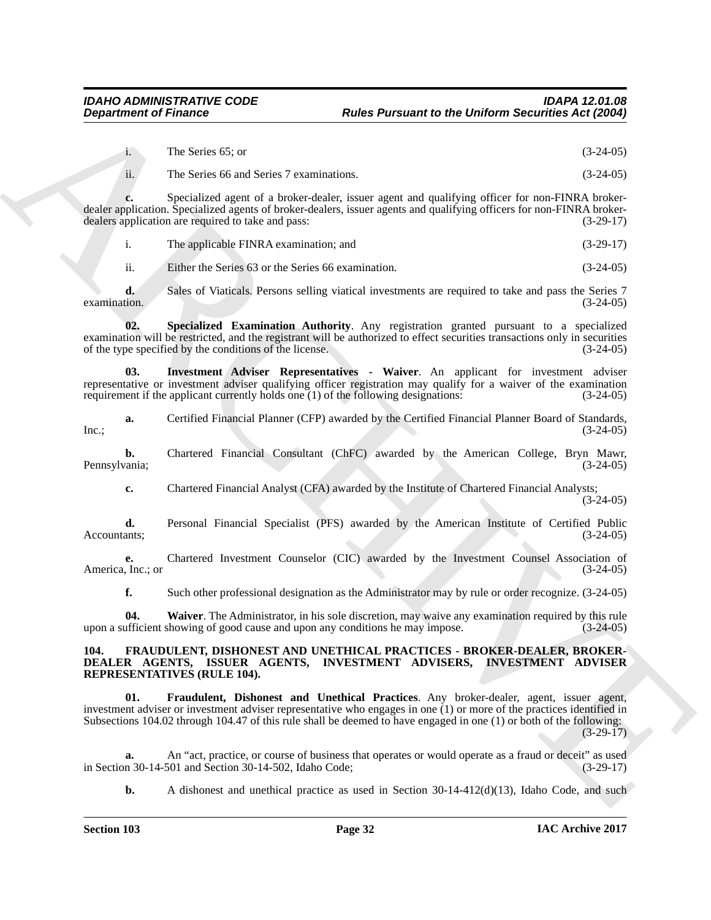i. The Series 65; or (3-24-05)

ii. The Series 66 and Series 7 examinations. (3-24-05)

**c.** Specialized agent of a broker-dealer, issuer agent and qualifying officer for non-FINRA broker-dealer application. Specialized agents of broker-dealers, issuer agents and qualifying officers for non-FINRA broker-dealers application are required to take and pass: (3-29-17)

i. The applicable FINRA examination; and (3-29-17)

ii. Either the Series 63 or the Series 66 examination. (3-24-05)

**d.** Sales of Viaticals. Persons selling viatical investments are required to take and pass the Series 7 examination. (3-24-05)

**02. Specialized Examination Authority**. Any registration granted pursuant to a specialized examination will be restricted, and the registrant will be authorized to effect securities transactions only in securities of the type specified by the conditions of the license. (3-24-05)

**03. Investment Adviser Representatives - Waiver**. An applicant for investment adviser representative or investment adviser qualifying officer registration may qualify for a waiver of the examination requirement if the applicant currently holds one (1) of the following designations: (3-24-05)

**a.** Certified Financial Planner (CFP) awarded by the Certified Financial Planner Board of Standards, Inc.; (3-24-05)

**b.** Chartered Financial Consultant (ChFC) awarded by the American College, Bryn Mawr, Pennsylvania; (3-24-05)

**c.** Chartered Financial Analyst (CFA) awarded by the Institute of Chartered Financial Analysts; (3-24-05)

**d.** Personal Financial Specialist (PFS) awarded by the American Institute of Certified Public Accountants; (3-24-05)

**e.** Chartered Investment Counselor (CIC) awarded by the Investment Counsel Association of America, Inc.; or (3-24-05)

**f.** Such other professional designation as the Administrator may by rule or order recognize. (3-24-05)

**04. Waiver**. The Administrator, in his sole discretion, may waive any examination required by this rule upon a sufficient showing of good cause and upon any conditions he may impose. (3-24-05)

### 104. FRAUDULENT, DISHONEST AND UNETHICAL PRACTICES - BROKER-DEALER, BROKER-DEALER AGENTS, ISSUER AGENTS, INVESTMENT ADVISERS, INVESTMENT ADVISER REPRESENTATIVES (RULE 104).

**01. Fraudulent, Dishonest and Unethical Practices**. Any broker-dealer, agent, issuer agent, investment adviser or investment adviser representative who engages in one (1) or more of the practices identified in Subsections 104.02 through 104.47 of this rule shall be deemed to have engaged in one (1) or both of the following: (3-29-17)

**a.** An "act, practice, or course of business that operates or would operate as a fraud or deceit" as used in Section 30-14-501 and Section 30-14-502, Idaho Code; (3-29-17)

**b.** A dishonest and unethical practice as used in Section 30-14-412(d)(13), Idaho Code, and such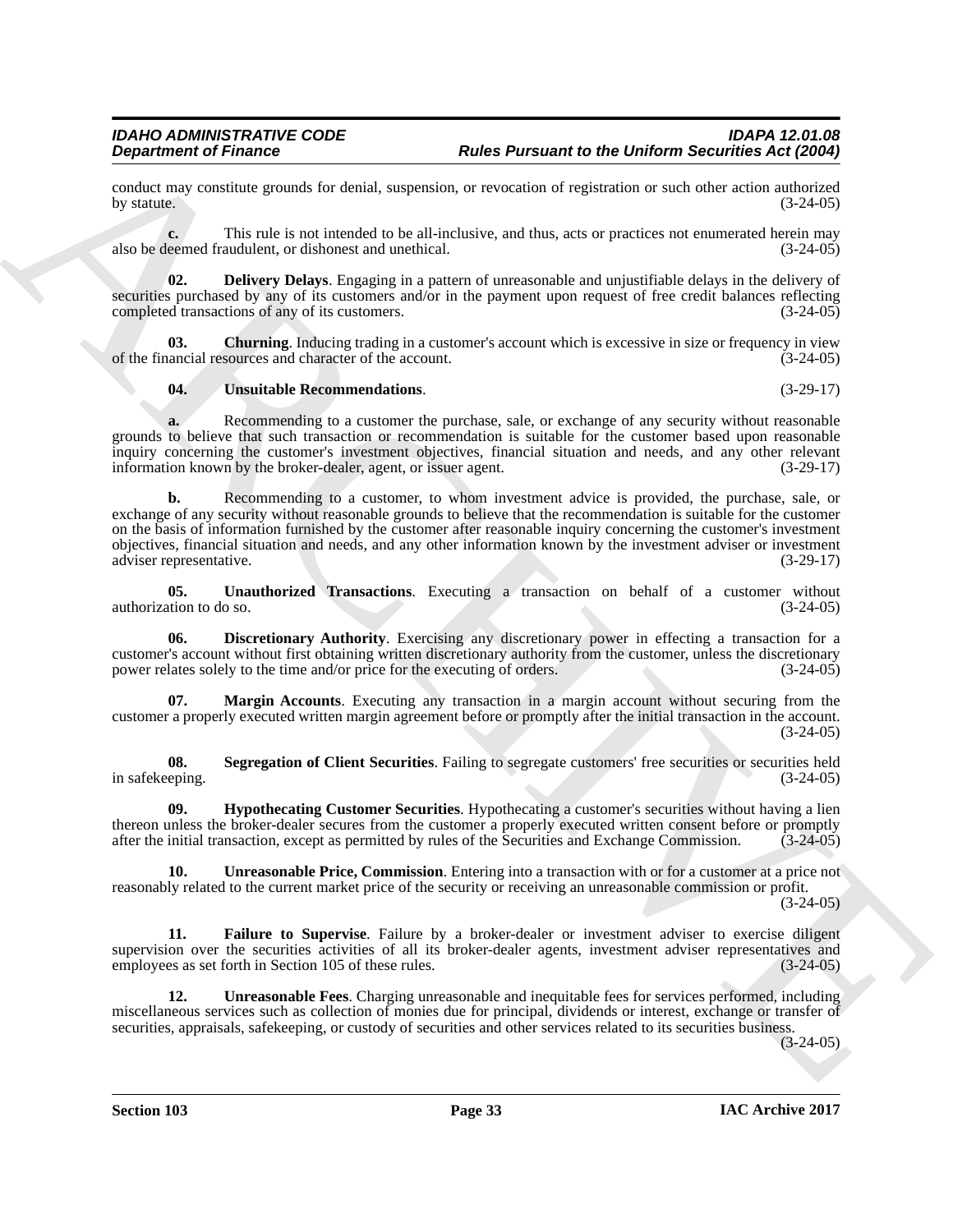conduct may constitute grounds for denial, suspension, or revocation of registration or such other action authorized by statute. (3-24-05)

**c.** This rule is not intended to be all-inclusive, and thus, acts or practices not enumerated herein may also be deemed fraudulent, or dishonest and unethical. (3-24-05)

**02. Delivery Delays**. Engaging in a pattern of unreasonable and unjustifiable delays in the delivery of securities purchased by any of its customers and/or in the payment upon request of free credit balances reflecting completed transactions of any of its customers. (3-24-05)

**03. Churning**. Inducing trading in a customer's account which is excessive in size or frequency in view of the financial resources and character of the account. (3-24-05)

**04. Unsuitable Recommendations**. (3-29-17)

**a.** Recommending to a customer the purchase, sale, or exchange of any security without reasonable grounds to believe that such transaction or recommendation is suitable for the customer based upon reasonable inquiry concerning the customer's investment objectives, financial situation and needs, and any other relevant information known by the broker-dealer, agent, or issuer agent. (3-29-17)

**b.** Recommending to a customer, to whom investment advice is provided, the purchase, sale, or exchange of any security without reasonable grounds to believe that the recommendation is suitable for the customer on the basis of information furnished by the customer after reasonable inquiry concerning the customer's investment objectives, financial situation and needs, and any other information known by the investment adviser or investment adviser representative. (3-29-17)

**05. Unauthorized Transactions**. Executing a transaction on behalf of a customer without authorization to do so. (3-24-05)

**06. Discretionary Authority**. Exercising any discretionary power in effecting a transaction for a customer's account without first obtaining written discretionary authority from the customer, unless the discretionary power relates solely to the time and/or price for the executing of orders. (3-24-05)

**07. Margin Accounts**. Executing any transaction in a margin account without securing from the customer a properly executed written margin agreement before or promptly after the initial transaction in the account. (3-24-05)

**08. Segregation of Client Securities**. Failing to segregate customers' free securities or securities held in safekeeping. (3-24-05)

**09. Hypothecating Customer Securities**. Hypothecating a customer's securities without having a lien thereon unless the broker-dealer secures from the customer a properly executed written consent before or promptly after the initial transaction, except as permitted by rules of the Securities and Exchange Commission. (3-24-05)

**10. Unreasonable Price, Commission**. Entering into a transaction with or for a customer at a price not reasonably related to the current market price of the security or receiving an unreasonable commission or profit. (3-24-05)

**11. Failure to Supervise**. Failure by a broker-dealer or investment adviser to exercise diligent supervision over the securities activities of all its broker-dealer agents, investment adviser representatives and employees as set forth in Section 105 of these rules. (3-24-05)

**12. Unreasonable Fees**. Charging unreasonable and inequitable fees for services performed, including miscellaneous services such as collection of monies due for principal, dividends or interest, exchange or transfer of securities, appraisals, safekeeping, or custody of securities and other services related to its securities business. (3-24-05)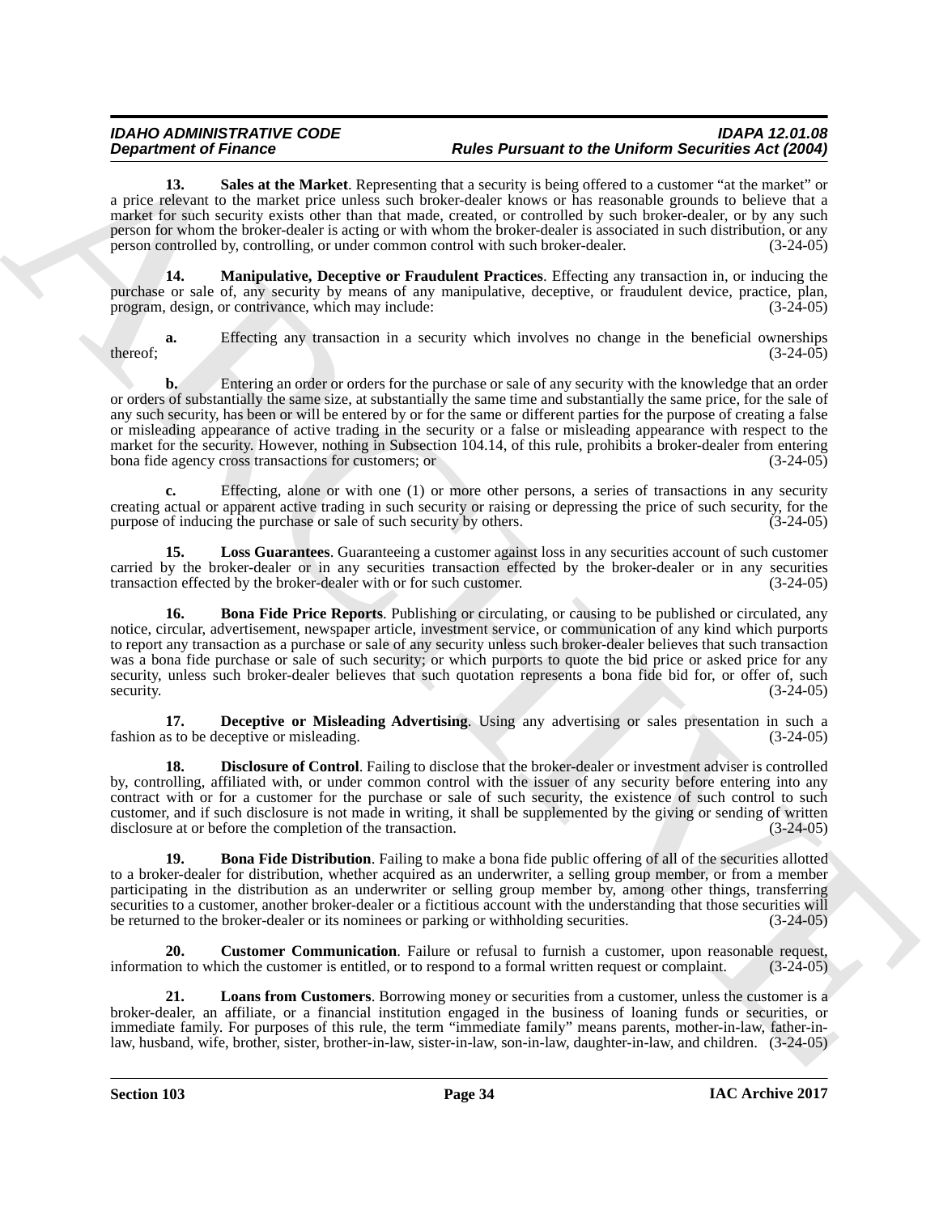**13. Sales at the Market**. Representing that a security is being offered to a customer "at the market" or a price relevant to the market price unless such broker-dealer knows or has reasonable grounds to believe that a market for such security exists other than that made, created, or controlled by such broker-dealer, or by any such person for whom the broker-dealer is acting or with whom the broker-dealer is associated in such distribution, or any person controlled by, controlling, or under common control with such broker-dealer. (3-24-05)

**14. Manipulative, Deceptive or Fraudulent Practices**. Effecting any transaction in, or inducing the purchase or sale of, any security by means of any manipulative, deceptive, or fraudulent device, practice, plan, program, design, or contrivance, which may include: (3-24-05)

**a.** Effecting any transaction in a security which involves no change in the beneficial ownerships thereof; (3-24-05)

**b.** Entering an order or orders for the purchase or sale of any security with the knowledge that an order or orders of substantially the same size, at substantially the same time and substantially the same price, for the sale of any such security, has been or will be entered by or for the same or different parties for the purpose of creating a false or misleading appearance of active trading in the security or a false or misleading appearance with respect to the market for the security. However, nothing in Subsection 104.14, of this rule, prohibits a broker-dealer from entering bona fide agency cross transactions for customers; or (3-24-05)

**c.** Effecting, alone or with one (1) or more other persons, a series of transactions in any security creating actual or apparent active trading in such security or raising or depressing the price of such security, for the purpose of inducing the purchase or sale of such security by others. (3-24-05)

**15. Loss Guarantees**. Guaranteeing a customer against loss in any securities account of such customer carried by the broker-dealer or in any securities transaction effected by the broker-dealer or in any securities transaction effected by the broker-dealer with or for such customer. (3-24-05)

**16. Bona Fide Price Reports**. Publishing or circulating, or causing to be published or circulated, any notice, circular, advertisement, newspaper article, investment service, or communication of any kind which purports to report any transaction as a purchase or sale of any security unless such broker-dealer believes that such transaction was a bona fide purchase or sale of such security; or which purports to quote the bid price or asked price for any security, unless such broker-dealer believes that such quotation represents a bona fide bid for, or offer of, such security. (3-24-05)

**17. Deceptive or Misleading Advertising**. Using any advertising or sales presentation in such a fashion as to be deceptive or misleading. (3-24-05)

**18. Disclosure of Control**. Failing to disclose that the broker-dealer or investment adviser is controlled by, controlling, affiliated with, or under common control with the issuer of any security before entering into any contract with or for a customer for the purchase or sale of such security, the existence of such control to such customer, and if such disclosure is not made in writing, it shall be supplemented by the giving or sending of written disclosure at or before the completion of the transaction. (3-24-05)

**19. Bona Fide Distribution**. Failing to make a bona fide public offering of all of the securities allotted to a broker-dealer for distribution, whether acquired as an underwriter, a selling group member, or from a member participating in the distribution as an underwriter or selling group member by, among other things, transferring securities to a customer, another broker-dealer or a fictitious account with the understanding that those securities will be returned to the broker-dealer or its nominees or parking or withholding securities. (3-24-05)

**20. Customer Communication**. Failure or refusal to furnish a customer, upon reasonable request, information to which the customer is entitled, or to respond to a formal written request or complaint. (3-24-05)

**21. Loans from Customers**. Borrowing money or securities from a customer, unless the customer is a broker-dealer, an affiliate, or a financial institution engaged in the business of loaning funds or securities, or immediate family. For purposes of this rule, the term "immediate family" means parents, mother-in-law, father-in-law, husband, wife, brother, sister, brother-in-law, sister-in-law, son-in-law, daughter-in-law, and children. (3-24-05)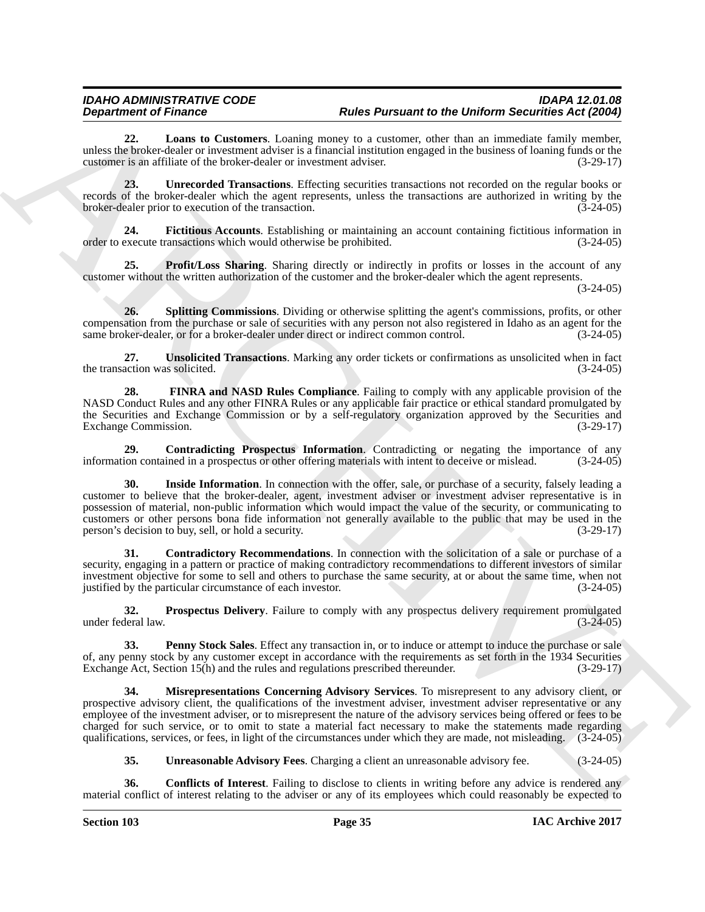**22. Loans to Customers**. Loaning money to a customer, other than an immediate family member, unless the broker-dealer or investment adviser is a financial institution engaged in the business of loaning funds or the customer is an affiliate of the broker-dealer or investment adviser. (3-29-17)

**23. Unrecorded Transactions**. Effecting securities transactions not recorded on the regular books or records of the broker-dealer which the agent represents, unless the transactions are authorized in writing by the broker-dealer prior to execution of the transaction. (3-24-05)

**24. Fictitious Accounts**. Establishing or maintaining an account containing fictitious information in order to execute transactions which would otherwise be prohibited. (3-24-05)

**25. Profit/Loss Sharing**. Sharing directly or indirectly in profits or losses in the account of any customer without the written authorization of the customer and the broker-dealer which the agent represents. (3-24-05)

**26. Splitting Commissions**. Dividing or otherwise splitting the agent's commissions, profits, or other compensation from the purchase or sale of securities with any person not also registered in Idaho as an agent for the same broker-dealer, or for a broker-dealer under direct or indirect common control. (3-24-05)

**27. Unsolicited Transactions**. Marking any order tickets or confirmations as unsolicited when in fact the transaction was solicited. (3-24-05)

**28. FINRA and NASD Rules Compliance**. Failing to comply with any applicable provision of the NASD Conduct Rules and any other FINRA Rules or any applicable fair practice or ethical standard promulgated by the Securities and Exchange Commission or by a self-regulatory organization approved by the Securities and Exchange Commission. (3-29-17)

**29. Contradicting Prospectus Information**. Contradicting or negating the importance of any information contained in a prospectus or other offering materials with intent to deceive or mislead. (3-24-05)

**30. Inside Information**. In connection with the offer, sale, or purchase of a security, falsely leading a customer to believe that the broker-dealer, agent, investment adviser or investment adviser representative is in possession of material, non-public information which would impact the value of the security, or communicating to customers or other persons bona fide information not generally available to the public that may be used in the person's decision to buy, sell, or hold a security. (3-29-17)

**31. Contradictory Recommendations**. In connection with the solicitation of a sale or purchase of a security, engaging in a pattern or practice of making contradictory recommendations to different investors of similar investment objective for some to sell and others to purchase the same security, at or about the same time, when not justified by the particular circumstance of each investor. (3-24-05)

**32. Prospectus Delivery**. Failure to comply with any prospectus delivery requirement promulgated under federal law. (3-24-05)

**33. Penny Stock Sales**. Effect any transaction in, or to induce or attempt to induce the purchase or sale of, any penny stock by any customer except in accordance with the requirements as set forth in the 1934 Securities Exchange Act, Section 15(h) and the rules and regulations prescribed thereunder. (3-29-17)

**34. Misrepresentations Concerning Advisory Services**. To misrepresent to any advisory client, or prospective advisory client, the qualifications of the investment adviser, investment adviser representative or any employee of the investment adviser, or to misrepresent the nature of the advisory services being offered or fees to be charged for such service, or to omit to state a material fact necessary to make the statements made regarding qualifications, services, or fees, in light of the circumstances under which they are made, not misleading. (3-24-05)

**35. Unreasonable Advisory Fees**. Charging a client an unreasonable advisory fee. (3-24-05)

**36. Conflicts of Interest**. Failing to disclose to clients in writing before any advice is rendered any material conflict of interest relating to the adviser or any of its employees which could reasonably be expected to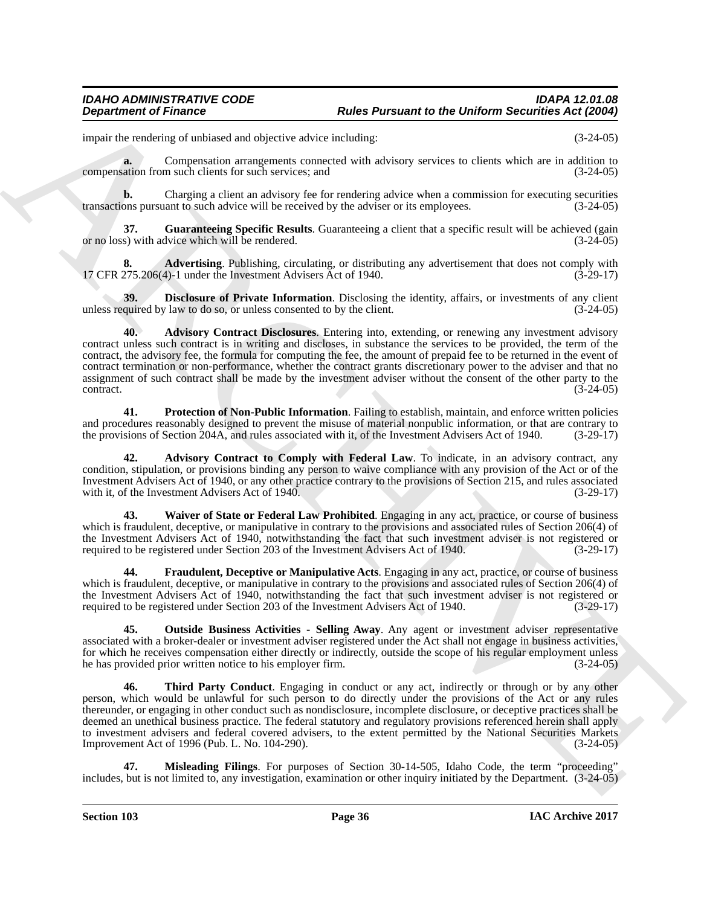impair the rendering of unbiased and objective advice including: (3-24-05)

**a.** Compensation arrangements connected with advisory services to clients which are in addition to compensation from such clients for such services; and (3-24-05)

**b.** Charging a client an advisory fee for rendering advice when a commission for executing securities transactions pursuant to such advice will be received by the adviser or its employees. (3-24-05)

**37. Guaranteeing Specific Results**. Guaranteeing a client that a specific result will be achieved (gain or no loss) with advice which will be rendered. (3-24-05)

**8. Advertising**. Publishing, circulating, or distributing any advertisement that does not comply with 17 CFR 275.206(4)-1 under the Investment Advisers Act of 1940. (3-29-17)

**39. Disclosure of Private Information**. Disclosing the identity, affairs, or investments of any client unless required by law to do so, or unless consented to by the client. (3-24-05)

**40. Advisory Contract Disclosures**. Entering into, extending, or renewing any investment advisory contract unless such contract is in writing and discloses, in substance the services to be provided, the term of the contract, the advisory fee, the formula for computing the fee, the amount of prepaid fee to be returned in the event of contract termination or non-performance, whether the contract grants discretionary power to the adviser and that no assignment of such contract shall be made by the investment adviser without the consent of the other party to the contract. (3-24-05)

**41. Protection of Non-Public Information**. Failing to establish, maintain, and enforce written policies and procedures reasonably designed to prevent the misuse of material nonpublic information, or that are contrary to the provisions of Section 204A, and rules associated with it, of the Investment Advisers Act of 1940. (3-29-17)

**42. Advisory Contract to Comply with Federal Law**. To indicate, in an advisory contract, any condition, stipulation, or provisions binding any person to waive compliance with any provision of the Act or of the Investment Advisers Act of 1940, or any other practice contrary to the provisions of Section 215, and rules associated with it, of the Investment Advisers Act of 1940. (3-29-17)

**43. Waiver of State or Federal Law Prohibited**. Engaging in any act, practice, or course of business which is fraudulent, deceptive, or manipulative in contrary to the provisions and associated rules of Section 206(4) of the Investment Advisers Act of 1940, notwithstanding the fact that such investment adviser is not registered or required to be registered under Section 203 of the Investment Advisers Act of 1940. (3-29-17)

**44. Fraudulent, Deceptive or Manipulative Acts**. Engaging in any act, practice, or course of business which is fraudulent, deceptive, or manipulative in contrary to the provisions and associated rules of Section 206(4) of the Investment Advisers Act of 1940, notwithstanding the fact that such investment adviser is not registered or required to be registered under Section 203 of the Investment Advisers Act of 1940. (3-29-17)

**45. Outside Business Activities - Selling Away**. Any agent or investment adviser representative associated with a broker-dealer or investment adviser registered under the Act shall not engage in business activities, for which he receives compensation either directly or indirectly, outside the scope of his regular employment unless he has provided prior written notice to his employer firm. (3-24-05)

**46. Third Party Conduct**. Engaging in conduct or any act, indirectly or through or by any other person, which would be unlawful for such person to do directly under the provisions of the Act or any rules thereunder, or engaging in other conduct such as nondisclosure, incomplete disclosure, or deceptive practices shall be deemed an unethical business practice. The federal statutory and regulatory provisions referenced herein shall apply to investment advisers and federal covered advisers, to the extent permitted by the National Securities Markets Improvement Act of 1996 (Pub. L. No. 104-290). (3-24-05)

**47. Misleading Filings**. For purposes of Section 30-14-505, Idaho Code, the term "proceeding" includes, but is not limited to, any investigation, examination or other inquiry initiated by the Department. (3-24-05)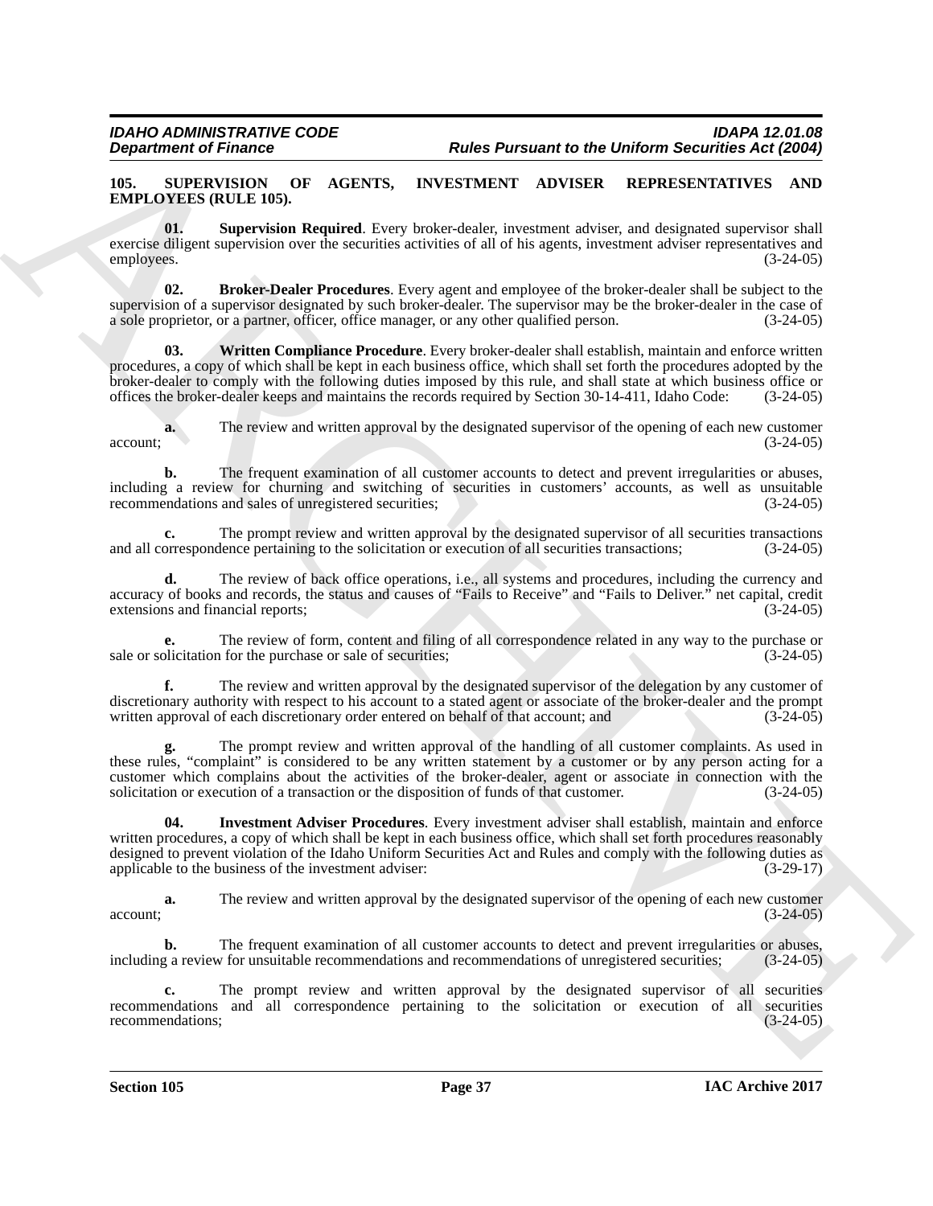**105. SUPERVISION OF AGENTS, INVESTMENT ADVISER REPRESENTATIVES AND EMPLOYEES (RULE 105).**

**01. Supervision Required**. Every broker-dealer, investment adviser, and designated supervisor shall exercise diligent supervision over the securities activities of all of his agents, investment adviser representatives and employees. (3-24-05)

**02. Broker-Dealer Procedures**. Every agent and employee of the broker-dealer shall be subject to the supervision of a supervisor designated by such broker-dealer. The supervisor may be the broker-dealer in the case of a sole proprietor, or a partner, officer, office manager, or any other qualified person. (3-24-05)

**03. Written Compliance Procedure**. Every broker-dealer shall establish, maintain and enforce written procedures, a copy of which shall be kept in each business office, which shall set forth the procedures adopted by the broker-dealer to comply with the following duties imposed by this rule, and shall state at which business office or offices the broker-dealer keeps and maintains the records required by Section 30-14-411, Idaho Code: (3-24-05)

**a.** The review and written approval by the designated supervisor of the opening of each new customer account; (3-24-05)

**b.** The frequent examination of all customer accounts to detect and prevent irregularities or abuses, including a review for churning and switching of securities in customers' accounts, as well as unsuitable recommendations and sales of unregistered securities; (3-24-05)

**c.** The prompt review and written approval by the designated supervisor of all securities transactions and all correspondence pertaining to the solicitation or execution of all securities transactions; (3-24-05)

**d.** The review of back office operations, i.e., all systems and procedures, including the currency and accuracy of books and records, the status and causes of "Fails to Receive" and "Fails to Deliver." net capital, credit extensions and financial reports; (3-24-05)

**e.** The review of form, content and filing of all correspondence related in any way to the purchase or sale or solicitation for the purchase or sale of securities; (3-24-05)

**f.** The review and written approval by the designated supervisor of the delegation by any customer of discretionary authority with respect to his account to a stated agent or associate of the broker-dealer and the prompt written approval of each discretionary order entered on behalf of that account; and (3-24-05)

**g.** The prompt review and written approval of the handling of all customer complaints. As used in these rules, "complaint" is considered to be any written statement by a customer or by any person acting for a customer which complains about the activities of the broker-dealer, agent or associate in connection with the solicitation or execution of a transaction or the disposition of funds of that customer. (3-24-05)

**04. Investment Adviser Procedures**. Every investment adviser shall establish, maintain and enforce written procedures, a copy of which shall be kept in each business office, which shall set forth procedures reasonably designed to prevent violation of the Idaho Uniform Securities Act and Rules and comply with the following duties as applicable to the business of the investment adviser: (3-29-17)

**a.** The review and written approval by the designated supervisor of the opening of each new customer account; (3-24-05)

**b.** The frequent examination of all customer accounts to detect and prevent irregularities or abuses, including a review for unsuitable recommendations and recommendations of unregistered securities; (3-24-05)

**c.** The prompt review and written approval by the designated supervisor of all securities recommendations and all correspondence pertaining to the solicitation or execution of all securities recommendations; (3-24-05)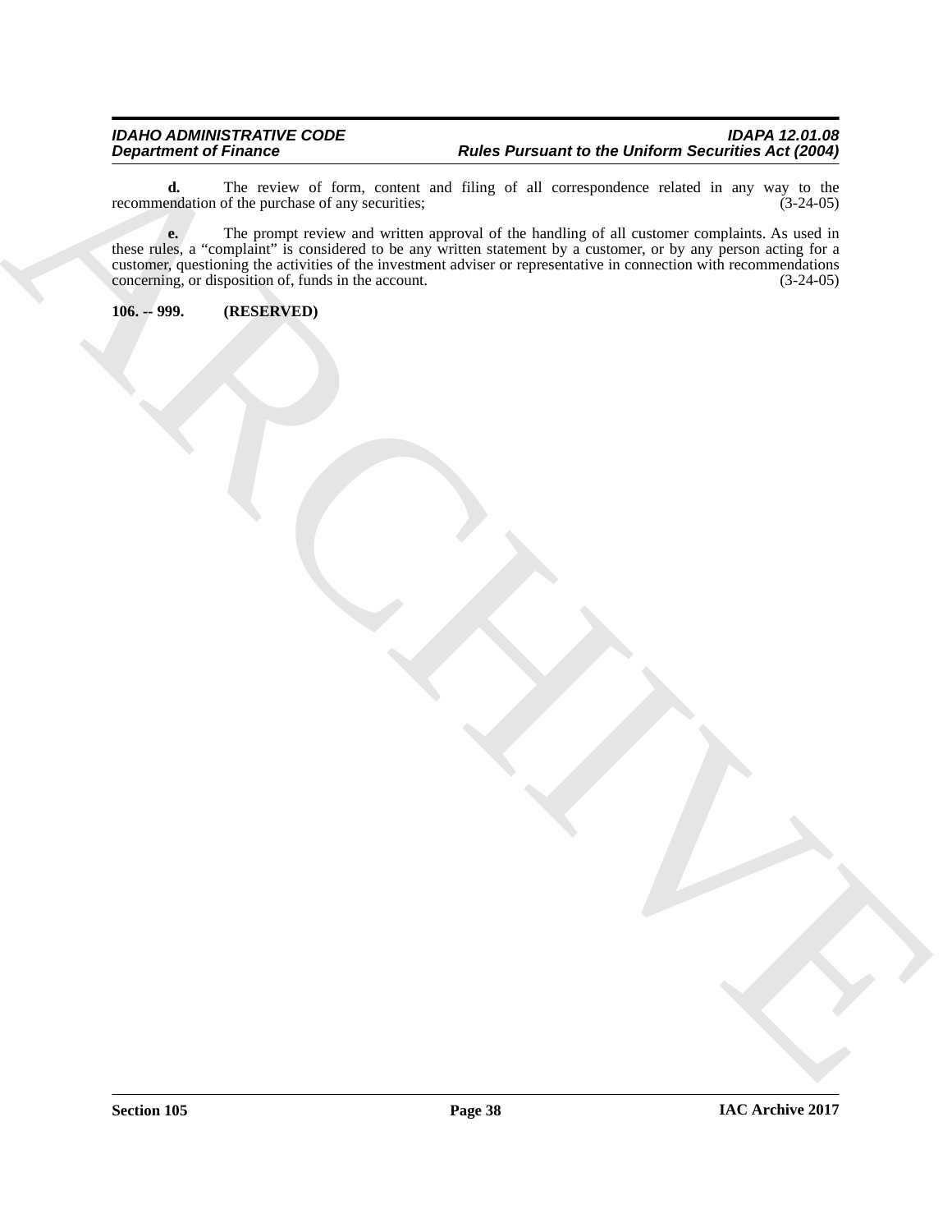**d.** The review of form, content and filing of all correspondence related in any way to the recommendation of the purchase of any securities; (3-24-05)

**e.** The prompt review and written approval of the handling of all customer complaints. As used in these rules, a "complaint" is considered to be any written statement by a customer, or by any person acting for a customer, questioning the activities of the investment adviser or representative in connection with recommendations concerning, or disposition of, funds in the account. (3-24-05)

**106. -- 999. (RESERVED)**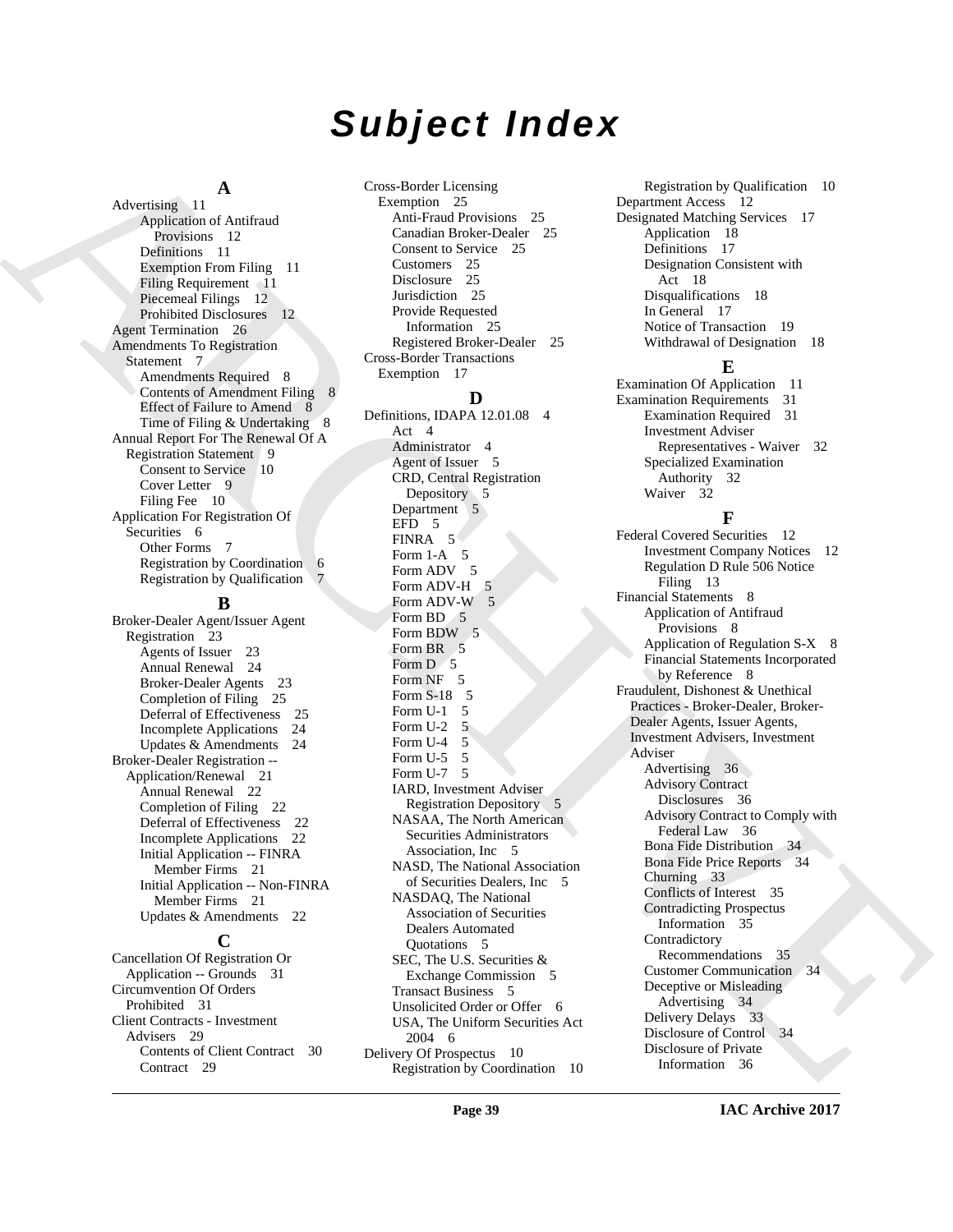# Subject Index

## A

Advertising 11
- Application of Antifraud Provisions 12
- Definitions 11
- Exemption From Filing 11
- Filing Requirement 11
- Piecemeal Filings 12
- Prohibited Disclosures 12

Agent Termination 26

Amendments To Registration Statement 7
- Amendments Required 8
- Contents of Amendment Filing 8
- Effect of Failure to Amend 8
- Time of Filing & Undertaking 8

Annual Report For The Renewal Of A Registration Statement 9
- Consent to Service 10
- Cover Letter 9
- Filing Fee 10

Application For Registration Of Securities 6
- Other Forms 7
- Registration by Coordination 6
- Registration by Qualification 7

## B

Broker-Dealer Agent/Issuer Agent Registration 23
- Agents of Issuer 23
- Annual Renewal 24
- Broker-Dealer Agents 23
- Completion of Filing 25
- Deferral of Effectiveness 25
- Incomplete Applications 24
- Updates & Amendments 24

Broker-Dealer Registration -- Application/Renewal 21
- Annual Renewal 22
- Completion of Filing 22
- Deferral of Effectiveness 22
- Incomplete Applications 22
- Initial Application -- FINRA Member Firms 21
- Initial Application -- Non-FINRA Member Firms 21
- Updates & Amendments 22

## C

Cancellation Of Registration Or Application -- Grounds 31

Circumvention Of Orders Prohibited 31

Client Contracts - Investment Advisers 29
- Contents of Client Contract 30
- Contract 29

Cross-Border Licensing Exemption 25
- Anti-Fraud Provisions 25
- Canadian Broker-Dealer 25
- Consent to Service 25
- Customers 25
- Disclosure 25
- Jurisdiction 25
- Provide Requested Information 25
- Registered Broker-Dealer 25

Cross-Border Transactions Exemption 17

## D

Definitions, IDAPA 12.01.08 4
- Act 4
- Administrator 4
- Agent of Issuer 5
- CRD, Central Registration Depository 5
- Department 5
- EFD 5
- FINRA 5
- Form 1-A 5
- Form ADV 5
- Form ADV-H 5
- Form ADV-W 5
- Form BD 5
- Form BDW 5
- Form BR 5
- Form D 5
- Form NF 5
- Form S-18 5
- Form U-1 5
- Form U-2 5
- Form U-4 5
- Form U-5 5
- Form U-7 5
- IARD, Investment Adviser Registration Depository 5
- NASAA, The North American Securities Administrators Association, Inc 5
- NASD, The National Association of Securities Dealers, Inc 5
- NASDAQ, The National Association of Securities Dealers Automated Quotations 5
- SEC, The U.S. Securities & Exchange Commission 5
- Transact Business 5
- Unsolicited Order or Offer 6
- USA, The Uniform Securities Act 2004 6

Delivery Of Prospectus 10
- Registration by Coordination 10
- Registration by Qualification 10

Department Access 12

Designated Matching Services 17
- Application 18
- Definitions 17
- Designation Consistent with Act 18
- Disqualifications 18
- In General 17
- Notice of Transaction 19
- Withdrawal of Designation 18

## E

Examination Of Application 11

Examination Requirements 31
- Examination Required 31
- Investment Adviser Representatives - Waiver 32
- Specialized Examination Authority 32
- Waiver 32

## F

Federal Covered Securities 12
- Investment Company Notices 12
- Regulation D Rule 506 Notice Filing 13

Financial Statements 8
- Application of Antifraud Provisions 8
- Application of Regulation S-X 8
- Financial Statements Incorporated by Reference 8

Fraudulent, Dishonest & Unethical Practices - Broker-Dealer, Broker-Dealer Agents, Issuer Agents, Investment Advisers, Investment Adviser
- Advertising 36
- Advisory Contract Disclosures 36
- Advisory Contract to Comply with Federal Law 36
- Bona Fide Distribution 34
- Bona Fide Price Reports 34
- Churning 33
- Conflicts of Interest 35
- Contradicting Prospectus Information 35
- Contradictory Recommendations 35
- Customer Communication 34
- Deceptive or Misleading Advertising 34
- Delivery Delays 33
- Disclosure of Control 34
- Disclosure of Private Information 36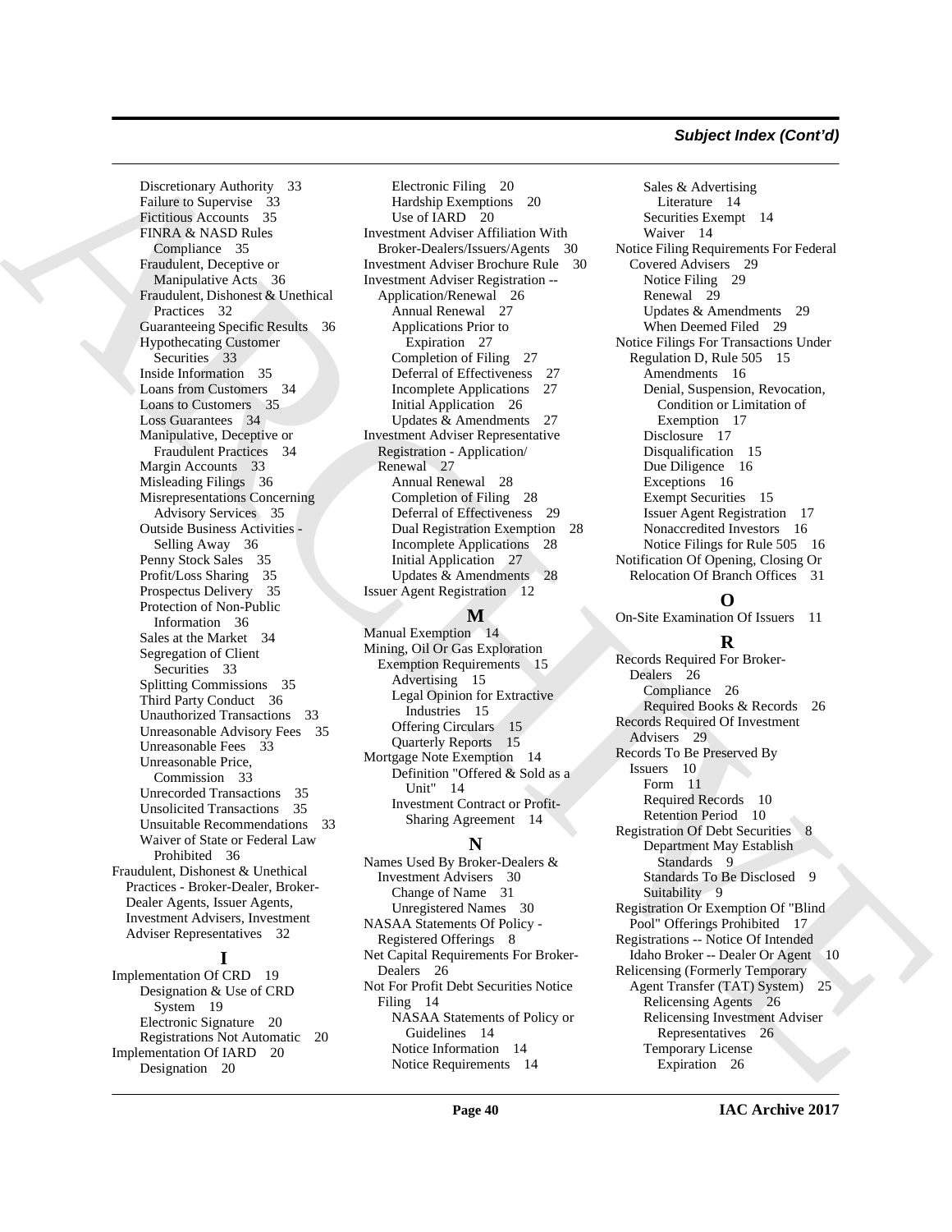Discretionary Authority 33
Failure to Supervise 33
Fictitious Accounts 35
FINRA & NASD Rules Compliance 35
Fraudulent, Deceptive or Manipulative Acts 36
Fraudulent, Dishonest & Unethical Practices 32
Guaranteeing Specific Results 36
Hypothecating Customer Securities 33
Inside Information 35
Loans from Customers 34
Loans to Customers 35
Loss Guarantees 34
Manipulative, Deceptive or Fraudulent Practices 34
Margin Accounts 33
Misleading Filings 36
Misrepresentations Concerning Advisory Services 35
Outside Business Activities - Selling Away 36
Penny Stock Sales 35
Profit/Loss Sharing 35
Prospectus Delivery 35
Protection of Non-Public Information 36
Sales at the Market 34
Segregation of Client Securities 33
Splitting Commissions 35
Third Party Conduct 36
Unauthorized Transactions 33
Unreasonable Advisory Fees 35
Unreasonable Fees 33
Unreasonable Price, Commission 33
Unrecorded Transactions 35
Unsolicited Transactions 35
Unsuitable Recommendations 33
Waiver of State or Federal Law Prohibited 36

Fraudulent, Dishonest & Unethical Practices - Broker-Dealer, Broker-Dealer Agents, Issuer Agents, Investment Advisers, Investment Adviser Representatives 32

## I

Implementation Of CRD 19
Designation & Use of CRD System 19
Electronic Signature 20
Registrations Not Automatic 20

Implementation Of IARD 20
Designation 20
Electronic Filing 20
Hardship Exemptions 20
Use of IARD 20

Investment Adviser Affiliation With Broker-Dealers/Issuers/Agents 30

Investment Adviser Brochure Rule 30

Investment Adviser Registration -- Application/Renewal 26
Annual Renewal 27
Applications Prior to Expiration 27
Completion of Filing 27
Deferral of Effectiveness 27
Incomplete Applications 27
Initial Application 26
Updates & Amendments 27

Investment Adviser Representative Registration - Application/ Renewal 27
Annual Renewal 28
Completion of Filing 28
Deferral of Effectiveness 29
Dual Registration Exemption 28
Incomplete Applications 28
Initial Application 27
Updates & Amendments 28

Issuer Agent Registration 12

## M

Manual Exemption 14

Mining, Oil Or Gas Exploration Exemption Requirements 15
Advertising 15
Legal Opinion for Extractive Industries 15
Offering Circulars 15
Quarterly Reports 15

Mortgage Note Exemption 14
Definition "Offered & Sold as a Unit" 14
Investment Contract or Profit-Sharing Agreement 14

## N

Names Used By Broker-Dealers & Investment Advisers 30
Change of Name 31
Unregistered Names 30

NASAA Statements Of Policy - Registered Offerings 8

Net Capital Requirements For Broker-Dealers 26

Not For Profit Debt Securities Notice Filing 14
NASAA Statements of Policy or Guidelines 14
Notice Information 14
Notice Requirements 14
Sales & Advertising Literature 14
Securities Exempt 14
Waiver 14

Notice Filing Requirements For Federal Covered Advisers 29
Notice Filing 29
Renewal 29
Updates & Amendments 29
When Deemed Filed 29

Notice Filings For Transactions Under Regulation D, Rule 505 15
Amendments 16
Denial, Suspension, Revocation, Condition or Limitation of Exemption 17
Disclosure 17
Disqualification 15
Due Diligence 16
Exceptions 16
Exempt Securities 15
Issuer Agent Registration 17
Nonaccredited Investors 16
Notice Filings for Rule 505 16

Notification Of Opening, Closing Or Relocation Of Branch Offices 31

## O

On-Site Examination Of Issuers 11

## R

Records Required For Broker-Dealers 26
Compliance 26
Required Books & Records 26

Records Required Of Investment Advisers 29

Records To Be Preserved By Issuers 10
Form 11
Required Records 10
Retention Period 10

Registration Of Debt Securities 8
Department May Establish Standards 9
Standards To Be Disclosed 9
Suitability 9

Registration Or Exemption Of "Blind Pool" Offerings Prohibited 17

Registrations -- Notice Of Intended Idaho Broker -- Dealer Or Agent 10

Relicensing (Formerly Temporary Agent Transfer (TAT) System) 25
Relicensing Agents 26
Relicensing Investment Adviser Representatives 26
Temporary License Expiration 26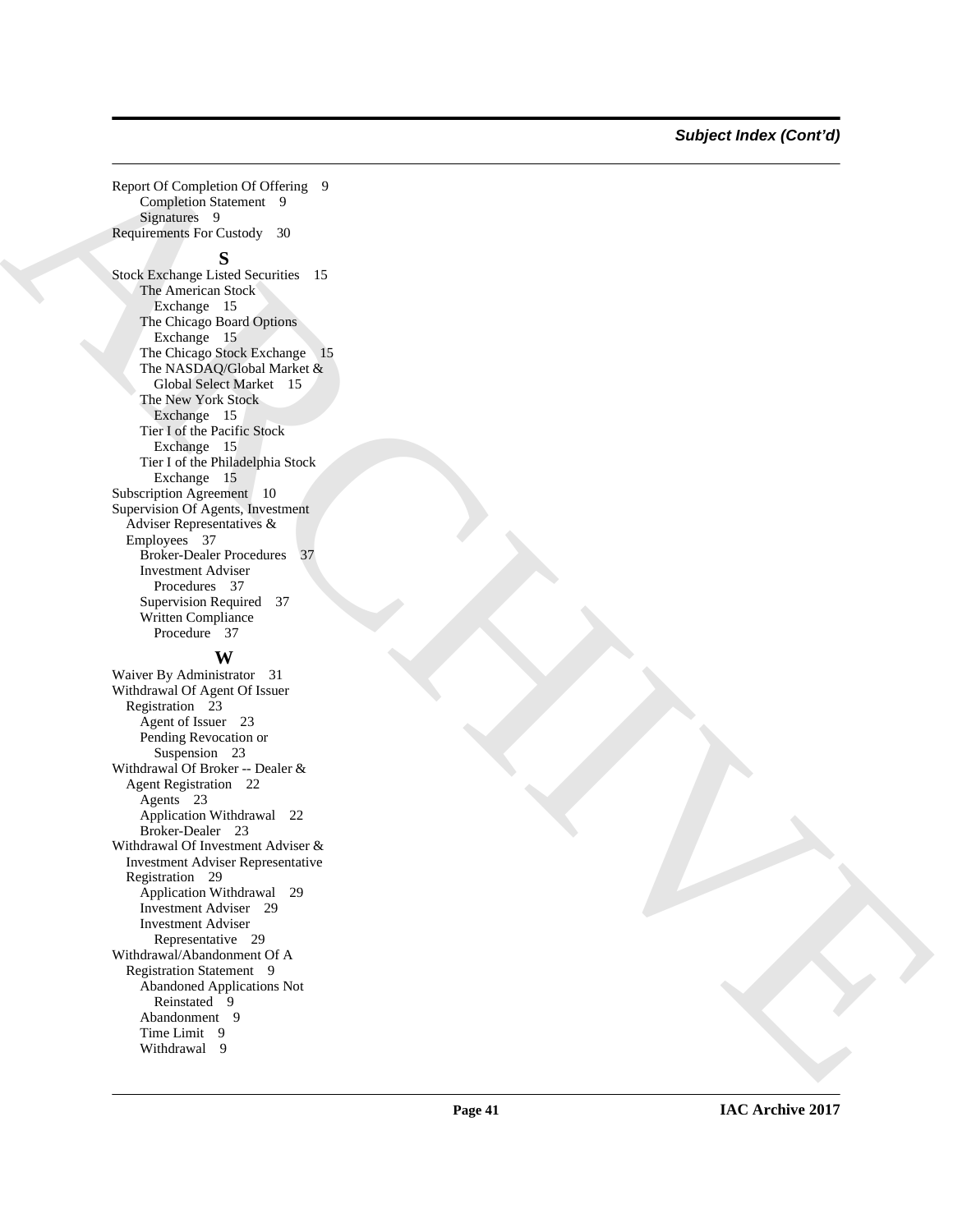Report Of Completion Of Offering 9
- Completion Statement 9
- Signatures 9

Requirements For Custody 30

## S

Stock Exchange Listed Securities 15
- The American Stock Exchange 15
- The Chicago Board Options Exchange 15
- The Chicago Stock Exchange 15
- The NASDAQ/Global Market & Global Select Market 15
- The New York Stock Exchange 15
- Tier I of the Pacific Stock Exchange 15
- Tier I of the Philadelphia Stock Exchange 15

Subscription Agreement 10

Supervision Of Agents, Investment Adviser Representatives & Employees 37
- Broker-Dealer Procedures 37
- Investment Adviser Procedures 37
- Supervision Required 37
- Written Compliance Procedure 37

## W

Waiver By Administrator 31

Withdrawal Of Agent Of Issuer Registration 23
- Agent of Issuer 23
- Pending Revocation or Suspension 23

Withdrawal Of Broker -- Dealer & Agent Registration 22
- Agents 23
- Application Withdrawal 22
- Broker-Dealer 23

Withdrawal Of Investment Adviser & Investment Adviser Representative Registration 29
- Application Withdrawal 29
- Investment Adviser 29
- Investment Adviser Representative 29

Withdrawal/Abandonment Of A Registration Statement 9
- Abandoned Applications Not Reinstated 9
- Abandonment 9
- Time Limit 9
- Withdrawal 9